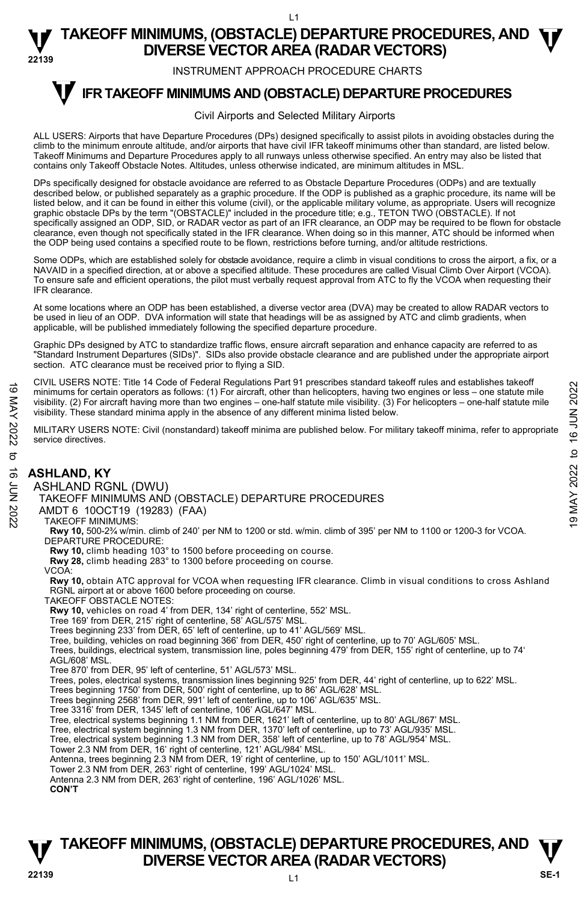# TAKEOFF MINIMUMS, (OBSTACLE) DEPARTURE PROCEDURES, AND DIVERSE VECTOR AREA (RADAR VECTORS)

INSTRUMENT APPROACH PROCEDURE CHARTS

## IFR TAKEOFF MINIMUMS AND (OBSTACLE) DEPARTURE PROCEDURES

Civil Airports and Selected Military Airports

ALL USERS: Airports that have Departure Procedures (DPs) designed specifically to assist pilots in avoiding obstacles during the climb to the minimum enroute altitude, and/or airports that have civil IFR takeoff minimums other than standard, are listed below. Takeoff Minimums and Departure Procedures apply to all runways unless otherwise specified. An entry may also be listed that contains only Takeoff Obstacle Notes. Altitudes, unless otherwise indicated, are minimum altitudes in MSL.

DPs specifically designed for obstacle avoidance are referred to as Obstacle Departure Procedures (ODPs) and are textually described below, or published separately as a graphic procedure. If the ODP is published as a graphic procedure, its name will be listed below, and it can be found in either this volume (civil), or the applicable military volume, as appropriate. Users will recognize graphic obstacle DPs by the term "(OBSTACLE)" included in the procedure title; e.g., TETON TWO (OBSTACLE). If not specifically assigned an ODP, SID, or RADAR vector as part of an IFR clearance, an ODP may be required to be flown for obstacle clearance, even though not specifically stated in the IFR clearance. When doing so in this manner, ATC should be informed when the ODP being used contains a specified route to be flown, restrictions before turning, and/or altitude restrictions.

Some ODPs, which are established solely for obstacle avoidance, require a climb in visual conditions to cross the airport, a fix, or a NAVAID in a specified direction, at or above a specified altitude. These procedures are called Visual Climb Over Airport (VCOA). To ensure safe and efficient operations, the pilot must verbally request approval from ATC to fly the VCOA when requesting their IFR clearance.

At some locations where an ODP has been established, a diverse vector area (DVA) may be created to allow RADAR vectors to be used in lieu of an ODP. DVA information will state that headings will be as assigned by ATC and climb gradients, when applicable, will be published immediately following the specified departure procedure.

Graphic DPs designed by ATC to standardize traffic flows, ensure aircraft separation and enhance capacity are referred to as "Standard Instrument Departures (SIDs)". SIDs also provide obstacle clearance and are published under the appropriate airport section. ATC clearance must be received prior to flying a SID.

CIVIL USERS NOTE: Title 14 Code of Federal Regulations Part 91 prescribes standard takeoff rules and establishes takeoff minimums for certain operators as follows: (1) For aircraft, other than helicopters, having two engines or less – one statute mile visibility. (2) For aircraft having more than two engines – one-half statute mile visibility. (3) For helicopters – one-half statute mile visibility. These standard minima apply in the absence of any different minima listed below.

MILITARY USERS NOTE: Civil (nonstandard) takeoff minima are published below. For military takeoff minima, refer to appropriate service directives.

### ASHLAND, KY

ASHLAND RGNL (DWU)

TAKEOFF MINIMUMS AND (OBSTACLE) DEPARTURE PROCEDURES

AMDT 6 10OCT19 (19283) (FAA)

TAKEOFF MINIMUMS:

**Rwy 10,** 500-2¾ w/min. climb of 240' per NM to 1200 or std. w/min. climb of 395' per NM to 1100 or 1200-3 for VCOA.

DEPARTURE PROCEDURE:

**Rwy 10,** climb heading 103° to 1500 before proceeding on course.

**Rwy 28,** climb heading 283° to 1300 before proceeding on course.

VCOA:

**Rwy 10,** obtain ATC approval for VCOA when requesting IFR clearance. Climb in visual conditions to cross Ashland RGNL airport at or above 1600 before proceeding on course.

TAKEOFF OBSTACLE NOTES:

**Rwy 10,** vehicles on road 4' from DER, 134' right of centerline, 552' MSL.
Tree 169' from DER, 215' right of centerline, 58' AGL/575' MSL.
Trees beginning 233' from DER, 65' left of centerline, up to 41' AGL/569' MSL.
Tree, building, vehicles on road beginning 366' from DER, 450' right of centerline, up to 70' AGL/605' MSL.
Trees, buildings, electrical system, transmission line, poles beginning 479' from DER, 155' right of centerline, up to 74' AGL/608' MSL.
Tree 870' from DER, 95' left of centerline, 51' AGL/573' MSL.
Trees, poles, electrical systems, transmission lines beginning 925' from DER, 44' right of centerline, up to 622' MSL.
Trees beginning 1750' from DER, 500' right of centerline, up to 86' AGL/628' MSL.
Trees beginning 2568' from DER, 991' left of centerline, up to 106' AGL/635' MSL.
Tree 3316' from DER, 1345' left of centerline, 106' AGL/647' MSL.
Tree, electrical systems beginning 1.1 NM from DER, 1621' left of centerline, up to 80' AGL/867' MSL.
Tree, electrical system beginning 1.3 NM from DER, 1370' left of centerline, up to 73' AGL/935' MSL.
Tree, electrical system beginning 1.3 NM from DER, 358' left of centerline, up to 78' AGL/954' MSL.
Tower 2.3 NM from DER, 16' right of centerline, 121' AGL/984' MSL.
Antenna, trees beginning 2.3 NM from DER, 19' right of centerline, up to 150' AGL/1011' MSL.
Tower 2.3 NM from DER, 263' right of centerline, 199' AGL/1024' MSL.
Antenna 2.3 NM from DER, 263' right of centerline, 196' AGL/1026' MSL.

**CON'T**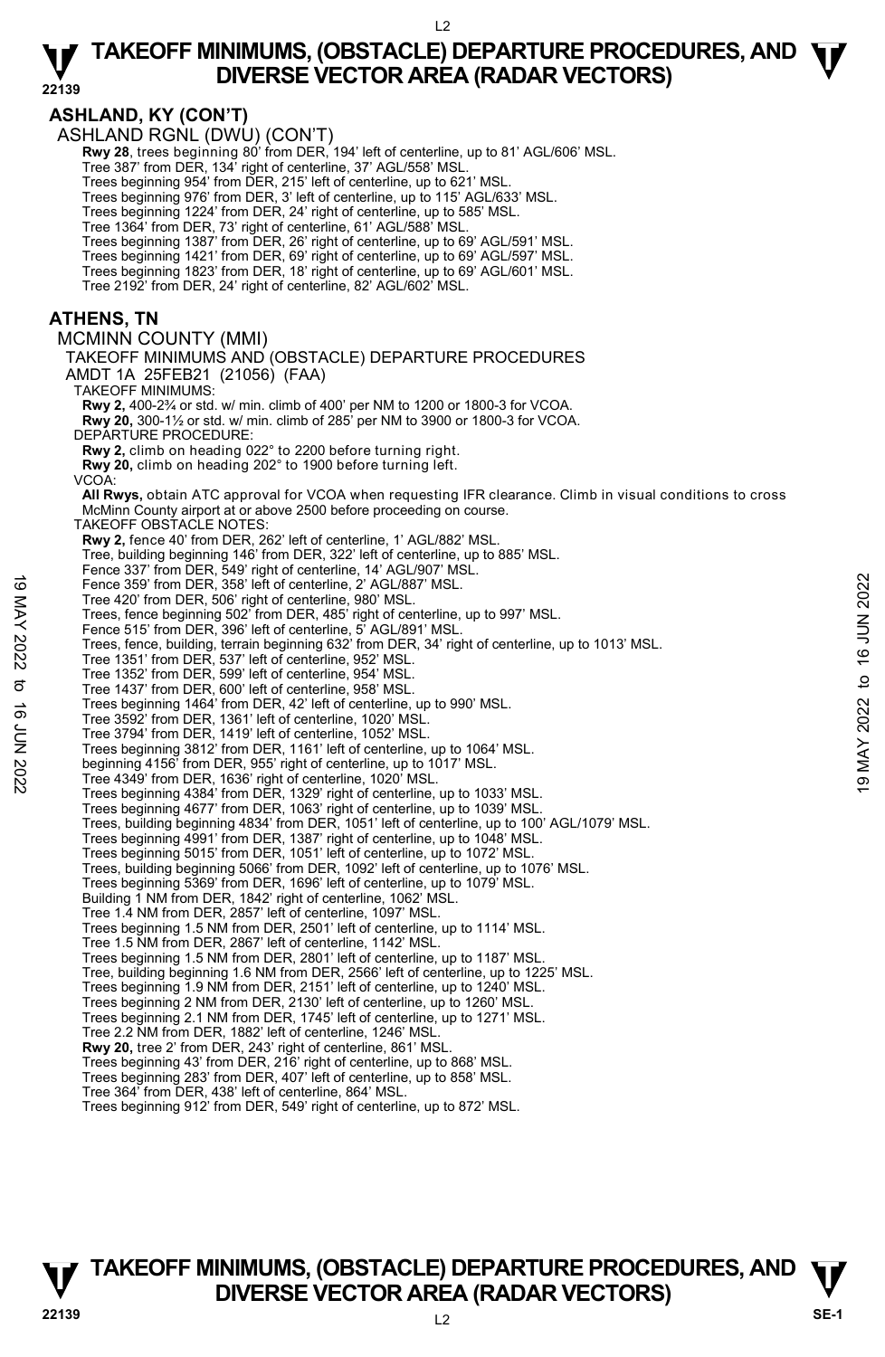## ASHLAND, KY (CON'T)

ASHLAND RGNL (DWU) (CON'T)

**Rwy 28**, trees beginning 80' from DER, 194' left of centerline, up to 81' AGL/606' MSL.
Tree 387' from DER, 134' right of centerline, 37' AGL/558' MSL.
Trees beginning 954' from DER, 215' left of centerline, up to 621' MSL.
Trees beginning 976' from DER, 3' left of centerline, up to 115' AGL/633' MSL.
Trees beginning 1224' from DER, 24' right of centerline, up to 585' MSL.
Tree 1364' from DER, 73' right of centerline, 61' AGL/588' MSL.
Trees beginning 1387' from DER, 26' right of centerline, up to 69' AGL/591' MSL.
Trees beginning 1421' from DER, 69' right of centerline, up to 69' AGL/597' MSL.
Trees beginning 1823' from DER, 18' right of centerline, up to 69' AGL/601' MSL.
Tree 2192' from DER, 24' right of centerline, 82' AGL/602' MSL.

## ATHENS, TN

MCMINN COUNTY (MMI)

TAKEOFF MINIMUMS AND (OBSTACLE) DEPARTURE PROCEDURES
AMDT 1A 25FEB21 (21056) (FAA)

TAKEOFF MINIMUMS:
**Rwy 2,** 400-2¾ or std. w/ min. climb of 400' per NM to 1200 or 1800-3 for VCOA.
**Rwy 20,** 300-1½ or std. w/ min. climb of 285' per NM to 3900 or 1800-3 for VCOA.

DEPARTURE PROCEDURE:
**Rwy 2,** climb on heading 022° to 2200 before turning right.
**Rwy 20,** climb on heading 202° to 1900 before turning left.

VCOA:
**All Rwys,** obtain ATC approval for VCOA when requesting IFR clearance. Climb in visual conditions to cross McMinn County airport at or above 2500 before proceeding on course.

TAKEOFF OBSTACLE NOTES:
**Rwy 2,** fence 40' from DER, 262' left of centerline, 1' AGL/882' MSL.
Tree, building beginning 146' from DER, 322' left of centerline, up to 885' MSL.
Fence 337' from DER, 549' right of centerline, 14' AGL/907' MSL.
Fence 359' from DER, 358' left of centerline, 2' AGL/887' MSL.
Tree 420' from DER, 506' right of centerline, 980' MSL.
Trees, fence beginning 502' from DER, 485' right of centerline, up to 997' MSL.
Fence 515' from DER, 396' left of centerline, 5' AGL/891' MSL.
Trees, fence, building, terrain beginning 632' from DER, 34' right of centerline, up to 1013' MSL.
Tree 1351' from DER, 537' left of centerline, 952' MSL.
Tree 1352' from DER, 599' left of centerline, 954' MSL.
Tree 1437' from DER, 600' left of centerline, 958' MSL.
Trees beginning 1464' from DER, 42' left of centerline, up to 990' MSL.
Tree 3592' from DER, 1361' left of centerline, 1020' MSL.
Tree 3794' from DER, 1419' left of centerline, 1052' MSL.
Trees beginning 3812' from DER, 1161' left of centerline, up to 1064' MSL.
beginning 4156' from DER, 955' right of centerline, up to 1017' MSL.
Tree 4349' from DER, 1636' right of centerline, 1020' MSL.
Trees beginning 4384' from DER, 1329' right of centerline, up to 1033' MSL.
Trees beginning 4677' from DER, 1063' right of centerline, up to 1039' MSL.
Trees, building beginning 4834' from DER, 1051' left of centerline, up to 100' AGL/1079' MSL.
Trees beginning 4991' from DER, 1387' right of centerline, up to 1048' MSL.
Trees beginning 5015' from DER, 1051' left of centerline, up to 1072' MSL.
Trees, building beginning 5066' from DER, 1092' left of centerline, up to 1076' MSL.
Trees beginning 5369' from DER, 1696' left of centerline, up to 1079' MSL.
Building 1 NM from DER, 1842' right of centerline, 1062' MSL.
Tree 1.4 NM from DER, 2857' left of centerline, 1097' MSL.
Trees beginning 1.5 NM from DER, 2501' left of centerline, up to 1114' MSL.
Tree 1.5 NM from DER, 2867' left of centerline, 1142' MSL.
Trees beginning 1.5 NM from DER, 2801' left of centerline, up to 1187' MSL.
Tree, building beginning 1.6 NM from DER, 2566' left of centerline, up to 1225' MSL.
Trees beginning 1.9 NM from DER, 2151' left of centerline, up to 1240' MSL.
Trees beginning 2 NM from DER, 2130' left of centerline, up to 1260' MSL.
Trees beginning 2.1 NM from DER, 1745' left of centerline, up to 1271' MSL.
Tree 2.2 NM from DER, 1882' left of centerline, 1246' MSL.
**Rwy 20,** tree 2' from DER, 243' right of centerline, 861' MSL.
Trees beginning 43' from DER, 216' right of centerline, up to 868' MSL.
Trees beginning 283' from DER, 407' left of centerline, up to 858' MSL.
Tree 364' from DER, 438' left of centerline, 864' MSL.
Trees beginning 912' from DER, 549' right of centerline, up to 872' MSL.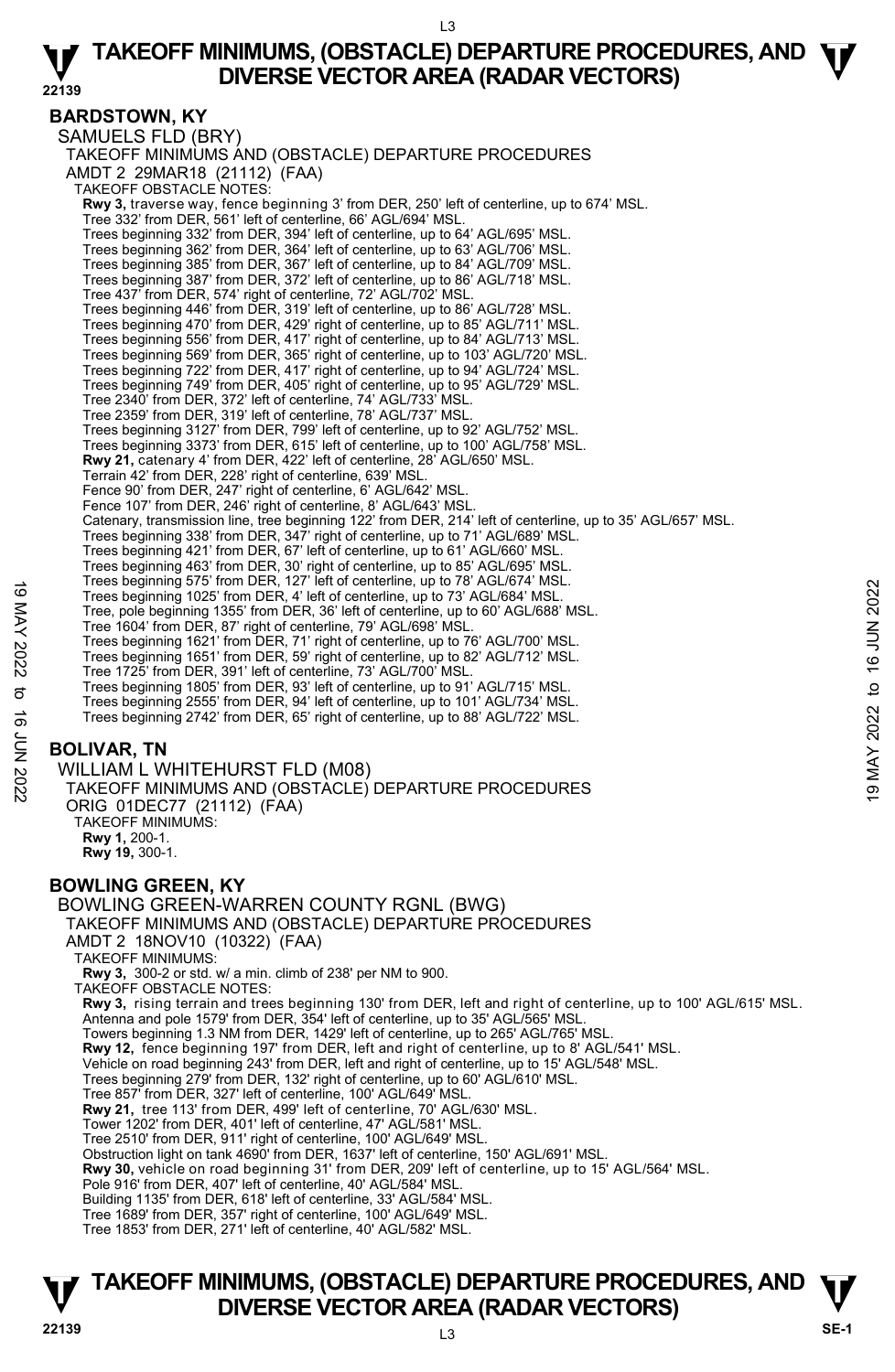# TAKEOFF MINIMUMS, (OBSTACLE) DEPARTURE PROCEDURES, AND DIVERSE VECTOR AREA (RADAR VECTORS)

## BARDSTOWN, KY

SAMUELS FLD (BRY)
TAKEOFF MINIMUMS AND (OBSTACLE) DEPARTURE PROCEDURES
AMDT 2 29MAR18 (21112) (FAA)

TAKEOFF OBSTACLE NOTES:

**Rwy 3,** traverse way, fence beginning 3' from DER, 250' left of centerline, up to 674' MSL.
Tree 332' from DER, 561' left of centerline, 66' AGL/694' MSL.
Trees beginning 332' from DER, 394' left of centerline, up to 64' AGL/695' MSL.
Trees beginning 362' from DER, 364' left of centerline, up to 63' AGL/706' MSL.
Trees beginning 385' from DER, 367' left of centerline, up to 84' AGL/709' MSL.
Trees beginning 387' from DER, 372' left of centerline, up to 86' AGL/718' MSL.
Tree 437' from DER, 574' right of centerline, 72' AGL/702' MSL.
Trees beginning 446' from DER, 319' left of centerline, up to 86' AGL/728' MSL.
Trees beginning 470' from DER, 429' right of centerline, up to 85' AGL/711' MSL.
Trees beginning 556' from DER, 417' right of centerline, up to 84' AGL/713' MSL.
Trees beginning 569' from DER, 365' right of centerline, up to 103' AGL/720' MSL.
Trees beginning 722' from DER, 417' right of centerline, up to 94' AGL/724' MSL.
Trees beginning 749' from DER, 405' right of centerline, up to 95' AGL/729' MSL.
Tree 2340' from DER, 372' left of centerline, 74' AGL/733' MSL.
Tree 2359' from DER, 319' left of centerline, 78' AGL/737' MSL.
Trees beginning 3127' from DER, 799' left of centerline, up to 92' AGL/752' MSL.
Trees beginning 3373' from DER, 615' left of centerline, up to 100' AGL/758' MSL.

**Rwy 21,** catenary 4' from DER, 422' left of centerline, 28' AGL/650' MSL.
Terrain 42' from DER, 228' right of centerline, 639' MSL.
Fence 90' from DER, 247' right of centerline, 6' AGL/642' MSL.
Fence 107' from DER, 246' right of centerline, 8' AGL/643' MSL.
Catenary, transmission line, tree beginning 122' from DER, 214' left of centerline, up to 35' AGL/657' MSL.
Trees beginning 338' from DER, 347' right of centerline, up to 71' AGL/689' MSL.
Trees beginning 421' from DER, 67' left of centerline, up to 61' AGL/660' MSL.
Trees beginning 463' from DER, 30' right of centerline, up to 85' AGL/695' MSL.
Trees beginning 575' from DER, 127' left of centerline, up to 78' AGL/674' MSL.
Trees beginning 1025' from DER, 4' left of centerline, up to 73' AGL/684' MSL.
Tree, pole beginning 1355' from DER, 36' left of centerline, up to 60' AGL/688' MSL.
Tree 1604' from DER, 87' right of centerline, 79' AGL/698' MSL.
Trees beginning 1621' from DER, 71' right of centerline, up to 76' AGL/700' MSL.
Trees beginning 1651' from DER, 59' right of centerline, up to 82' AGL/712' MSL.
Tree 1725' from DER, 391' left of centerline, 73' AGL/700' MSL.
Trees beginning 1805' from DER, 93' left of centerline, up to 91' AGL/715' MSL.
Trees beginning 2555' from DER, 94' left of centerline, up to 101' AGL/734' MSL.
Trees beginning 2742' from DER, 65' right of centerline, up to 88' AGL/722' MSL.

## BOLIVAR, TN

WILLIAM L WHITEHURST FLD (M08)
TAKEOFF MINIMUMS AND (OBSTACLE) DEPARTURE PROCEDURES
ORIG 01DEC77 (21112) (FAA)

TAKEOFF MINIMUMS:
**Rwy 1,** 200-1.
**Rwy 19,** 300-1.

## BOWLING GREEN, KY

BOWLING GREEN-WARREN COUNTY RGNL (BWG)
TAKEOFF MINIMUMS AND (OBSTACLE) DEPARTURE PROCEDURES
AMDT 2 18NOV10 (10322) (FAA)

TAKEOFF MINIMUMS:
**Rwy 3,** 300-2 or std. w/ a min. climb of 238' per NM to 900.

TAKEOFF OBSTACLE NOTES:

**Rwy 3,** rising terrain and trees beginning 130' from DER, left and right of centerline, up to 100' AGL/615' MSL.
Antenna and pole 1579' from DER, 354' left of centerline, up to 35' AGL/565' MSL.
Towers beginning 1.3 NM from DER, 1429' left of centerline, up to 265' AGL/765' MSL.

**Rwy 12,** fence beginning 197' from DER, left and right of centerline, up to 8' AGL/541' MSL.
Vehicle on road beginning 243' from DER, left and right of centerline, up to 15' AGL/548' MSL.
Trees beginning 279' from DER, 132' right of centerline, up to 60' AGL/610' MSL.
Tree 857' from DER, 327' left of centerline, 100' AGL/649' MSL.

**Rwy 21,** tree 113' from DER, 499' left of centerline, 70' AGL/630' MSL.
Tower 1202' from DER, 401' left of centerline, 47' AGL/581' MSL.
Tree 2510' from DER, 911' right of centerline, 100' AGL/649' MSL.
Obstruction light on tank 4690' from DER, 1637' left of centerline, 150' AGL/691' MSL.

**Rwy 30,** vehicle on road beginning 31' from DER, 209' left of centerline, up to 15' AGL/564' MSL.
Pole 916' from DER, 407' left of centerline, 40' AGL/584' MSL.
Building 1135' from DER, 618' left of centerline, 33' AGL/584' MSL.
Tree 1689' from DER, 357' right of centerline, 100' AGL/649' MSL.
Tree 1853' from DER, 271' left of centerline, 40' AGL/582' MSL.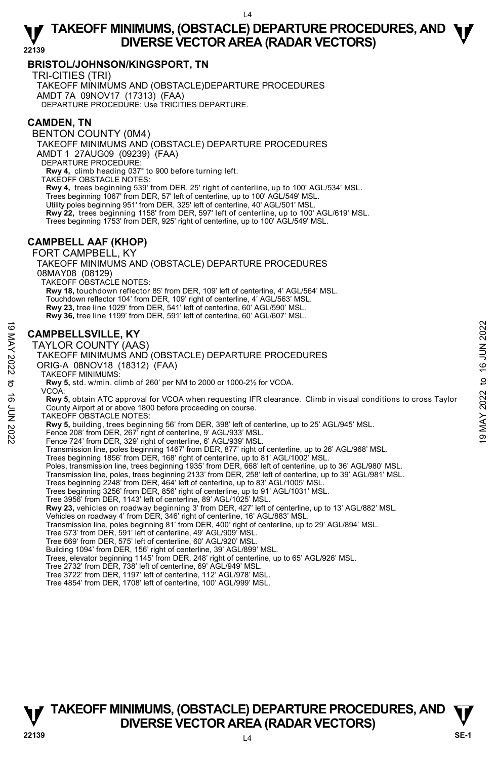## BRISTOL/JOHNSON/KINGSPORT, TN

TRI-CITIES (TRI)
TAKEOFF MINIMUMS AND (OBSTACLE)DEPARTURE PROCEDURES
AMDT 7A 09NOV17 (17313) (FAA)
DEPARTURE PROCEDURE: Use TRICITIES DEPARTURE.

## CAMDEN, TN

BENTON COUNTY (0M4)
TAKEOFF MINIMUMS AND (OBSTACLE) DEPARTURE PROCEDURES
AMDT 1 27AUG09 (09239) (FAA)
DEPARTURE PROCEDURE:
**Rwy 4,** climb heading 037° to 900 before turning left.
TAKEOFF OBSTACLE NOTES:
**Rwy 4,** trees beginning 539' from DER, 25' right of centerline, up to 100' AGL/534' MSL.
Trees beginning 1067' from DER, 57' left of centerline, up to 100' AGL/549' MSL.
Utility poles beginning 951' from DER, 325' left of centerline, 40' AGL/501' MSL.
**Rwy 22,** trees beginning 1158' from DER, 597' left of centerline, up to 100' AGL/619' MSL.
Trees beginning 1753' from DER, 925' right of centerline, up to 100' AGL/549' MSL.

## CAMPBELL AAF (KHOP)

FORT CAMPBELL, KY
TAKEOFF MINIMUMS AND (OBSTACLE) DEPARTURE PROCEDURES
08MAY08 (08129)
TAKEOFF OBSTACLE NOTES:
**Rwy 18,** touchdown reflector 85' from DER, 109' left of centerline, 4' AGL/564' MSL.
Touchdown reflector 104' from DER, 109' right of centerline, 4' AGL/563' MSL.
**Rwy 23,** tree line 1029' from DER, 541' left of centerline, 60' AGL/590' MSL.
**Rwy 36,** tree line 1199' from DER, 591' left of centerline, 60' AGL/607' MSL.

## CAMPBELLSVILLE, KY

TAYLOR COUNTY (AAS)
TAKEOFF MINIMUMS AND (OBSTACLE) DEPARTURE PROCEDURES
ORIG-A 08NOV18 (18312) (FAA)
TAKEOFF MINIMUMS:
**Rwy 5,** std. w/min. climb of 260' per NM to 2000 or 1000-2½ for VCOA.
VCOA:
**Rwy 5,** obtain ATC approval for VCOA when requesting IFR clearance. Climb in visual conditions to cross Taylor County Airport at or above 1800 before proceeding on course.
TAKEOFF OBSTACLE NOTES:
**Rwy 5,** building, trees beginning 56' from DER, 398' left of centerline, up to 25' AGL/945' MSL.
Fence 208' from DER, 267' right of centerline, 9' AGL/933' MSL.
Fence 724' from DER, 329' right of centerline, 6' AGL/939' MSL.
Transmission line, poles beginning 1467' from DER, 877' right of centerline, up to 26' AGL/968' MSL.
Trees beginning 1856' from DER, 168' right of centerline, up to 81' AGL/1002' MSL.
Poles, transmission line, trees beginning 1935' from DER, 668' left of centerline, up to 36' AGL/980' MSL.
Transmission line, poles, trees beginning 2133' from DER, 258' left of centerline, up to 39' AGL/981' MSL.
Trees beginning 2248' from DER, 464' left of centerline, up to 83' AGL/1005' MSL.
Trees beginning 3256' from DER, 856' right of centerline, up to 91' AGL/1031' MSL.
Tree 3956' from DER, 1143' left of centerline, 89' AGL/1025' MSL.
**Rwy 23,** vehicles on roadway beginning 3' from DER, 427' left of centerline, up to 13' AGL/882' MSL.
Vehicles on roadway 4' from DER, 346' right of centerline, 16' AGL/883' MSL.
Transmission line, poles beginning 81' from DER, 400' right of centerline, up to 29' AGL/894' MSL.
Tree 573' from DER, 591' left of centerline, 49' AGL/909' MSL.
Tree 669' from DER, 575' left of centerline, 60' AGL/920' MSL.
Building 1094' from DER, 156' right of centerline, 39' AGL/899' MSL.
Trees, elevator beginning 1145' from DER, 248' right of centerline, up to 65' AGL/926' MSL.
Tree 2732' from DER, 738' left of centerline, 69' AGL/949' MSL.
Tree 3722' from DER, 1197' left of centerline, 112' AGL/978' MSL.
Tree 4854' from DER, 1708' left of centerline, 100' AGL/999' MSL.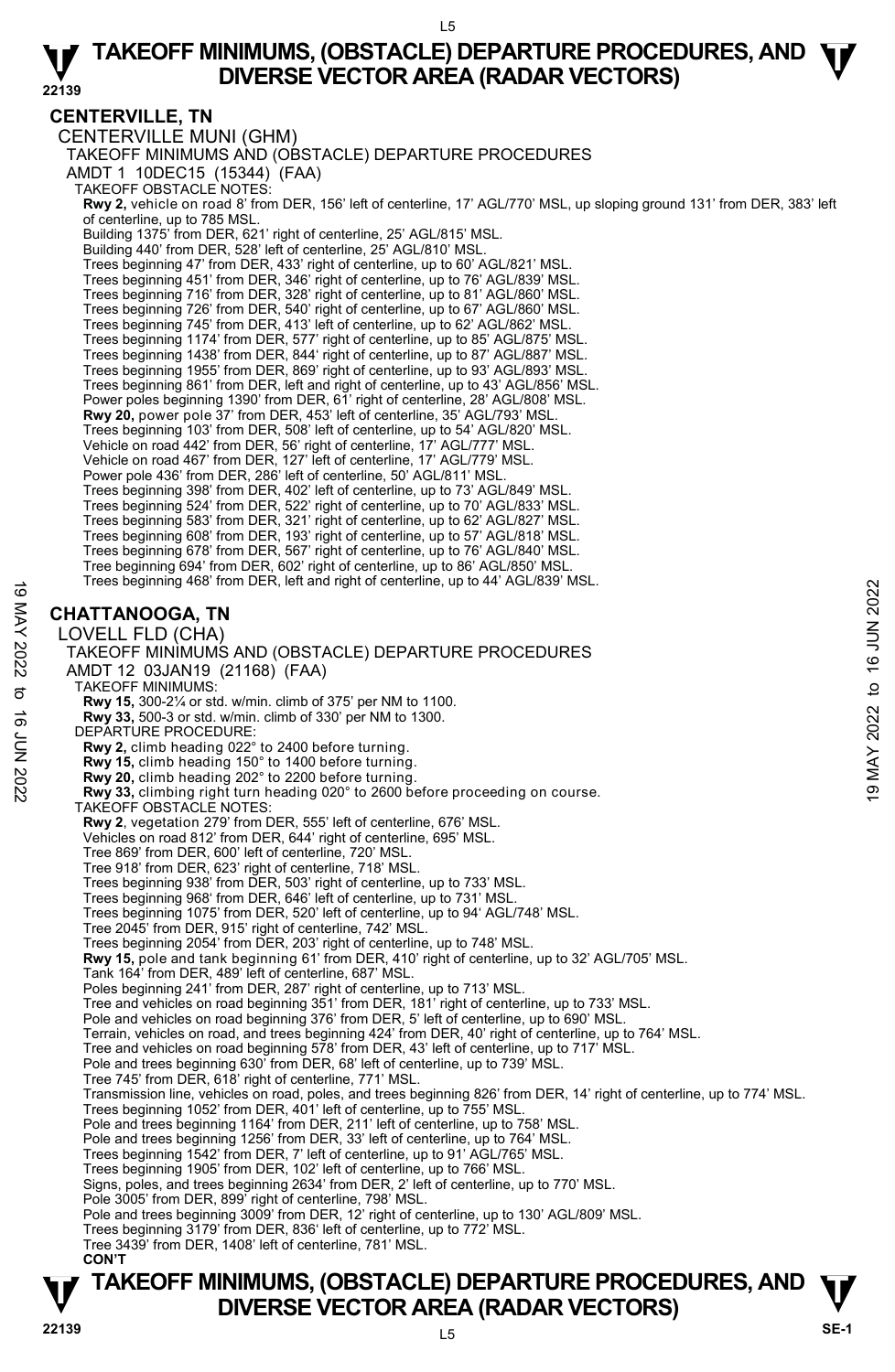# TAKEOFF MINIMUMS, (OBSTACLE) DEPARTURE PROCEDURES, AND DIVERSE VECTOR AREA (RADAR VECTORS)

## CENTERVILLE, TN

CENTERVILLE MUNI (GHM)

TAKEOFF MINIMUMS AND (OBSTACLE) DEPARTURE PROCEDURES

AMDT 1 10DEC15 (15344) (FAA)

TAKEOFF OBSTACLE NOTES:

**Rwy 2,** vehicle on road 8' from DER, 156' left of centerline, 17' AGL/770' MSL, up sloping ground 131' from DER, 383' left of centerline, up to 785 MSL.
Building 1375' from DER, 621' right of centerline, 25' AGL/815' MSL.
Building 440' from DER, 528' left of centerline, 25' AGL/810' MSL.
Trees beginning 47' from DER, 433' right of centerline, up to 60' AGL/821' MSL.
Trees beginning 451' from DER, 346' right of centerline, up to 76' AGL/839' MSL.
Trees beginning 716' from DER, 328' right of centerline, up to 81' AGL/860' MSL.
Trees beginning 726' from DER, 540' right of centerline, up to 67' AGL/860' MSL.
Trees beginning 745' from DER, 413' left of centerline, up to 62' AGL/862' MSL.
Trees beginning 1174' from DER, 577' right of centerline, up to 85' AGL/875' MSL.
Trees beginning 1438' from DER, 844' right of centerline, up to 87' AGL/887' MSL.
Trees beginning 1955' from DER, 869' right of centerline, up to 93' AGL/893' MSL.
Trees beginning 861' from DER, left and right of centerline, up to 43' AGL/856' MSL.
Power poles beginning 1390' from DER, 61' right of centerline, 28' AGL/808' MSL.
**Rwy 20,** power pole 37' from DER, 453' left of centerline, 35' AGL/793' MSL.
Trees beginning 103' from DER, 508' left of centerline, up to 54' AGL/820' MSL.
Vehicle on road 442' from DER, 56' right of centerline, 17' AGL/777' MSL.
Vehicle on road 467' from DER, 127' left of centerline, 17' AGL/779' MSL.
Power pole 436' from DER, 286' left of centerline, 50' AGL/811' MSL.
Trees beginning 398' from DER, 402' left of centerline, up to 73' AGL/849' MSL.
Trees beginning 524' from DER, 522' right of centerline, up to 70' AGL/833' MSL.
Trees beginning 583' from DER, 321' right of centerline, up to 62' AGL/827' MSL.
Trees beginning 608' from DER, 193' right of centerline, up to 57' AGL/818' MSL.
Trees beginning 678' from DER, 567' right of centerline, up to 76' AGL/840' MSL.
Tree beginning 694' from DER, 602' right of centerline, up to 86' AGL/850' MSL.
Trees beginning 468' from DER, left and right of centerline, up to 44' AGL/839' MSL.

## CHATTANOOGA, TN

LOVELL FLD (CHA)

TAKEOFF MINIMUMS AND (OBSTACLE) DEPARTURE PROCEDURES

AMDT 12 03JAN19 (21168) (FAA)

TAKEOFF MINIMUMS:

**Rwy 15,** 300-2¼ or std. w/min. climb of 375' per NM to 1100.
**Rwy 33,** 500-3 or std. w/min. climb of 330' per NM to 1300.

DEPARTURE PROCEDURE:

**Rwy 2,** climb heading 022° to 2400 before turning.
**Rwy 15,** climb heading 150° to 1400 before turning.
**Rwy 20,** climb heading 202° to 2200 before turning.
**Rwy 33,** climbing right turn heading 020° to 2600 before proceeding on course.

TAKEOFF OBSTACLE NOTES:

**Rwy 2**, vegetation 279' from DER, 555' left of centerline, 676' MSL.
Vehicles on road 812' from DER, 644' right of centerline, 695' MSL.
Tree 869' from DER, 600' left of centerline, 720' MSL.
Tree 918' from DER, 623' right of centerline, 718' MSL.
Trees beginning 938' from DER, 503' right of centerline, up to 733' MSL.
Trees beginning 968' from DER, 646' left of centerline, up to 731' MSL.
Trees beginning 1075' from DER, 520' left of centerline, up to 94' AGL/748' MSL.
Tree 2045' from DER, 915' right of centerline, 742' MSL.
Trees beginning 2054' from DER, 203' right of centerline, up to 748' MSL.
**Rwy 15,** pole and tank beginning 61' from DER, 410' right of centerline, up to 32' AGL/705' MSL.
Tank 164' from DER, 489' left of centerline, 687' MSL.
Poles beginning 241' from DER, 287' right of centerline, up to 713' MSL.
Tree and vehicles on road beginning 351' from DER, 181' right of centerline, up to 733' MSL.
Pole and vehicles on road beginning 376' from DER, 5' left of centerline, up to 690' MSL.
Terrain, vehicles on road, and trees beginning 424' from DER, 40' right of centerline, up to 764' MSL.
Tree and vehicles on road beginning 578' from DER, 43' left of centerline, up to 717' MSL.
Pole and trees beginning 630' from DER, 68' left of centerline, up to 739' MSL.
Tree 745' from DER, 618' right of centerline, 771' MSL.
Transmission line, vehicles on road, poles, and trees beginning 826' from DER, 14' right of centerline, up to 774' MSL.
Trees beginning 1052' from DER, 401' left of centerline, up to 755' MSL.
Pole and trees beginning 1164' from DER, 211' left of centerline, up to 758' MSL.
Pole and trees beginning 1256' from DER, 33' left of centerline, up to 764' MSL.
Trees beginning 1542' from DER, 7' left of centerline, up to 91' AGL/765' MSL.
Trees beginning 1905' from DER, 102' left of centerline, up to 766' MSL.
Signs, poles, and trees beginning 2634' from DER, 2' left of centerline, up to 770' MSL.
Pole 3005' from DER, 899' right of centerline, 798' MSL.
Pole and trees beginning 3009' from DER, 12' right of centerline, up to 130' AGL/809' MSL.
Trees beginning 3179' from DER, 836' left of centerline, up to 772' MSL.
Tree 3439' from DER, 1408' left of centerline, 781' MSL.

**CON'T**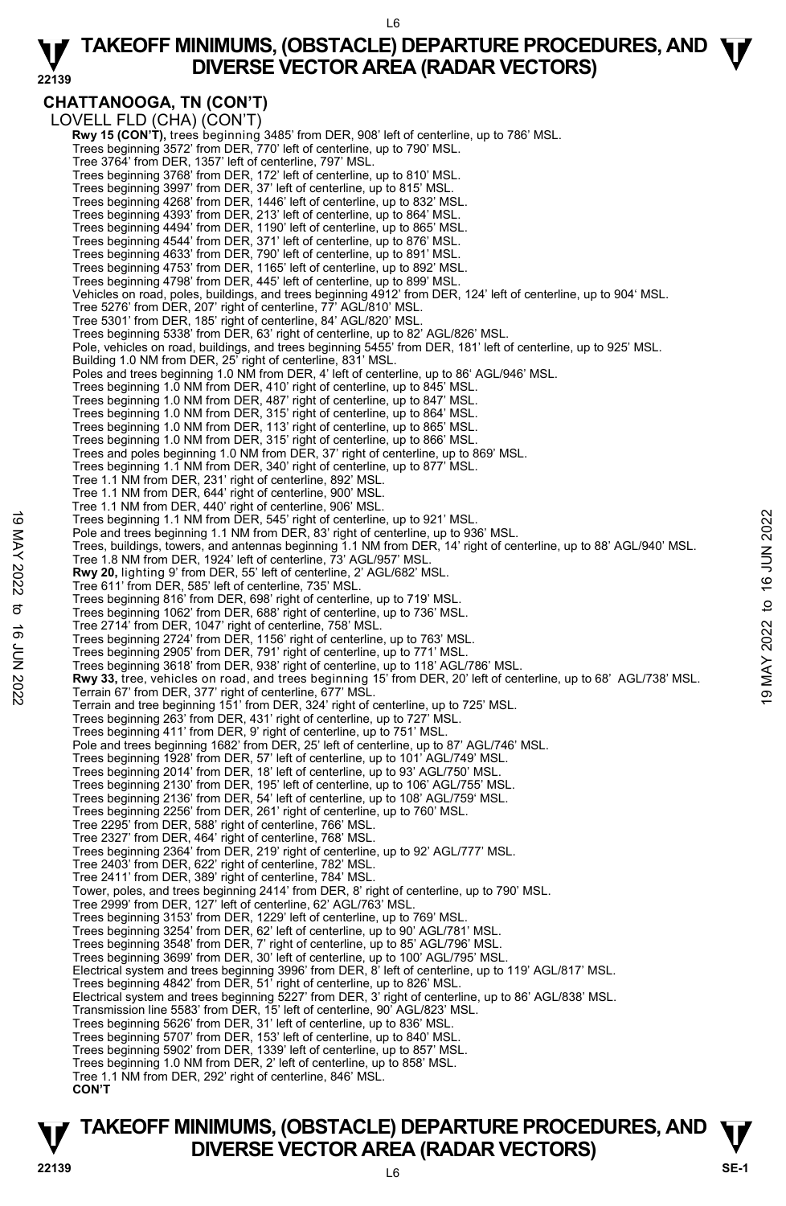## CHATTANOOGA, TN (CON'T)

LOVELL FLD (CHA) (CON'T)

**Rwy 15 (CON'T),** trees beginning 3485' from DER, 908' left of centerline, up to 786' MSL.
Trees beginning 3572' from DER, 770' left of centerline, up to 790' MSL.
Tree 3764' from DER, 1357' left of centerline, 797' MSL.
Trees beginning 3768' from DER, 172' left of centerline, up to 810' MSL.
Trees beginning 3997' from DER, 37' left of centerline, up to 815' MSL.
Trees beginning 4268' from DER, 1446' left of centerline, up to 832' MSL.
Trees beginning 4393' from DER, 213' left of centerline, up to 864' MSL.
Trees beginning 4494' from DER, 1190' left of centerline, up to 865' MSL.
Trees beginning 4544' from DER, 371' left of centerline, up to 876' MSL.
Trees beginning 4633' from DER, 790' left of centerline, up to 891' MSL.
Trees beginning 4753' from DER, 1165' left of centerline, up to 892' MSL.
Trees beginning 4798' from DER, 445' left of centerline, up to 899' MSL.
Vehicles on road, poles, buildings, and trees beginning 4912' from DER, 124' left of centerline, up to 904' MSL.
Tree 5276' from DER, 207' right of centerline, 77' AGL/810' MSL.
Tree 5301' from DER, 185' right of centerline, 84' AGL/820' MSL.
Trees beginning 5338' from DER, 63' right of centerline, up to 82' AGL/826' MSL.
Pole, vehicles on road, buildings, and trees beginning 5455' from DER, 181' left of centerline, up to 925' MSL.
Building 1.0 NM from DER, 25' right of centerline, 831' MSL.
Poles and trees beginning 1.0 NM from DER, 4' left of centerline, up to 86' AGL/946' MSL.
Trees beginning 1.0 NM from DER, 410' right of centerline, up to 845' MSL.
Trees beginning 1.0 NM from DER, 487' right of centerline, up to 847' MSL.
Trees beginning 1.0 NM from DER, 315' right of centerline, up to 864' MSL.
Trees beginning 1.0 NM from DER, 113' right of centerline, up to 865' MSL.
Trees beginning 1.0 NM from DER, 315' right of centerline, up to 866' MSL.
Trees and poles beginning 1.0 NM from DER, 37' right of centerline, up to 869' MSL.
Trees beginning 1.1 NM from DER, 340' right of centerline, up to 877' MSL.
Tree 1.1 NM from DER, 231' right of centerline, 892' MSL.
Tree 1.1 NM from DER, 644' right of centerline, 900' MSL.
Tree 1.1 NM from DER, 440' right of centerline, 906' MSL.
Trees beginning 1.1 NM from DER, 545' right of centerline, up to 921' MSL.
Pole and trees beginning 1.1 NM from DER, 83' right of centerline, up to 936' MSL.
Trees, buildings, towers, and antennas beginning 1.1 NM from DER, 14' right of centerline, up to 88' AGL/940' MSL.
Tree 1.8 NM from DER, 1924' left of centerline, 73' AGL/957' MSL.

**Rwy 20,** lighting 9' from DER, 55' left of centerline, 2' AGL/682' MSL.
Tree 611' from DER, 585' left of centerline, 735' MSL.
Trees beginning 816' from DER, 698' right of centerline, up to 719' MSL.
Trees beginning 1062' from DER, 688' right of centerline, up to 736' MSL.
Tree 2714' from DER, 1047' right of centerline, 758' MSL.
Trees beginning 2724' from DER, 1156' right of centerline, up to 763' MSL.
Trees beginning 2905' from DER, 791' right of centerline, up to 771' MSL.
Trees beginning 3618' from DER, 938' right of centerline, up to 118' AGL/786' MSL.

**Rwy 33,** tree, vehicles on road, and trees beginning 15' from DER, 20' left of centerline, up to 68' AGL/738' MSL.
Terrain 67' from DER, 377' right of centerline, 677' MSL.
Terrain and tree beginning 151' from DER, 324' right of centerline, up to 725' MSL.
Trees beginning 263' from DER, 431' right of centerline, up to 727' MSL.
Trees beginning 411' from DER, 9' right of centerline, up to 751' MSL.
Pole and trees beginning 1682' from DER, 25' left of centerline, up to 87' AGL/746' MSL.
Trees beginning 1928' from DER, 57' left of centerline, up to 101' AGL/749' MSL.
Trees beginning 2014' from DER, 18' left of centerline, up to 93' AGL/750' MSL.
Trees beginning 2130' from DER, 195' left of centerline, up to 106' AGL/755' MSL.
Trees beginning 2136' from DER, 54' left of centerline, up to 108' AGL/759' MSL.
Trees beginning 2256' from DER, 261' right of centerline, up to 760' MSL.
Tree 2295' from DER, 588' right of centerline, 766' MSL.
Tree 2327' from DER, 464' right of centerline, 768' MSL.
Trees beginning 2364' from DER, 219' right of centerline, up to 92' AGL/777' MSL.
Tree 2403' from DER, 622' right of centerline, 782' MSL.
Tree 2411' from DER, 389' right of centerline, 784' MSL.
Tower, poles, and trees beginning 2414' from DER, 8' right of centerline, up to 790' MSL.
Tree 2999' from DER, 127' left of centerline, 62' AGL/763' MSL.
Trees beginning 3153' from DER, 1229' left of centerline, up to 769' MSL.
Trees beginning 3254' from DER, 62' left of centerline, up to 90' AGL/781' MSL.
Trees beginning 3548' from DER, 7' right of centerline, up to 85' AGL/796' MSL.
Trees beginning 3699' from DER, 30' left of centerline, up to 100' AGL/795' MSL.
Electrical system and trees beginning 3996' from DER, 8' left of centerline, up to 119' AGL/817' MSL.
Trees beginning 4842' from DER, 51' right of centerline, up to 826' MSL.
Electrical system and trees beginning 5227' from DER, 3' right of centerline, up to 86' AGL/838' MSL.
Transmission line 5583' from DER, 15' left of centerline, 90' AGL/823' MSL.
Trees beginning 5626' from DER, 31' left of centerline, up to 836' MSL.
Trees beginning 5707' from DER, 153' left of centerline, up to 840' MSL.
Trees beginning 5902' from DER, 1339' left of centerline, up to 857' MSL.
Trees beginning 1.0 NM from DER, 2' left of centerline, up to 858' MSL.
Tree 1.1 NM from DER, 292' right of centerline, 846' MSL.

**CON'T**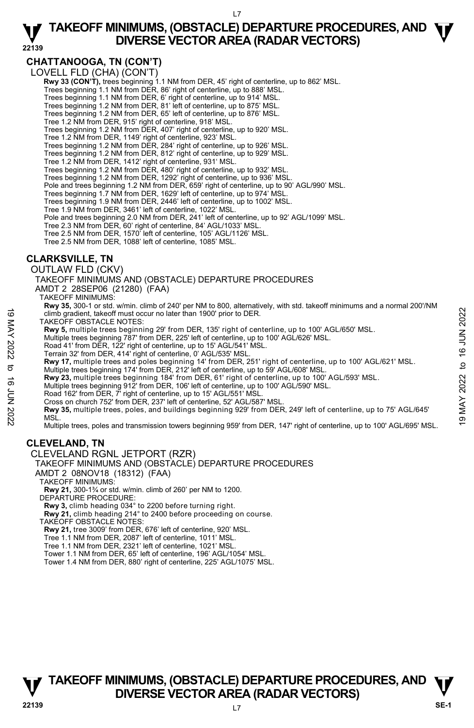## CHATTANOOGA, TN (CON'T)

LOVELL FLD (CHA) (CON'T)

**Rwy 33 (CON'T),** trees beginning 1.1 NM from DER, 45' right of centerline, up to 862' MSL.
Trees beginning 1.1 NM from DER, 86' right of centerline, up to 888' MSL.
Trees beginning 1.1 NM from DER, 6' right of centerline, up to 914' MSL.
Trees beginning 1.2 NM from DER, 81' left of centerline, up to 875' MSL.
Trees beginning 1.2 NM from DER, 65' left of centerline, up to 876' MSL.
Tree 1.2 NM from DER, 915' right of centerline, 918' MSL.
Trees beginning 1.2 NM from DER, 407' right of centerline, up to 920' MSL.
Tree 1.2 NM from DER, 1149' right of centerline, 923' MSL.
Trees beginning 1.2 NM from DER, 284' right of centerline, up to 926' MSL.
Trees beginning 1.2 NM from DER, 812' right of centerline, up to 929' MSL.
Tree 1.2 NM from DER, 1412' right of centerline, 931' MSL.
Trees beginning 1.2 NM from DER, 480' right of centerline, up to 932' MSL.
Trees beginning 1.2 NM from DER, 1292' right of centerline, up to 936' MSL.
Pole and trees beginning 1.2 NM from DER, 659' right of centerline, up to 90' AGL/990' MSL.
Trees beginning 1.7 NM from DER, 1629' left of centerline, up to 974' MSL.
Trees beginning 1.9 NM from DER, 2446' left of centerline, up to 1002' MSL.
Tree 1.9 NM from DER, 3461' left of centerline, 1022' MSL.
Pole and trees beginning 2.0 NM from DER, 241' left of centerline, up to 92' AGL/1099' MSL.
Tree 2.3 NM from DER, 60' right of centerline, 84' AGL/1033' MSL.
Tree 2.5 NM from DER, 1570' left of centerline, 105' AGL/1126' MSL.
Tree 2.5 NM from DER, 1088' left of centerline, 1085' MSL.

## CLARKSVILLE, TN

OUTLAW FLD (CKV)

TAKEOFF MINIMUMS AND (OBSTACLE) DEPARTURE PROCEDURES

AMDT 2 28SEP06 (21280) (FAA)

TAKEOFF MINIMUMS:

**Rwy 35,** 300-1 or std. w/min. climb of 240' per NM to 800, alternatively, with std. takeoff minimums and a normal 200'/NM climb gradient, takeoff must occur no later than 1900' prior to DER.

TAKEOFF OBSTACLE NOTES:

**Rwy 5,** multiple trees beginning 29' from DER, 135' right of centerline, up to 100' AGL/650' MSL.
Multiple trees beginning 787' from DER, 225' left of centerline, up to 100' AGL/626' MSL.
Road 41' from DER, 122' right of centerline, up to 15' AGL/541' MSL.
Terrain 32' from DER, 414' right of centerline, 0' AGL/535' MSL.
**Rwy 17,** multiple trees and poles beginning 14' from DER, 251' right of centerline, up to 100' AGL/621' MSL.
Multiple trees beginning 174' from DER, 212' left of centerline, up to 59' AGL/608' MSL.
**Rwy 23,** multiple trees beginning 184' from DER, 61' right of centerline, up to 100' AGL/593' MSL.
Multiple trees beginning 912' from DER, 106' left of centerline, up to 100' AGL/590' MSL.
Road 162' from DER, 7' right of centerline, up to 15' AGL/551' MSL.
Cross on church 752' from DER, 237' left of centerline, 52' AGL/587' MSL.
**Rwy 35,** multiple trees, poles, and buildings beginning 929' from DER, 249' left of centerline, up to 75' AGL/645' MSL.
Multiple trees, poles and transmission towers beginning 959' from DER, 147' right of centerline, up to 100' AGL/695' MSL.

## CLEVELAND, TN

CLEVELAND RGNL JETPORT (RZR)

TAKEOFF MINIMUMS AND (OBSTACLE) DEPARTURE PROCEDURES

AMDT 2 08NOV18 (18312) (FAA)

TAKEOFF MINIMUMS:

**Rwy 21,** 300-1¾ or std. w/min. climb of 260' per NM to 1200.

DEPARTURE PROCEDURE:

**Rwy 3,** climb heading 034° to 2200 before turning right.
**Rwy 21,** climb heading 214° to 2400 before proceeding on course.

TAKEOFF OBSTACLE NOTES:

**Rwy 21,** tree 3009' from DER, 676' left of centerline, 920' MSL.
Tree 1.1 NM from DER, 2087' left of centerline, 1011' MSL.
Tree 1.1 NM from DER, 2321' left of centerline, 1021' MSL.
Tower 1.1 NM from DER, 65' left of centerline, 196' AGL/1054' MSL.
Tower 1.4 NM from DER, 880' right of centerline, 225' AGL/1075' MSL.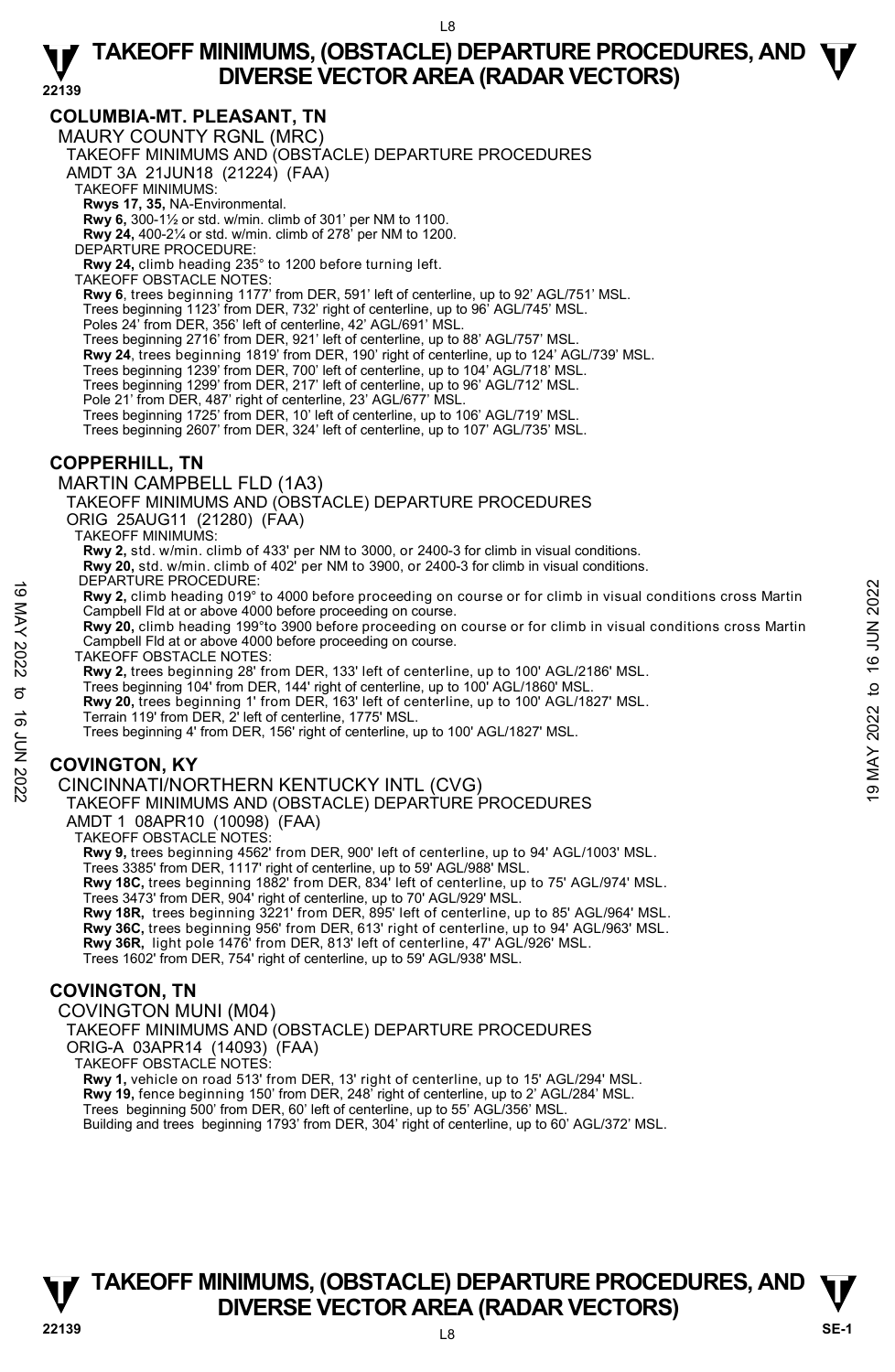## COLUMBIA-MT. PLEASANT, TN

MAURY COUNTY RGNL (MRC)

TAKEOFF MINIMUMS AND (OBSTACLE) DEPARTURE PROCEDURES

AMDT 3A 21JUN18 (21224) (FAA)

TAKEOFF MINIMUMS:

**Rwys 17, 35,** NA-Environmental.

**Rwy 6,** 300-1½ or std. w/min. climb of 301' per NM to 1100.

**Rwy 24,** 400-2¼ or std. w/min. climb of 278' per NM to 1200.

DEPARTURE PROCEDURE:

**Rwy 24,** climb heading 235° to 1200 before turning left.

TAKEOFF OBSTACLE NOTES:

**Rwy 6**, trees beginning 1177' from DER, 591' left of centerline, up to 92' AGL/751' MSL.
Trees beginning 1123' from DER, 732' right of centerline, up to 96' AGL/745' MSL.
Poles 24' from DER, 356' left of centerline, 42' AGL/691' MSL.
Trees beginning 2716' from DER, 921' left of centerline, up to 88' AGL/757' MSL.

**Rwy 24**, trees beginning 1819' from DER, 190' right of centerline, up to 124' AGL/739' MSL.
Trees beginning 1239' from DER, 700' left of centerline, up to 104' AGL/718' MSL.
Trees beginning 1299' from DER, 217' left of centerline, up to 96' AGL/712' MSL.
Pole 21' from DER, 487' right of centerline, 23' AGL/677' MSL.
Trees beginning 1725' from DER, 10' left of centerline, up to 106' AGL/719' MSL.
Trees beginning 2607' from DER, 324' left of centerline, up to 107' AGL/735' MSL.

## COPPERHILL, TN

MARTIN CAMPBELL FLD (1A3)

TAKEOFF MINIMUMS AND (OBSTACLE) DEPARTURE PROCEDURES

ORIG 25AUG11 (21280) (FAA)

TAKEOFF MINIMUMS:

**Rwy 2,** std. w/min. climb of 433' per NM to 3000, or 2400-3 for climb in visual conditions.

**Rwy 20,** std. w/min. climb of 402' per NM to 3900, or 2400-3 for climb in visual conditions.

DEPARTURE PROCEDURE:

**Rwy 2,** climb heading 019° to 4000 before proceeding on course or for climb in visual conditions cross Martin Campbell Fld at or above 4000 before proceeding on course.

**Rwy 20,** climb heading 199°to 3900 before proceeding on course or for climb in visual conditions cross Martin Campbell Fld at or above 4000 before proceeding on course.

TAKEOFF OBSTACLE NOTES:

**Rwy 2,** trees beginning 28' from DER, 133' left of centerline, up to 100' AGL/2186' MSL.
Trees beginning 104' from DER, 144' right of centerline, up to 100' AGL/1860' MSL.

**Rwy 20,** trees beginning 1' from DER, 163' left of centerline, up to 100' AGL/1827' MSL.
Terrain 119' from DER, 2' left of centerline, 1775' MSL.
Trees beginning 4' from DER, 156' right of centerline, up to 100' AGL/1827' MSL.

## COVINGTON, KY

CINCINNATI/NORTHERN KENTUCKY INTL (CVG)

TAKEOFF MINIMUMS AND (OBSTACLE) DEPARTURE PROCEDURES

AMDT 1 08APR10 (10098) (FAA)

TAKEOFF OBSTACLE NOTES:

**Rwy 9,** trees beginning 4562' from DER, 900' left of centerline, up to 94' AGL/1003' MSL.
Trees 3385' from DER, 1117' right of centerline, up to 59' AGL/988' MSL.

**Rwy 18C,** trees beginning 1882' from DER, 834' left of centerline, up to 75' AGL/974' MSL.
Trees 3473' from DER, 904' right of centerline, up to 70' AGL/929' MSL.

**Rwy 18R,** trees beginning 3221' from DER, 895' left of centerline, up to 85' AGL/964' MSL.

**Rwy 36C,** trees beginning 956' from DER, 613' right of centerline, up to 94' AGL/963' MSL.

**Rwy 36R,** light pole 1476' from DER, 813' left of centerline, 47' AGL/926' MSL.
Trees 1602' from DER, 754' right of centerline, up to 59' AGL/938' MSL.

## COVINGTON, TN

COVINGTON MUNI (M04)

TAKEOFF MINIMUMS AND (OBSTACLE) DEPARTURE PROCEDURES

ORIG-A 03APR14 (14093) (FAA)

TAKEOFF OBSTACLE NOTES:

**Rwy 1,** vehicle on road 513' from DER, 13' right of centerline, up to 15' AGL/294' MSL.

**Rwy 19,** fence beginning 150' from DER, 248' right of centerline, up to 2' AGL/284' MSL.
Trees beginning 500' from DER, 60' left of centerline, up to 55' AGL/356' MSL.
Building and trees beginning 1793' from DER, 304' right of centerline, up to 60' AGL/372' MSL.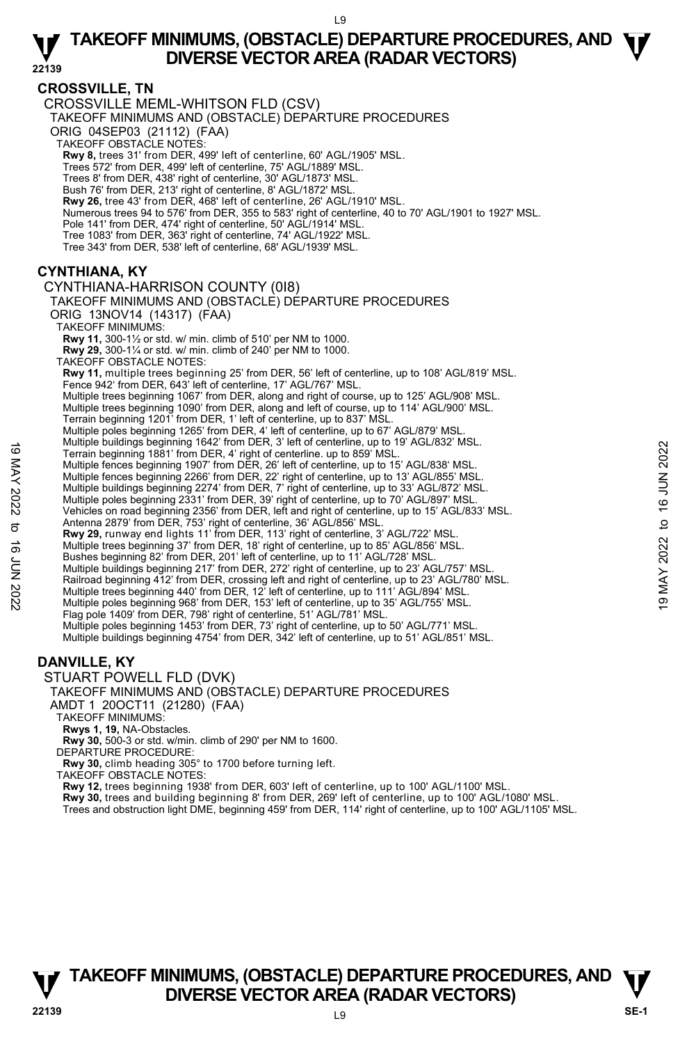## CROSSVILLE, TN

CROSSVILLE MEML-WHITSON FLD (CSV)

TAKEOFF MINIMUMS AND (OBSTACLE) DEPARTURE PROCEDURES

ORIG 04SEP03 (21112) (FAA)

TAKEOFF OBSTACLE NOTES:

**Rwy 8,** trees 31' from DER, 499' left of centerline, 60' AGL/1905' MSL.
Trees 572' from DER, 499' left of centerline, 75' AGL/1889' MSL.
Trees 8' from DER, 438' right of centerline, 30' AGL/1873' MSL.
Bush 76' from DER, 213' right of centerline, 8' AGL/1872' MSL.
**Rwy 26,** tree 43' from DER, 468' left of centerline, 26' AGL/1910' MSL.
Numerous trees 94 to 576' from DER, 355 to 583' right of centerline, 40 to 70' AGL/1901 to 1927' MSL.
Pole 141' from DER, 474' right of centerline, 50' AGL/1914' MSL.
Tree 1083' from DER, 363' right of centerline, 74' AGL/1922' MSL.
Tree 343' from DER, 538' left of centerline, 68' AGL/1939' MSL.

## CYNTHIANA, KY

CYNTHIANA-HARRISON COUNTY (0I8)

TAKEOFF MINIMUMS AND (OBSTACLE) DEPARTURE PROCEDURES

ORIG 13NOV14 (14317) (FAA)

TAKEOFF MINIMUMS:

**Rwy 11,** 300-1½ or std. w/ min. climb of 510' per NM to 1000.
**Rwy 29,** 300-1¼ or std. w/ min. climb of 240' per NM to 1000.

TAKEOFF OBSTACLE NOTES:

**Rwy 11,** multiple trees beginning 25' from DER, 56' left of centerline, up to 108' AGL/819' MSL.
Fence 942' from DER, 643' left of centerline, 17' AGL/767' MSL.
Multiple trees beginning 1067' from DER, along and right of course, up to 125' AGL/908' MSL.
Multiple trees beginning 1090' from DER, along and left of course, up to 114' AGL/900' MSL.
Terrain beginning 1201' from DER, 1' left of centerline, up to 837' MSL.
Multiple poles beginning 1265' from DER, 4' left of centerline, up to 67' AGL/879' MSL.
Multiple buildings beginning 1642' from DER, 3' left of centerline, up to 19' AGL/832' MSL.
Terrain beginning 1881' from DER, 4' right of centerline. up to 859' MSL.
Multiple fences beginning 1907' from DER, 26' left of centerline, up to 15' AGL/838' MSL.
Multiple fences beginning 2266' from DER, 22' right of centerline, up to 13' AGL/855' MSL.
Multiple buildings beginning 2274' from DER, 7' right of centerline, up to 33' AGL/872' MSL.
Multiple poles beginning 2331' from DER, 39' right of centerline, up to 70' AGL/897' MSL.
Vehicles on road beginning 2356' from DER, left and right of centerline, up to 15' AGL/833' MSL.
Antenna 2879' from DER, 753' right of centerline, 36' AGL/856' MSL.
**Rwy 29,** runway end lights 11' from DER, 113' right of centerline, 3' AGL/722' MSL.
Multiple trees beginning 37' from DER, 18' right of centerline, up to 85' AGL/856' MSL.
Bushes beginning 82' from DER, 201' left of centerline, up to 11' AGL/728' MSL.
Multiple buildings beginning 217' from DER, 272' right of centerline, up to 23' AGL/757' MSL.
Railroad beginning 412' from DER, crossing left and right of centerline, up to 23' AGL/780' MSL.
Multiple trees beginning 440' from DER, 12' left of centerline, up to 111' AGL/894' MSL.
Multiple poles beginning 968' from DER, 153' left of centerline, up to 35' AGL/755' MSL.
Flag pole 1409' from DER, 798' right of centerline, 51' AGL/781' MSL.
Multiple poles beginning 1453' from DER, 73' right of centerline, up to 50' AGL/771' MSL.
Multiple buildings beginning 4754' from DER, 342' left of centerline, up to 51' AGL/851' MSL.

## DANVILLE, KY

STUART POWELL FLD (DVK)

TAKEOFF MINIMUMS AND (OBSTACLE) DEPARTURE PROCEDURES

AMDT 1 20OCT11 (21280) (FAA)

TAKEOFF MINIMUMS:

**Rwys 1, 19,** NA-Obstacles.
**Rwy 30,** 500-3 or std. w/min. climb of 290' per NM to 1600.

DEPARTURE PROCEDURE:

**Rwy 30,** climb heading 305° to 1700 before turning left.

TAKEOFF OBSTACLE NOTES:

**Rwy 12,** trees beginning 1938' from DER, 603' left of centerline, up to 100' AGL/1100' MSL.
**Rwy 30,** trees and building beginning 8' from DER, 269' left of centerline, up to 100' AGL/1080' MSL.
Trees and obstruction light DME, beginning 459' from DER, 114' right of centerline, up to 100' AGL/1105' MSL.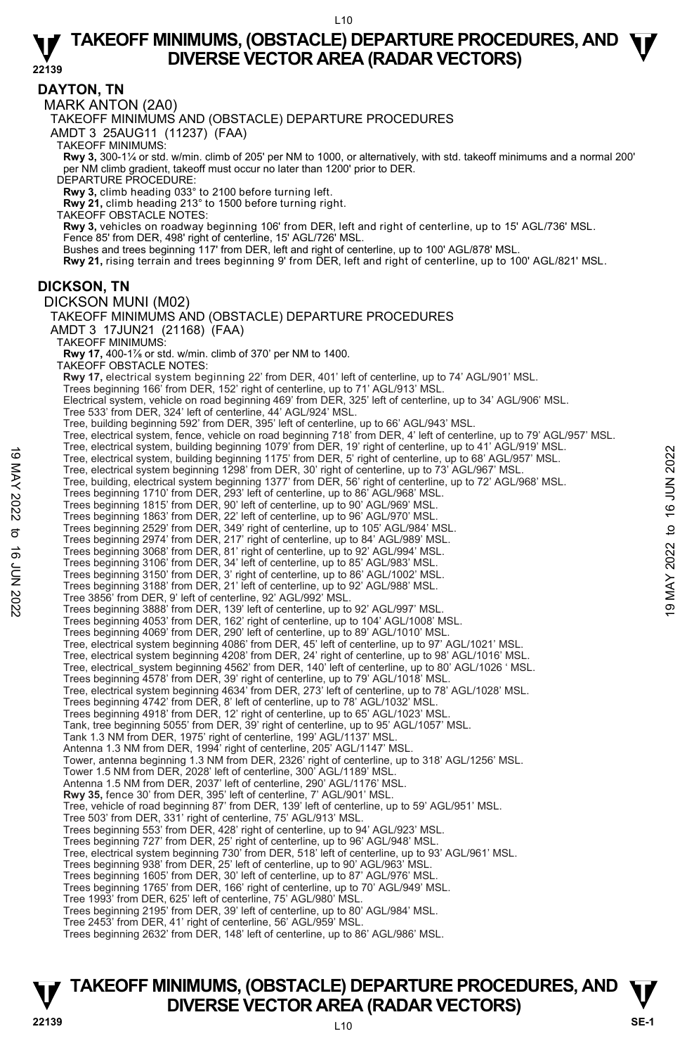# TAKEOFF MINIMUMS, (OBSTACLE) DEPARTURE PROCEDURES, AND DIVERSE VECTOR AREA (RADAR VECTORS)

## DAYTON, TN

### MARK ANTON (2A0)

TAKEOFF MINIMUMS AND (OBSTACLE) DEPARTURE PROCEDURES

AMDT 3 25AUG11 (11237) (FAA)

TAKEOFF MINIMUMS:

**Rwy 3,** 300-1¼ or std. w/min. climb of 205' per NM to 1000, or alternatively, with std. takeoff minimums and a normal 200' per NM climb gradient, takeoff must occur no later than 1200' prior to DER.

DEPARTURE PROCEDURE:

**Rwy 3,** climb heading 033° to 2100 before turning left.
**Rwy 21,** climb heading 213° to 1500 before turning right.

TAKEOFF OBSTACLE NOTES:

**Rwy 3,** vehicles on roadway beginning 106' from DER, left and right of centerline, up to 15' AGL/736' MSL.
Fence 85' from DER, 498' right of centerline, 15' AGL/726' MSL.
Bushes and trees beginning 117' from DER, left and right of centerline, up to 100' AGL/878' MSL.
**Rwy 21,** rising terrain and trees beginning 9' from DER, left and right of centerline, up to 100' AGL/821' MSL.

## DICKSON, TN

### DICKSON MUNI (M02)

TAKEOFF MINIMUMS AND (OBSTACLE) DEPARTURE PROCEDURES

AMDT 3 17JUN21 (21168) (FAA)

TAKEOFF MINIMUMS:

**Rwy 17,** 400-1⅞ or std. w/min. climb of 370' per NM to 1400.

TAKEOFF OBSTACLE NOTES:

**Rwy 17,** electrical system beginning 22' from DER, 401' left of centerline, up to 74' AGL/901' MSL.
Trees beginning 166' from DER, 152' right of centerline, up to 71' AGL/913' MSL.
Electrical system, vehicle on road beginning 469' from DER, 325' left of centerline, up to 34' AGL/906' MSL.
Tree 533' from DER, 324' left of centerline, 44' AGL/924' MSL.
Tree, building beginning 592' from DER, 395' left of centerline, up to 66' AGL/943' MSL.
Tree, electrical system, fence, vehicle on road beginning 718' from DER, 4' left of centerline, up to 79' AGL/957' MSL.
Tree, electrical system, building beginning 1079' from DER, 19' right of centerline, up to 41' AGL/919' MSL.
Tree, electrical system, building beginning 1175' from DER, 5' right of centerline, up to 68' AGL/957' MSL.
Tree, electrical system beginning 1298' from DER, 30' right of centerline, up to 73' AGL/967' MSL.
Tree, building, electrical system beginning 1377' from DER, 56' right of centerline, up to 72' AGL/968' MSL.
Trees beginning 1710' from DER, 293' left of centerline, up to 86' AGL/968' MSL.
Trees beginning 1815' from DER, 90' left of centerline, up to 90' AGL/969' MSL.
Trees beginning 1863' from DER, 22' left of centerline, up to 96' AGL/970' MSL.
Trees beginning 2529' from DER, 349' right of centerline, up to 105' AGL/984' MSL.
Trees beginning 2974' from DER, 217' right of centerline, up to 84' AGL/989' MSL.
Trees beginning 3068' from DER, 81' right of centerline, up to 92' AGL/994' MSL.
Trees beginning 3106' from DER, 34' left of centerline, up to 85' AGL/983' MSL.
Trees beginning 3150' from DER, 3' right of centerline, up to 86' AGL/1002' MSL.
Trees beginning 3188' from DER, 21' left of centerline, up to 92' AGL/988' MSL.
Tree 3856' from DER, 9' left of centerline, 92' AGL/992' MSL.
Trees beginning 3888' from DER, 139' left of centerline, up to 92' AGL/997' MSL.
Trees beginning 4053' from DER, 162' right of centerline, up to 104' AGL/1008' MSL.
Trees beginning 4069' from DER, 290' left of centerline, up to 89' AGL/1010' MSL.
Tree, electrical system beginning 4086' from DER, 45' left of centerline, up to 97' AGL/1021' MSL.
Tree, electrical system beginning 4208' from DER, 24' right of centerline, up to 98' AGL/1016' MSL.
Tree, electrical_system beginning 4562' from DER, 140' left of centerline, up to 80' AGL/1026 ' MSL.
Trees beginning 4578' from DER, 39' right of centerline, up to 79' AGL/1018' MSL.
Tree, electrical system beginning 4634' from DER, 273' left of centerline, up to 78' AGL/1028' MSL.
Trees beginning 4742' from DER, 8' left of centerline, up to 78' AGL/1032' MSL.
Trees beginning 4918' from DER, 12' right of centerline, up to 65' AGL/1023' MSL.
Tank, tree beginning 5055' from DER, 39' right of centerline, up to 95' AGL/1057' MSL.
Tank 1.3 NM from DER, 1975' right of centerline, 199' AGL/1137' MSL.
Antenna 1.3 NM from DER, 1994' right of centerline, 205' AGL/1147' MSL.
Tower, antenna beginning 1.3 NM from DER, 2326' right of centerline, up to 318' AGL/1256' MSL.
Tower 1.5 NM from DER, 2028' left of centerline, 300' AGL/1189' MSL.
Antenna 1.5 NM from DER, 2037' left of centerline, 290' AGL/1176' MSL.
**Rwy 35,** fence 30' from DER, 395' left of centerline, 7' AGL/901' MSL.
Tree, vehicle of road beginning 87' from DER, 139' left of centerline, up to 59' AGL/951' MSL.
Tree 503' from DER, 331' right of centerline, 75' AGL/913' MSL.
Trees beginning 553' from DER, 428' right of centerline, up to 94' AGL/923' MSL.
Trees beginning 727' from DER, 25' right of centerline, up to 96' AGL/948' MSL.
Tree, electrical system beginning 730' from DER, 518' left of centerline, up to 93' AGL/961' MSL.
Trees beginning 938' from DER, 25' left of centerline, up to 90' AGL/963' MSL.
Trees beginning 1605' from DER, 30' left of centerline, up to 87' AGL/976' MSL.
Trees beginning 1765' from DER, 166' right of centerline, up to 70' AGL/949' MSL.
Tree 1993' from DER, 625' left of centerline, 75' AGL/980' MSL.
Trees beginning 2195' from DER, 39' left of centerline, up to 80' AGL/984' MSL.
Tree 2453' from DER, 41' right of centerline, 56' AGL/959' MSL.
Trees beginning 2632' from DER, 148' left of centerline, up to 86' AGL/986' MSL.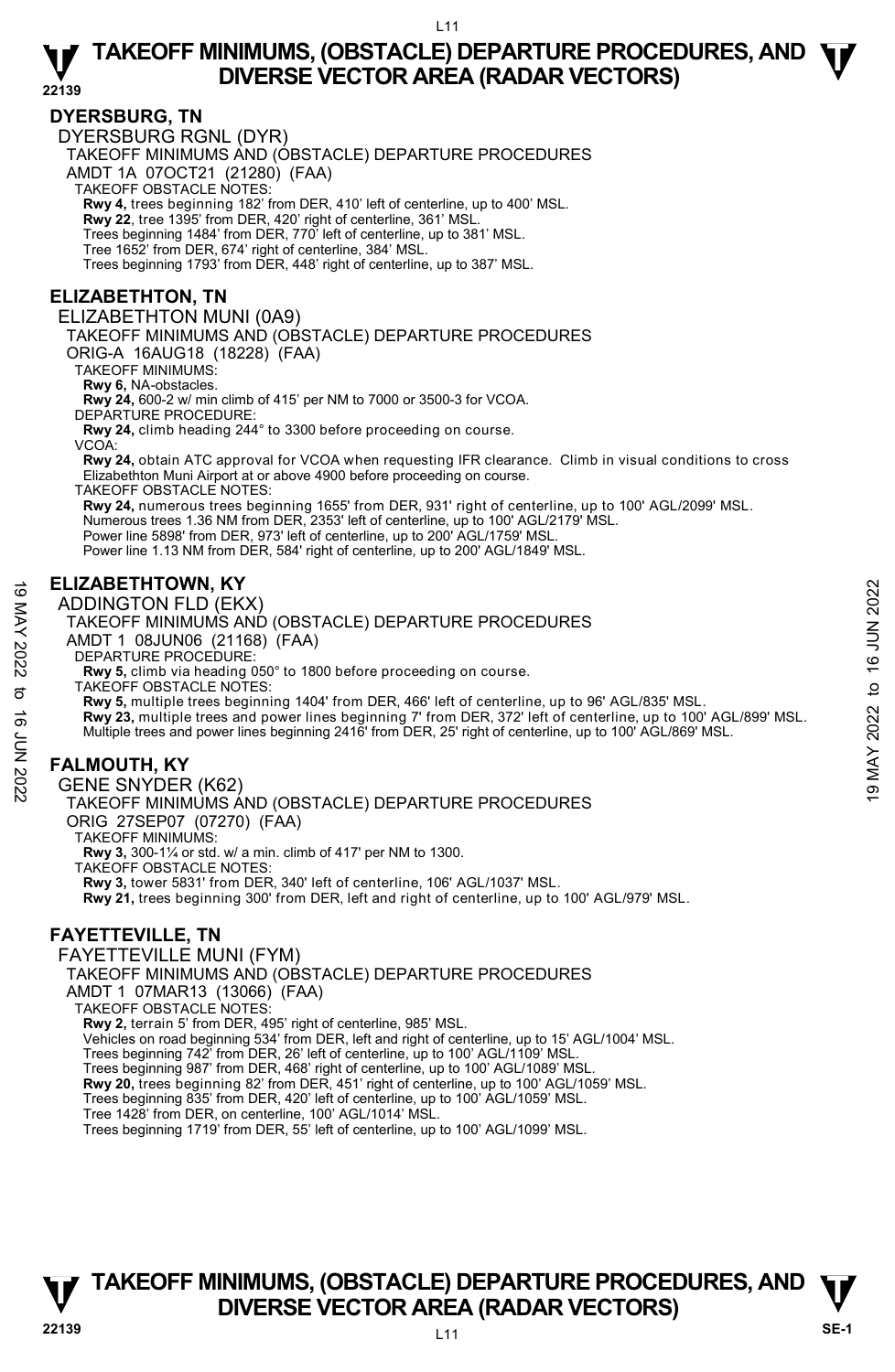## DYERSBURG, TN

DYERSBURG RGNL (DYR)

TAKEOFF MINIMUMS AND (OBSTACLE) DEPARTURE PROCEDURES

AMDT 1A 07OCT21 (21280) (FAA)

TAKEOFF OBSTACLE NOTES:

**Rwy 4,** trees beginning 182' from DER, 410' left of centerline, up to 400' MSL.
**Rwy 22**, tree 1395' from DER, 420' right of centerline, 361' MSL.
Trees beginning 1484' from DER, 770' left of centerline, up to 381' MSL.
Tree 1652' from DER, 674' right of centerline, 384' MSL.
Trees beginning 1793' from DER, 448' right of centerline, up to 387' MSL.

## ELIZABETHTON, TN

ELIZABETHTON MUNI (0A9)

TAKEOFF MINIMUMS AND (OBSTACLE) DEPARTURE PROCEDURES

ORIG-A 16AUG18 (18228) (FAA)

TAKEOFF MINIMUMS:

**Rwy 6,** NA-obstacles.
**Rwy 24,** 600-2 w/ min climb of 415' per NM to 7000 or 3500-3 for VCOA.

DEPARTURE PROCEDURE:

**Rwy 24,** climb heading 244° to 3300 before proceeding on course.

VCOA:

**Rwy 24,** obtain ATC approval for VCOA when requesting IFR clearance. Climb in visual conditions to cross Elizabethton Muni Airport at or above 4900 before proceeding on course.

TAKEOFF OBSTACLE NOTES:

**Rwy 24,** numerous trees beginning 1655' from DER, 931' right of centerline, up to 100' AGL/2099' MSL.
Numerous trees 1.36 NM from DER, 2353' left of centerline, up to 100' AGL/2179' MSL.
Power line 5898' from DER, 973' left of centerline, up to 200' AGL/1759' MSL.
Power line 1.13 NM from DER, 584' right of centerline, up to 200' AGL/1849' MSL.

## ELIZABETHTOWN, KY

ADDINGTON FLD (EKX)

TAKEOFF MINIMUMS AND (OBSTACLE) DEPARTURE PROCEDURES

AMDT 1 08JUN06 (21168) (FAA)

DEPARTURE PROCEDURE:

**Rwy 5,** climb via heading 050° to 1800 before proceeding on course.

TAKEOFF OBSTACLE NOTES:

**Rwy 5,** multiple trees beginning 1404' from DER, 466' left of centerline, up to 96' AGL/835' MSL.
**Rwy 23,** multiple trees and power lines beginning 7' from DER, 372' left of centerline, up to 100' AGL/899' MSL.
Multiple trees and power lines beginning 2416' from DER, 25' right of centerline, up to 100' AGL/869' MSL.

## FALMOUTH, KY

GENE SNYDER (K62)

TAKEOFF MINIMUMS AND (OBSTACLE) DEPARTURE PROCEDURES

ORIG 27SEP07 (07270) (FAA)

TAKEOFF MINIMUMS:

**Rwy 3,** 300-1¼ or std. w/ a min. climb of 417' per NM to 1300.

TAKEOFF OBSTACLE NOTES:

**Rwy 3,** tower 5831' from DER, 340' left of centerline, 106' AGL/1037' MSL.
**Rwy 21,** trees beginning 300' from DER, left and right of centerline, up to 100' AGL/979' MSL.

## FAYETTEVILLE, TN

FAYETTEVILLE MUNI (FYM)

TAKEOFF MINIMUMS AND (OBSTACLE) DEPARTURE PROCEDURES

AMDT 1 07MAR13 (13066) (FAA)

TAKEOFF OBSTACLE NOTES:

**Rwy 2,** terrain 5' from DER, 495' right of centerline, 985' MSL.
Vehicles on road beginning 534' from DER, left and right of centerline, up to 15' AGL/1004' MSL.
Trees beginning 742' from DER, 26' left of centerline, up to 100' AGL/1109' MSL.
Trees beginning 987' from DER, 468' right of centerline, up to 100' AGL/1089' MSL.
**Rwy 20,** trees beginning 82' from DER, 451' right of centerline, up to 100' AGL/1059' MSL.
Trees beginning 835' from DER, 420' left of centerline, up to 100' AGL/1059' MSL.
Tree 1428' from DER, on centerline, 100' AGL/1014' MSL.
Trees beginning 1719' from DER, 55' left of centerline, up to 100' AGL/1099' MSL.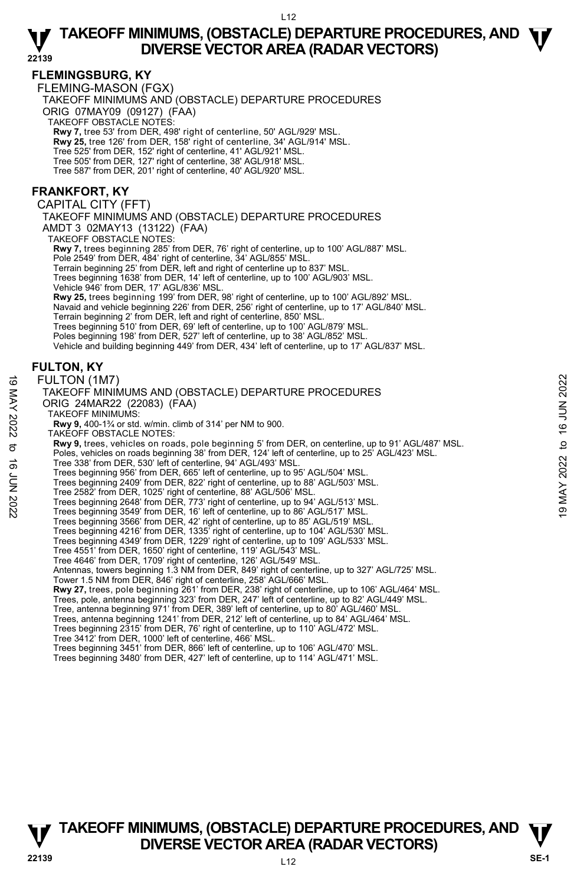## FLEMINGSBURG, KY

FLEMING-MASON (FGX)

TAKEOFF MINIMUMS AND (OBSTACLE) DEPARTURE PROCEDURES

ORIG 07MAY09 (09127) (FAA)

TAKEOFF OBSTACLE NOTES:

**Rwy 7,** tree 53' from DER, 498' right of centerline, 50' AGL/929' MSL.
**Rwy 25,** tree 126' from DER, 158' right of centerline, 34' AGL/914' MSL.
Tree 525' from DER, 152' right of centerline, 41' AGL/921' MSL.
Tree 505' from DER, 127' right of centerline, 38' AGL/918' MSL.
Tree 587' from DER, 201' right of centerline, 40' AGL/920' MSL.

## FRANKFORT, KY

CAPITAL CITY (FFT)

TAKEOFF MINIMUMS AND (OBSTACLE) DEPARTURE PROCEDURES

AMDT 3 02MAY13 (13122) (FAA)

TAKEOFF OBSTACLE NOTES:

**Rwy 7,** trees beginning 285' from DER, 76' right of centerline, up to 100' AGL/887' MSL.
Pole 2549' from DER, 484' right of centerline, 34' AGL/855' MSL.
Terrain beginning 25' from DER, left and right of centerline up to 837' MSL.
Trees beginning 1638' from DER, 14' left of centerline, up to 100' AGL/903' MSL.
Vehicle 946' from DER, 17' AGL/836' MSL.
**Rwy 25,** trees beginning 199' from DER, 98' right of centerline, up to 100' AGL/892' MSL.
Navaid and vehicle beginning 226' from DER, 256' right of centerline, up to 17' AGL/840' MSL.
Terrain beginning 2' from DER, left and right of centerline, 850' MSL.
Trees beginning 510' from DER, 69' left of centerline, up to 100' AGL/879' MSL.
Poles beginning 198' from DER, 527' left of centerline, up to 38' AGL/852' MSL.
Vehicle and building beginning 449' from DER, 434' left of centerline, up to 17' AGL/837' MSL.

## FULTON, KY

FULTON (1M7)

TAKEOFF MINIMUMS AND (OBSTACLE) DEPARTURE PROCEDURES

ORIG 24MAR22 (22083) (FAA)

TAKEOFF MINIMUMS:

**Rwy 9,** 400-1¾ or std. w/min. climb of 314' per NM to 900.

TAKEOFF OBSTACLE NOTES:

**Rwy 9,** trees, vehicles on roads, pole beginning 5' from DER, on centerline, up to 91' AGL/487' MSL.
Poles, vehicles on roads beginning 38' from DER, 124' left of centerline, up to 25' AGL/423' MSL.
Tree 338' from DER, 530' left of centerline, 94' AGL/493' MSL.
Trees beginning 956' from DER, 665' left of centerline, up to 95' AGL/504' MSL.
Trees beginning 2409' from DER, 822' right of centerline, up to 88' AGL/503' MSL.
Tree 2582' from DER, 1025' right of centerline, 88' AGL/506' MSL.
Trees beginning 2648' from DER, 773' right of centerline, up to 94' AGL/513' MSL.
Trees beginning 3549' from DER, 16' left of centerline, up to 86' AGL/517' MSL.
Trees beginning 3566' from DER, 42' right of centerline, up to 85' AGL/519' MSL.
Trees beginning 4216' from DER, 1335' right of centerline, up to 104' AGL/530' MSL.
Trees beginning 4349' from DER, 1229' right of centerline, up to 109' AGL/533' MSL.
Tree 4551' from DER, 1650' right of centerline, 119' AGL/543' MSL.
Tree 4646' from DER, 1709' right of centerline, 126' AGL/549' MSL.
Antennas, towers beginning 1.3 NM from DER, 849' right of centerline, up to 327' AGL/725' MSL.
Tower 1.5 NM from DER, 846' right of centerline, 258' AGL/666' MSL.
**Rwy 27,** trees, pole beginning 261' from DER, 238' right of centerline, up to 106' AGL/464' MSL.
Trees, pole, antenna beginning 323' from DER, 247' left of centerline, up to 82' AGL/449' MSL.
Tree, antenna beginning 971' from DER, 389' left of centerline, up to 80' AGL/460' MSL.
Trees, antenna beginning 1241' from DER, 212' left of centerline, up to 84' AGL/464' MSL.
Trees beginning 2315' from DER, 76' right of centerline, up to 110' AGL/472' MSL.
Tree 3412' from DER, 1000' left of centerline, 466' MSL.
Trees beginning 3451' from DER, 866' left of centerline, up to 106' AGL/470' MSL.
Trees beginning 3480' from DER, 427' left of centerline, up to 114' AGL/471' MSL.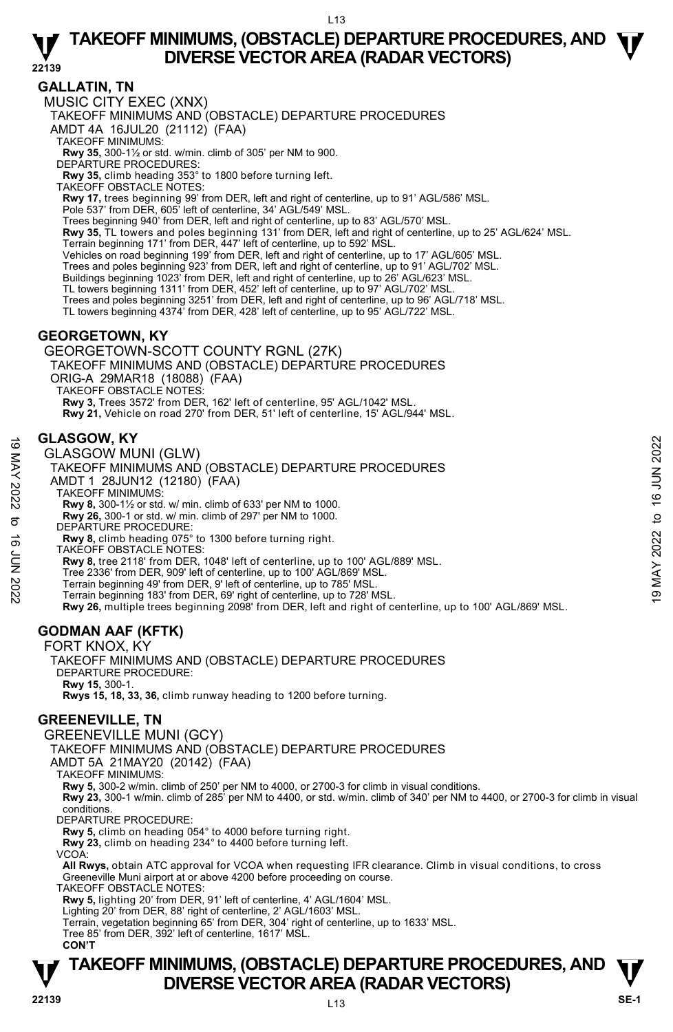## GALLATIN, TN

MUSIC CITY EXEC (XNX)

TAKEOFF MINIMUMS AND (OBSTACLE) DEPARTURE PROCEDURES

AMDT 4A 16JUL20 (21112) (FAA)

TAKEOFF MINIMUMS:

**Rwy 35,** 300-1½ or std. w/min. climb of 305' per NM to 900.

DEPARTURE PROCEDURES:

**Rwy 35,** climb heading 353° to 1800 before turning left.

TAKEOFF OBSTACLE NOTES:

**Rwy 17,** trees beginning 99' from DER, left and right of centerline, up to 91' AGL/586' MSL.
Pole 537' from DER, 605' left of centerline, 34' AGL/549' MSL.
Trees beginning 940' from DER, left and right of centerline, up to 83' AGL/570' MSL.
**Rwy 35,** TL towers and poles beginning 131' from DER, left and right of centerline, up to 25' AGL/624' MSL.
Terrain beginning 171' from DER, 447' left of centerline, up to 592' MSL.
Vehicles on road beginning 199' from DER, left and right of centerline, up to 17' AGL/605' MSL.
Trees and poles beginning 923' from DER, left and right of centerline, up to 91' AGL/702' MSL.
Buildings beginning 1023' from DER, left and right of centerline, up to 26' AGL/623' MSL.
TL towers beginning 1311' from DER, 452' left of centerline, up to 97' AGL/702' MSL.
Trees and poles beginning 3251' from DER, left and right of centerline, up to 96' AGL/718' MSL.
TL towers beginning 4374' from DER, 428' left of centerline, up to 95' AGL/722' MSL.

## GEORGETOWN, KY

GEORGETOWN-SCOTT COUNTY RGNL (27K)

TAKEOFF MINIMUMS AND (OBSTACLE) DEPARTURE PROCEDURES

ORIG-A 29MAR18 (18088) (FAA)

TAKEOFF OBSTACLE NOTES:

**Rwy 3,** Trees 3572' from DER, 162' left of centerline, 95' AGL/1042' MSL.
**Rwy 21,** Vehicle on road 270' from DER, 51' left of centerline, 15' AGL/944' MSL.

## GLASGOW, KY

GLASGOW MUNI (GLW)

TAKEOFF MINIMUMS AND (OBSTACLE) DEPARTURE PROCEDURES

AMDT 1 28JUN12 (12180) (FAA)

TAKEOFF MINIMUMS:

**Rwy 8,** 300-1½ or std. w/ min. climb of 633' per NM to 1000.
**Rwy 26,** 300-1 or std. w/ min. climb of 297' per NM to 1000.

DEPARTURE PROCEDURE:

**Rwy 8,** climb heading 075° to 1300 before turning right.

TAKEOFF OBSTACLE NOTES:

**Rwy 8,** tree 2118' from DER, 1048' left of centerline, up to 100' AGL/889' MSL.
Tree 2336' from DER, 909' left of centerline, up to 100' AGL/869' MSL.
Terrain beginning 49' from DER, 9' left of centerline, up to 785' MSL.
Terrain beginning 183' from DER, 69' right of centerline, up to 728' MSL.
**Rwy 26,** multiple trees beginning 2098' from DER, left and right of centerline, up to 100' AGL/869' MSL.

## GODMAN AAF (KFTK)

FORT KNOX, KY

TAKEOFF MINIMUMS AND (OBSTACLE) DEPARTURE PROCEDURES

DEPARTURE PROCEDURE:

**Rwy 15,** 300-1.
**Rwys 15, 18, 33, 36,** climb runway heading to 1200 before turning.

## GREENEVILLE, TN

GREENEVILLE MUNI (GCY)

TAKEOFF MINIMUMS AND (OBSTACLE) DEPARTURE PROCEDURES

AMDT 5A 21MAY20 (20142) (FAA)

TAKEOFF MINIMUMS:

**Rwy 5,** 300-2 w/min. climb of 250' per NM to 4000, or 2700-3 for climb in visual conditions.
**Rwy 23,** 300-1 w/min. climb of 285' per NM to 4400, or std. w/min. climb of 340' per NM to 4400, or 2700-3 for climb in visual conditions.

DEPARTURE PROCEDURE:

**Rwy 5,** climb on heading 054° to 4000 before turning right.
**Rwy 23,** climb on heading 234° to 4400 before turning left.

VCOA:

**All Rwys,** obtain ATC approval for VCOA when requesting IFR clearance. Climb in visual conditions, to cross Greeneville Muni airport at or above 4200 before proceeding on course.

TAKEOFF OBSTACLE NOTES:

**Rwy 5,** lighting 20' from DER, 91' left of centerline, 4' AGL/1604' MSL.
Lighting 20' from DER, 88' right of centerline, 2' AGL/1603' MSL.
Terrain, vegetation beginning 65' from DER, 304' right of centerline, up to 1633' MSL.
Tree 85' from DER, 392' left of centerline, 1617' MSL.

**CON'T**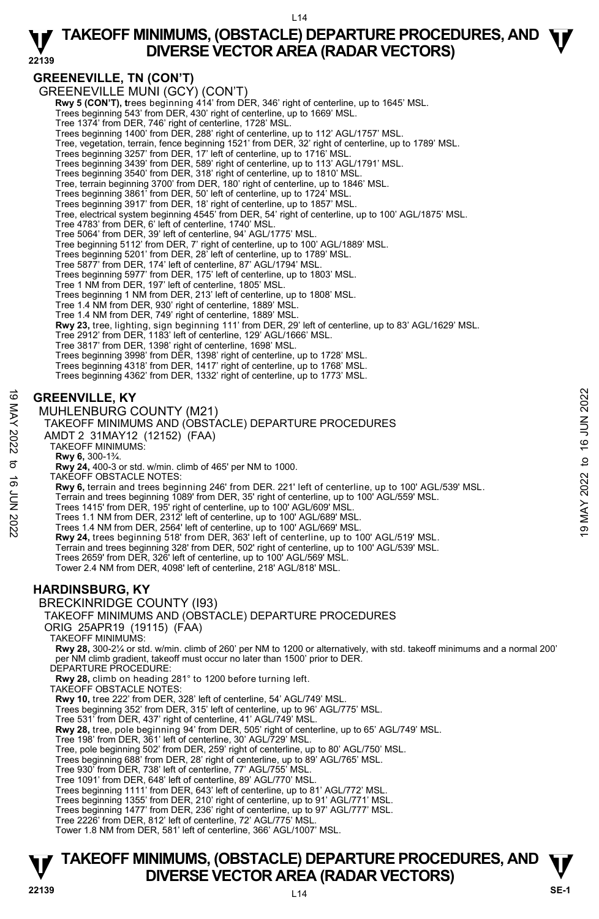## GREENEVILLE, TN (CON'T)

GREENEVILLE MUNI (GCY) (CON'T)

**Rwy 5 (CON'T), t**rees beginning 414' from DER, 346' right of centerline, up to 1645' MSL.
Trees beginning 543' from DER, 430' right of centerline, up to 1669' MSL.
Tree 1374' from DER, 746' right of centerline, 1728' MSL.
Trees beginning 1400' from DER, 288' right of centerline, up to 112' AGL/1757' MSL.
Tree, vegetation, terrain, fence beginning 1521' from DER, 32' right of centerline, up to 1789' MSL.
Trees beginning 3257' from DER, 17' left of centerline, up to 1716' MSL.
Trees beginning 3439' from DER, 589' right of centerline, up to 113' AGL/1791' MSL.
Trees beginning 3540' from DER, 318' right of centerline, up to 1810' MSL.
Tree, terrain beginning 3700' from DER, 180' right of centerline, up to 1846' MSL.
Trees beginning 3861' from DER, 50' left of centerline, up to 1724' MSL.
Trees beginning 3917' from DER, 18' right of centerline, up to 1857' MSL.
Tree, electrical system beginning 4545' from DER, 54' right of centerline, up to 100' AGL/1875' MSL.
Tree 4783' from DER, 6' left of centerline, 1740' MSL.
Tree 5064' from DER, 39' left of centerline, 94' AGL/1775' MSL.
Tree beginning 5112' from DER, 7' right of centerline, up to 100' AGL/1889' MSL.
Trees beginning 5201' from DER, 28' left of centerline, up to 1789' MSL.
Tree 5877' from DER, 174' left of centerline, 87' AGL/1794' MSL.
Trees beginning 5977' from DER, 175' left of centerline, up to 1803' MSL.
Tree 1 NM from DER, 197' left of centerline, 1805' MSL.
Trees beginning 1 NM from DER, 213' left of centerline, up to 1808' MSL.
Tree 1.4 NM from DER, 930' right of centerline, 1889' MSL.
Tree 1.4 NM from DER, 749' right of centerline, 1889' MSL.
**Rwy 23,** tree, lighting, sign beginning 111' from DER, 29' left of centerline, up to 83' AGL/1629' MSL.
Tree 2912' from DER, 1183' left of centerline, 129' AGL/1666' MSL.
Tree 3817' from DER, 1398' right of centerline, 1698' MSL.
Trees beginning 3998' from DER, 1398' right of centerline, up to 1728' MSL.
Trees beginning 4318' from DER, 1417' right of centerline, up to 1768' MSL.
Trees beginning 4362' from DER, 1332' right of centerline, up to 1773' MSL.

## GREENVILLE, KY

MUHLENBURG COUNTY (M21)
TAKEOFF MINIMUMS AND (OBSTACLE) DEPARTURE PROCEDURES
AMDT 2 31MAY12 (12152) (FAA)

TAKEOFF MINIMUMS:
**Rwy 6,** 300-1¾.
**Rwy 24,** 400-3 or std. w/min. climb of 465' per NM to 1000.

TAKEOFF OBSTACLE NOTES:
**Rwy 6,** terrain and trees beginning 246' from DER. 221' left of centerline, up to 100' AGL/539' MSL.
Terrain and trees beginning 1089' from DER, 35' right of centerline, up to 100' AGL/559' MSL.
Trees 1415' from DER, 195' right of centerline, up to 100' AGL/609' MSL.
Trees 1.1 NM from DER, 2312' left of centerline, up to 100' AGL/689' MSL.
Trees 1.4 NM from DER, 2564' left of centerline, up to 100' AGL/669' MSL.
**Rwy 24,** trees beginning 518' from DER, 363' left of centerline, up to 100' AGL/519' MSL.
Terrain and trees beginning 328' from DER, 502' right of centerline, up to 100' AGL/539' MSL.
Trees 2659' from DER, 326' left of centerline, up to 100' AGL/569' MSL.
Tower 2.4 NM from DER, 4098' left of centerline, 218' AGL/818' MSL.

## HARDINSBURG, KY

BRECKINRIDGE COUNTY (I93)
TAKEOFF MINIMUMS AND (OBSTACLE) DEPARTURE PROCEDURES
ORIG 25APR19 (19115) (FAA)

TAKEOFF MINIMUMS:
**Rwy 28,** 300-2¼ or std. w/min. climb of 260' per NM to 1200 or alternatively, with std. takeoff minimums and a normal 200' per NM climb gradient, takeoff must occur no later than 1500' prior to DER.

DEPARTURE PROCEDURE:
**Rwy 28,** climb on heading 281° to 1200 before turning left.

TAKEOFF OBSTACLE NOTES:
**Rwy 10,** tree 222' from DER, 328' left of centerline, 54' AGL/749' MSL.
Trees beginning 352' from DER, 315' left of centerline, up to 96' AGL/775' MSL.
Tree 531' from DER, 437' right of centerline, 41' AGL/749' MSL.
**Rwy 28,** tree, pole beginning 94' from DER, 505' right of centerline, up to 65' AGL/749' MSL.
Tree 198' from DER, 361' left of centerline, 30' AGL/729' MSL.
Tree, pole beginning 502' from DER, 259' right of centerline, up to 80' AGL/750' MSL.
Trees beginning 688' from DER, 28' right of centerline, up to 89' AGL/765' MSL.
Tree 930' from DER, 738' left of centerline, 77' AGL/755' MSL.
Tree 1091' from DER, 648' left of centerline, 89' AGL/770' MSL.
Trees beginning 1111' from DER, 643' left of centerline, up to 81' AGL/772' MSL.
Trees beginning 1355' from DER, 210' right of centerline, up to 91' AGL/771' MSL.
Trees beginning 1477' from DER, 236' right of centerline, up to 97' AGL/777' MSL.
Tree 2226' from DER, 812' left of centerline, 72' AGL/775' MSL.
Tower 1.8 NM from DER, 581' left of centerline, 366' AGL/1007' MSL.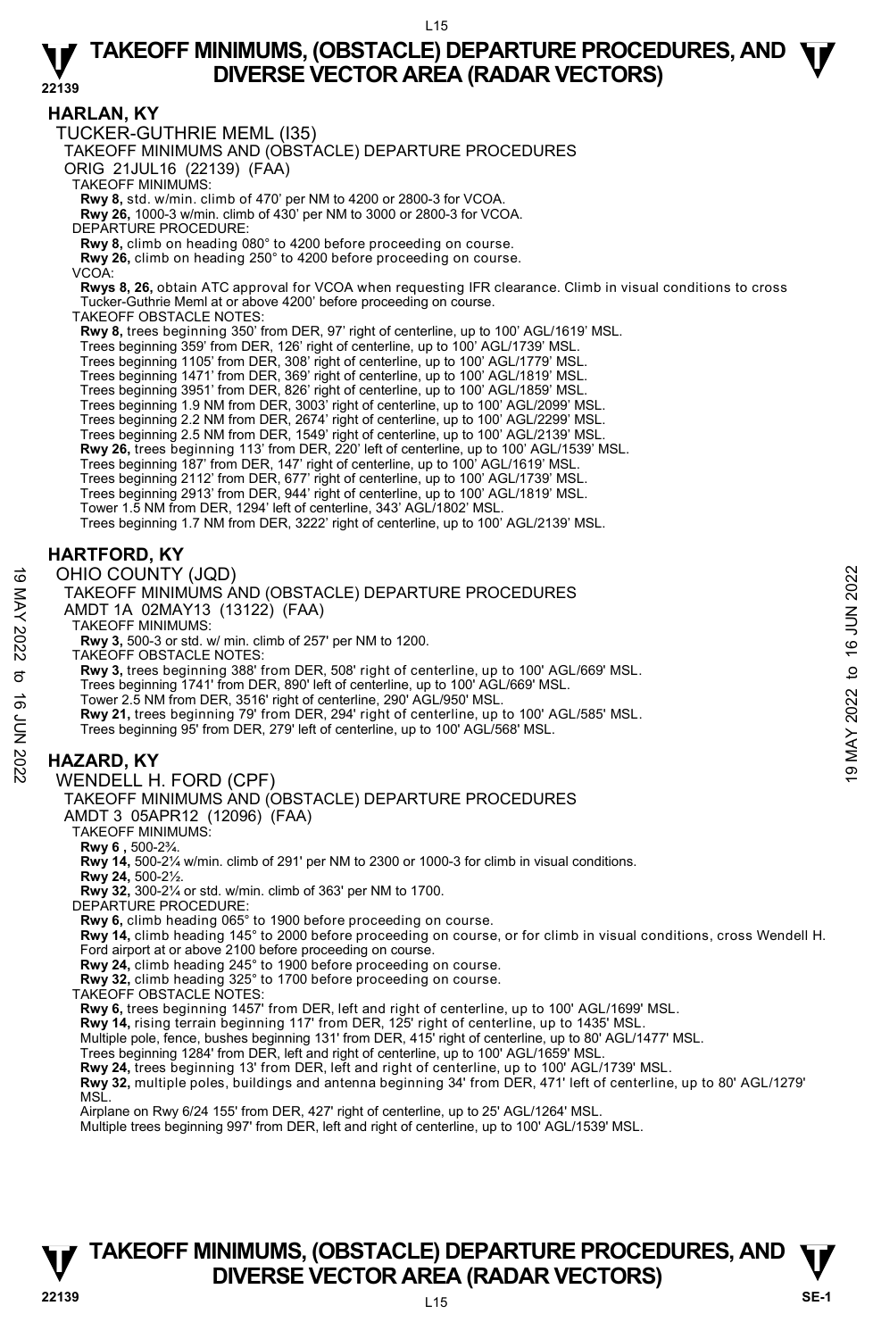## HARLAN, KY

TUCKER-GUTHRIE MEML (I35)

TAKEOFF MINIMUMS AND (OBSTACLE) DEPARTURE PROCEDURES

ORIG 21JUL16 (22139) (FAA)

TAKEOFF MINIMUMS:

**Rwy 8,** std. w/min. climb of 470' per NM to 4200 or 2800-3 for VCOA.

**Rwy 26,** 1000-3 w/min. climb of 430' per NM to 3000 or 2800-3 for VCOA.

DEPARTURE PROCEDURE:

**Rwy 8,** climb on heading 080° to 4200 before proceeding on course.

**Rwy 26,** climb on heading 250° to 4200 before proceeding on course.

VCOA:

**Rwys 8, 26,** obtain ATC approval for VCOA when requesting IFR clearance. Climb in visual conditions to cross Tucker-Guthrie Meml at or above 4200' before proceeding on course.

TAKEOFF OBSTACLE NOTES:

**Rwy 8,** trees beginning 350' from DER, 97' right of centerline, up to 100' AGL/1619' MSL.
Trees beginning 359' from DER, 126' right of centerline, up to 100' AGL/1739' MSL.
Trees beginning 1105' from DER, 308' right of centerline, up to 100' AGL/1779' MSL.
Trees beginning 1471' from DER, 369' right of centerline, up to 100' AGL/1819' MSL.
Trees beginning 3951' from DER, 826' right of centerline, up to 100' AGL/1859' MSL.
Trees beginning 1.9 NM from DER, 3003' right of centerline, up to 100' AGL/2099' MSL.
Trees beginning 2.2 NM from DER, 2674' right of centerline, up to 100' AGL/2299' MSL.
Trees beginning 2.5 NM from DER, 1549' right of centerline, up to 100' AGL/2139' MSL.
**Rwy 26,** trees beginning 113' from DER, 220' left of centerline, up to 100' AGL/1539' MSL.
Trees beginning 187' from DER, 147' right of centerline, up to 100' AGL/1619' MSL.
Trees beginning 2112' from DER, 677' right of centerline, up to 100' AGL/1739' MSL.
Trees beginning 2913' from DER, 944' right of centerline, up to 100' AGL/1819' MSL.
Tower 1.5 NM from DER, 1294' left of centerline, 343' AGL/1802' MSL.
Trees beginning 1.7 NM from DER, 3222' right of centerline, up to 100' AGL/2139' MSL.

## HARTFORD, KY

OHIO COUNTY (JQD)

TAKEOFF MINIMUMS AND (OBSTACLE) DEPARTURE PROCEDURES

AMDT 1A 02MAY13 (13122) (FAA)

TAKEOFF MINIMUMS:

**Rwy 3,** 500-3 or std. w/ min. climb of 257' per NM to 1200.

TAKEOFF OBSTACLE NOTES:

**Rwy 3,** trees beginning 388' from DER, 508' right of centerline, up to 100' AGL/669' MSL.
Trees beginning 1741' from DER, 890' left of centerline, up to 100' AGL/669' MSL.
Tower 2.5 NM from DER, 3516' right of centerline, 290' AGL/950' MSL.
**Rwy 21,** trees beginning 79' from DER, 294' right of centerline, up to 100' AGL/585' MSL.
Trees beginning 95' from DER, 279' left of centerline, up to 100' AGL/568' MSL.

## HAZARD, KY

WENDELL H. FORD (CPF)

TAKEOFF MINIMUMS AND (OBSTACLE) DEPARTURE PROCEDURES

AMDT 3 05APR12 (12096) (FAA)

TAKEOFF MINIMUMS:

**Rwy 6 ,** 500-2¾.

**Rwy 14,** 500-2¼ w/min. climb of 291' per NM to 2300 or 1000-3 for climb in visual conditions.

**Rwy 24,** 500-2½.

**Rwy 32,** 300-2¼ or std. w/min. climb of 363' per NM to 1700.

DEPARTURE PROCEDURE:

**Rwy 6,** climb heading 065° to 1900 before proceeding on course.

**Rwy 14,** climb heading 145° to 2000 before proceeding on course, or for climb in visual conditions, cross Wendell H. Ford airport at or above 2100 before proceeding on course.

**Rwy 24,** climb heading 245° to 1900 before proceeding on course.

**Rwy 32,** climb heading 325° to 1700 before proceeding on course.

TAKEOFF OBSTACLE NOTES:

**Rwy 6,** trees beginning 1457' from DER, left and right of centerline, up to 100' AGL/1699' MSL.
**Rwy 14,** rising terrain beginning 117' from DER, 125' right of centerline, up to 1435' MSL.
Multiple pole, fence, bushes beginning 131' from DER, 415' right of centerline, up to 80' AGL/1477' MSL.
Trees beginning 1284' from DER, left and right of centerline, up to 100' AGL/1659' MSL.
**Rwy 24,** trees beginning 13' from DER, left and right of centerline, up to 100' AGL/1739' MSL.
**Rwy 32,** multiple poles, buildings and antenna beginning 34' from DER, 471' left of centerline, up to 80' AGL/1279' MSL.
Airplane on Rwy 6/24 155' from DER, 427' right of centerline, up to 25' AGL/1264' MSL.
Multiple trees beginning 997' from DER, left and right of centerline, up to 100' AGL/1539' MSL.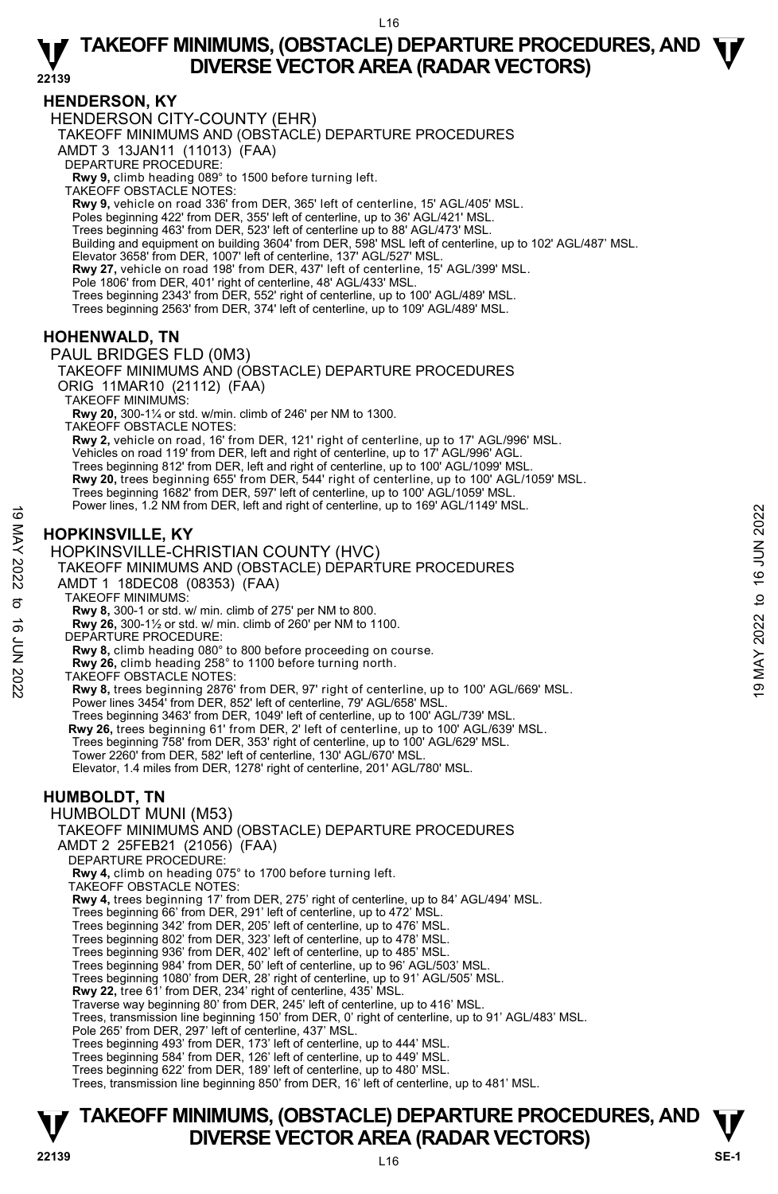# TAKEOFF MINIMUMS, (OBSTACLE) DEPARTURE PROCEDURES, AND DIVERSE VECTOR AREA (RADAR VECTORS)

## HENDERSON, KY

HENDERSON CITY-COUNTY (EHR)
TAKEOFF MINIMUMS AND (OBSTACLE) DEPARTURE PROCEDURES
AMDT 3 13JAN11 (11013) (FAA)
DEPARTURE PROCEDURE:
**Rwy 9,** climb heading 089° to 1500 before turning left.
TAKEOFF OBSTACLE NOTES:
**Rwy 9,** vehicle on road 336' from DER, 365' left of centerline, 15' AGL/405' MSL.
Poles beginning 422' from DER, 355' left of centerline, up to 36' AGL/421' MSL.
Trees beginning 463' from DER, 523' left of centerline up to 88' AGL/473' MSL.
Building and equipment on building 3604' from DER, 598' MSL left of centerline, up to 102' AGL/487' MSL.
Elevator 3658' from DER, 1007' left of centerline, 137' AGL/527' MSL.
**Rwy 27,** vehicle on road 198' from DER, 437' left of centerline, 15' AGL/399' MSL.
Pole 1806' from DER, 401' right of centerline, 48' AGL/433' MSL.
Trees beginning 2343' from DER, 552' right of centerline, up to 100' AGL/489' MSL.
Trees beginning 2563' from DER, 374' left of centerline, up to 109' AGL/489' MSL.

## HOHENWALD, TN

PAUL BRIDGES FLD (0M3)
TAKEOFF MINIMUMS AND (OBSTACLE) DEPARTURE PROCEDURES
ORIG 11MAR10 (21112) (FAA)
TAKEOFF MINIMUMS:
**Rwy 20,** 300-1¼ or std. w/min. climb of 246' per NM to 1300.
TAKEOFF OBSTACLE NOTES:
**Rwy 2,** vehicle on road, 16' from DER, 121' right of centerline, up to 17' AGL/996' MSL.
Vehicles on road 119' from DER, left and right of centerline, up to 17' AGL/996' AGL.
Trees beginning 812' from DER, left and right of centerline, up to 100' AGL/1099' MSL.
**Rwy 20,** trees beginning 655' from DER, 544' right of centerline, up to 100' AGL/1059' MSL.
Trees beginning 1682' from DER, 597' left of centerline, up to 100' AGL/1059' MSL.
Power lines, 1.2 NM from DER, left and right of centerline, up to 169' AGL/1149' MSL.

## HOPKINSVILLE, KY

HOPKINSVILLE-CHRISTIAN COUNTY (HVC)
TAKEOFF MINIMUMS AND (OBSTACLE) DEPARTURE PROCEDURES
AMDT 1 18DEC08 (08353) (FAA)
TAKEOFF MINIMUMS:
**Rwy 8,** 300-1 or std. w/ min. climb of 275' per NM to 800.
**Rwy 26,** 300-1½ or std. w/ min. climb of 260' per NM to 1100.
DEPARTURE PROCEDURE:
**Rwy 8,** climb heading 080° to 800 before proceeding on course.
**Rwy 26,** climb heading 258° to 1100 before turning north.
TAKEOFF OBSTACLE NOTES:
**Rwy 8,** trees beginning 2876' from DER, 97' right of centerline, up to 100' AGL/669' MSL.
Power lines 3454' from DER, 852' left of centerline, 79' AGL/658' MSL.
Trees beginning 3463' from DER, 1049' left of centerline, up to 100' AGL/739' MSL.
**Rwy 26,** trees beginning 61' from DER, 2' left of centerline, up to 100' AGL/639' MSL.
Trees beginning 758' from DER, 353' right of centerline, up to 100' AGL/629' MSL.
Tower 2260' from DER, 582' left of centerline, 130' AGL/670' MSL.
Elevator, 1.4 miles from DER, 1278' right of centerline, 201' AGL/780' MSL.

## HUMBOLDT, TN

HUMBOLDT MUNI (M53)
TAKEOFF MINIMUMS AND (OBSTACLE) DEPARTURE PROCEDURES
AMDT 2 25FEB21 (21056) (FAA)
DEPARTURE PROCEDURE:
**Rwy 4,** climb on heading 075° to 1700 before turning left.
TAKEOFF OBSTACLE NOTES:
**Rwy 4,** trees beginning 17' from DER, 275' right of centerline, up to 84' AGL/494' MSL.
Trees beginning 66' from DER, 291' left of centerline, up to 472' MSL.
Trees beginning 342' from DER, 205' left of centerline, up to 476' MSL.
Trees beginning 802' from DER, 323' left of centerline, up to 478' MSL.
Trees beginning 936' from DER, 402' left of centerline, up to 485' MSL.
Trees beginning 984' from DER, 50' left of centerline, up to 96' AGL/503' MSL.
Trees beginning 1080' from DER, 28' right of centerline, up to 91' AGL/505' MSL.
**Rwy 22,** tree 61' from DER, 234' right of centerline, 435' MSL.
Traverse way beginning 80' from DER, 245' left of centerline, up to 416' MSL.
Trees, transmission line beginning 150' from DER, 0' right of centerline, up to 91' AGL/483' MSL.
Pole 265' from DER, 297' left of centerline, 437' MSL.
Trees beginning 493' from DER, 173' left of centerline, up to 444' MSL.
Trees beginning 584' from DER, 126' left of centerline, up to 449' MSL.
Trees beginning 622' from DER, 189' left of centerline, up to 480' MSL.
Trees, transmission line beginning 850' from DER, 16' left of centerline, up to 481' MSL.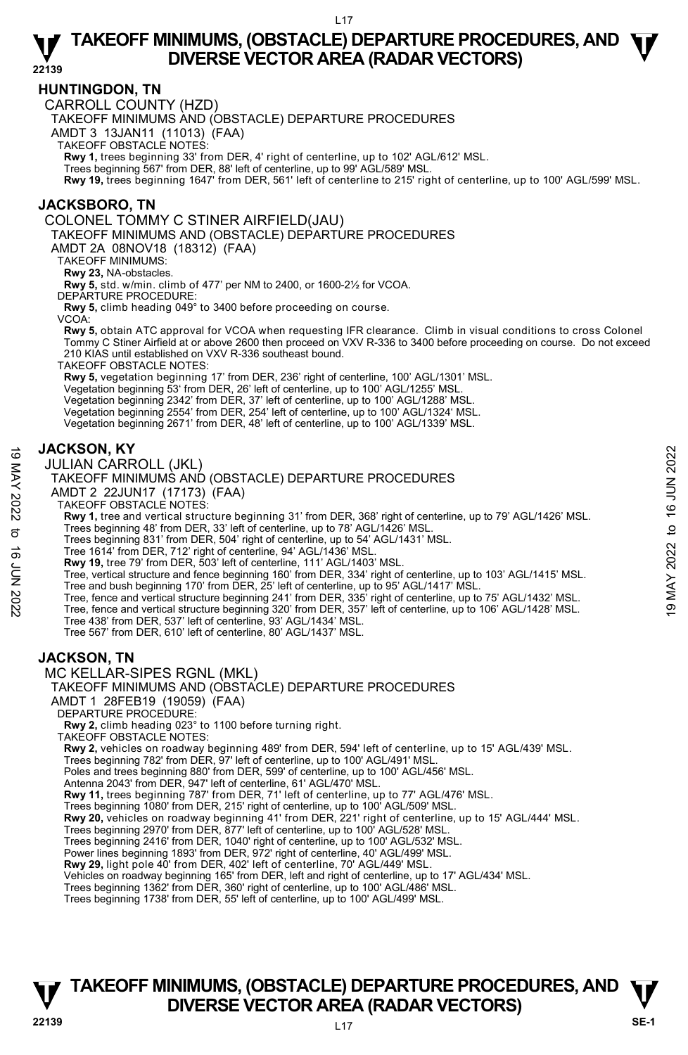# TAKEOFF MINIMUMS, (OBSTACLE) DEPARTURE PROCEDURES, AND DIVERSE VECTOR AREA (RADAR VECTORS)

## HUNTINGDON, TN

CARROLL COUNTY (HZD)
TAKEOFF MINIMUMS AND (OBSTACLE) DEPARTURE PROCEDURES
AMDT 3 13JAN11 (11013) (FAA)
TAKEOFF OBSTACLE NOTES:
**Rwy 1,** trees beginning 33' from DER, 4' right of centerline, up to 102' AGL/612' MSL.
Trees beginning 567' from DER, 88' left of centerline, up to 99' AGL/589' MSL.
**Rwy 19,** trees beginning 1647' from DER, 561' left of centerline to 215' right of centerline, up to 100' AGL/599' MSL.

## JACKSBORO, TN

COLONEL TOMMY C STINER AIRFIELD(JAU)
TAKEOFF MINIMUMS AND (OBSTACLE) DEPARTURE PROCEDURES
AMDT 2A 08NOV18 (18312) (FAA)
TAKEOFF MINIMUMS:
**Rwy 23,** NA-obstacles.
**Rwy 5,** std. w/min. climb of 477' per NM to 2400, or 1600-2½ for VCOA.
DEPARTURE PROCEDURE:
**Rwy 5,** climb heading 049° to 3400 before proceeding on course.
VCOA:
**Rwy 5,** obtain ATC approval for VCOA when requesting IFR clearance. Climb in visual conditions to cross Colonel Tommy C Stiner Airfield at or above 2600 then proceed on VXV R-336 to 3400 before proceeding on course. Do not exceed 210 KIAS until established on VXV R-336 southeast bound.
TAKEOFF OBSTACLE NOTES:
**Rwy 5,** vegetation beginning 17' from DER, 236' right of centerline, 100' AGL/1301' MSL.
Vegetation beginning 53' from DER, 26' left of centerline, up to 100' AGL/1255' MSL.
Vegetation beginning 2342' from DER, 37' left of centerline, up to 100' AGL/1288' MSL.
Vegetation beginning 2554' from DER, 254' left of centerline, up to 100' AGL/1324' MSL.
Vegetation beginning 2671' from DER, 48' left of centerline, up to 100' AGL/1339' MSL.

## JACKSON, KY

JULIAN CARROLL (JKL)
TAKEOFF MINIMUMS AND (OBSTACLE) DEPARTURE PROCEDURES
AMDT 2 22JUN17 (17173) (FAA)
TAKEOFF OBSTACLE NOTES:
**Rwy 1,** tree and vertical structure beginning 31' from DER, 368' right of centerline, up to 79' AGL/1426' MSL.
Trees beginning 48' from DER, 33' left of centerline, up to 78' AGL/1426' MSL.
Trees beginning 831' from DER, 504' right of centerline, up to 54' AGL/1431' MSL.
Tree 1614' from DER, 712' right of centerline, 94' AGL/1436' MSL.
**Rwy 19,** tree 79' from DER, 503' left of centerline, 111' AGL/1403' MSL.
Tree, vertical structure and fence beginning 160' from DER, 334' right of centerline, up to 103' AGL/1415' MSL.
Tree and bush beginning 170' from DER, 25' left of centerline, up to 95' AGL/1417' MSL.
Tree, fence and vertical structure beginning 241' from DER, 335' right of centerline, up to 75' AGL/1432' MSL.
Tree, fence and vertical structure beginning 320' from DER, 357' left of centerline, up to 106' AGL/1428' MSL.
Tree 438' from DER, 537' left of centerline, 93' AGL/1434' MSL.
Tree 567' from DER, 610' left of centerline, 80' AGL/1437' MSL.

## JACKSON, TN

MC KELLAR-SIPES RGNL (MKL)
TAKEOFF MINIMUMS AND (OBSTACLE) DEPARTURE PROCEDURES
AMDT 1 28FEB19 (19059) (FAA)
DEPARTURE PROCEDURE:
**Rwy 2,** climb heading 023° to 1100 before turning right.
TAKEOFF OBSTACLE NOTES:
**Rwy 2,** vehicles on roadway beginning 489' from DER, 594' left of centerline, up to 15' AGL/439' MSL.
Trees beginning 782' from DER, 97' left of centerline, up to 100' AGL/491' MSL.
Poles and trees beginning 880' from DER, 599' of centerline, up to 100' AGL/456' MSL.
Antenna 2043' from DER, 947' left of centerline, 61' AGL/470' MSL.
**Rwy 11,** trees beginning 787' from DER, 71' left of centerline, up to 77' AGL/476' MSL.
Trees beginning 1080' from DER, 215' right of centerline, up to 100' AGL/509' MSL.
**Rwy 20,** vehicles on roadway beginning 41' from DER, 221' right of centerline, up to 15' AGL/444' MSL.
Trees beginning 2970' from DER, 877' left of centerline, up to 100' AGL/528' MSL.
Trees beginning 2416' from DER, 1040' right of centerline, up to 100' AGL/532' MSL.
Power lines beginning 1893' from DER, 972' right of centerline, 40' AGL/499' MSL.
**Rwy 29,** light pole 40' from DER, 402' left of centerline, 70' AGL/449' MSL.
Vehicles on roadway beginning 165' from DER, left and right of centerline, up to 17' AGL/434' MSL.
Trees beginning 1362' from DER, 360' right of centerline, up to 100' AGL/486' MSL.
Trees beginning 1738' from DER, 55' left of centerline, up to 100' AGL/499' MSL.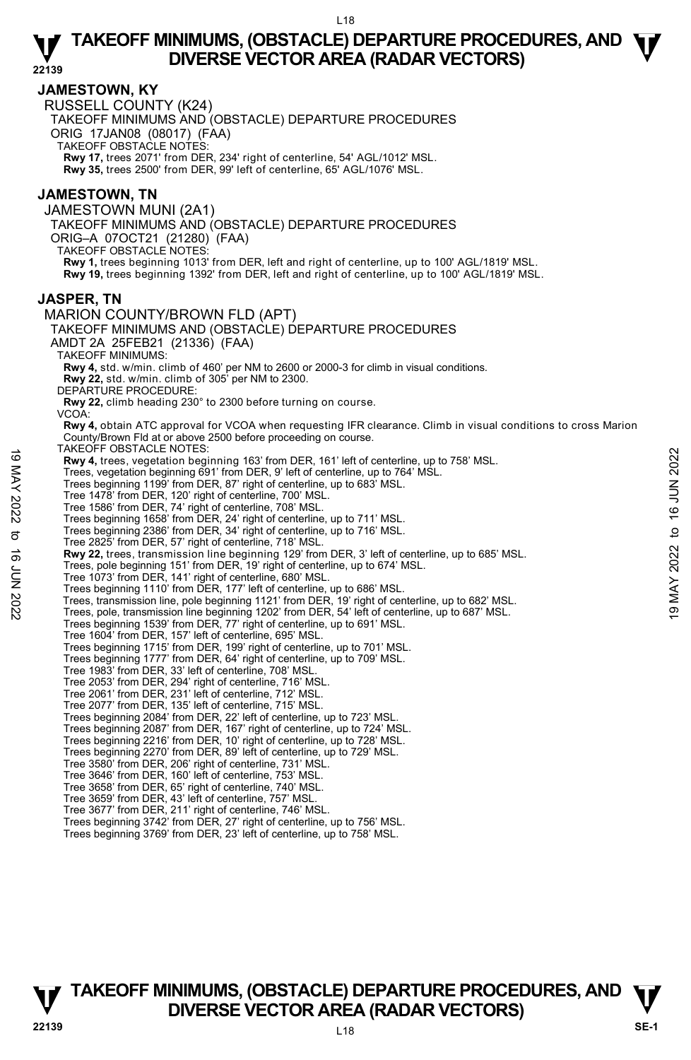## JAMESTOWN, KY

RUSSELL COUNTY (K24)

TAKEOFF MINIMUMS AND (OBSTACLE) DEPARTURE PROCEDURES

ORIG 17JAN08 (08017) (FAA)

TAKEOFF OBSTACLE NOTES:

**Rwy 17,** trees 2071' from DER, 234' right of centerline, 54' AGL/1012' MSL.
**Rwy 35,** trees 2500' from DER, 99' left of centerline, 65' AGL/1076' MSL.

## JAMESTOWN, TN

JAMESTOWN MUNI (2A1)

TAKEOFF MINIMUMS AND (OBSTACLE) DEPARTURE PROCEDURES

ORIG–A 07OCT21 (21280) (FAA)

TAKEOFF OBSTACLE NOTES:

**Rwy 1,** trees beginning 1013' from DER, left and right of centerline, up to 100' AGL/1819' MSL.
**Rwy 19,** trees beginning 1392' from DER, left and right of centerline, up to 100' AGL/1819' MSL.

## JASPER, TN

MARION COUNTY/BROWN FLD (APT)

TAKEOFF MINIMUMS AND (OBSTACLE) DEPARTURE PROCEDURES

AMDT 2A 25FEB21 (21336) (FAA)

TAKEOFF MINIMUMS:

**Rwy 4,** std. w/min. climb of 460' per NM to 2600 or 2000-3 for climb in visual conditions.
**Rwy 22,** std. w/min. climb of 305' per NM to 2300.

DEPARTURE PROCEDURE:

**Rwy 22,** climb heading 230° to 2300 before turning on course.

VCOA:

**Rwy 4,** obtain ATC approval for VCOA when requesting IFR clearance. Climb in visual conditions to cross Marion County/Brown Fld at or above 2500 before proceeding on course.

TAKEOFF OBSTACLE NOTES:

**Rwy 4,** trees, vegetation beginning 163' from DER, 161' left of centerline, up to 758' MSL.
Trees, vegetation beginning 691' from DER, 9' left of centerline, up to 764' MSL.
Trees beginning 1199' from DER, 87' right of centerline, up to 683' MSL.
Tree 1478' from DER, 120' right of centerline, 700' MSL.
Tree 1586' from DER, 74' right of centerline, 708' MSL.
Trees beginning 1658' from DER, 24' right of centerline, up to 711' MSL.
Trees beginning 2386' from DER, 34' right of centerline, up to 716' MSL.
Tree 2825' from DER, 57' right of centerline, 718' MSL.
**Rwy 22,** trees, transmission line beginning 129' from DER, 3' left of centerline, up to 685' MSL.
Trees, pole beginning 151' from DER, 19' right of centerline, up to 674' MSL.
Tree 1073' from DER, 141' right of centerline, 680' MSL.
Trees beginning 1110' from DER, 177' left of centerline, up to 686' MSL.
Trees, transmission line, pole beginning 1121' from DER, 19' right of centerline, up to 682' MSL.
Trees, pole, transmission line beginning 1202' from DER, 54' left of centerline, up to 687' MSL.
Trees beginning 1539' from DER, 77' right of centerline, up to 691' MSL.
Tree 1604' from DER, 157' left of centerline, 695' MSL.
Trees beginning 1715' from DER, 199' right of centerline, up to 701' MSL.
Trees beginning 1777' from DER, 64' right of centerline, up to 709' MSL.
Tree 1983' from DER, 33' left of centerline, 708' MSL.
Tree 2053' from DER, 294' right of centerline, 716' MSL.
Tree 2061' from DER, 231' left of centerline, 712' MSL.
Tree 2077' from DER, 135' left of centerline, 715' MSL.
Trees beginning 2084' from DER, 22' left of centerline, up to 723' MSL.
Trees beginning 2087' from DER, 167' right of centerline, up to 724' MSL.
Trees beginning 2216' from DER, 10' right of centerline, up to 728' MSL.
Trees beginning 2270' from DER, 89' left of centerline, up to 729' MSL.
Tree 3580' from DER, 206' right of centerline, 731' MSL.
Tree 3646' from DER, 160' left of centerline, 753' MSL.
Tree 3658' from DER, 65' right of centerline, 740' MSL.
Tree 3659' from DER, 43' left of centerline, 757' MSL.
Tree 3677' from DER, 211' right of centerline, 746' MSL.
Trees beginning 3742' from DER, 27' right of centerline, up to 756' MSL.
Trees beginning 3769' from DER, 23' left of centerline, up to 758' MSL.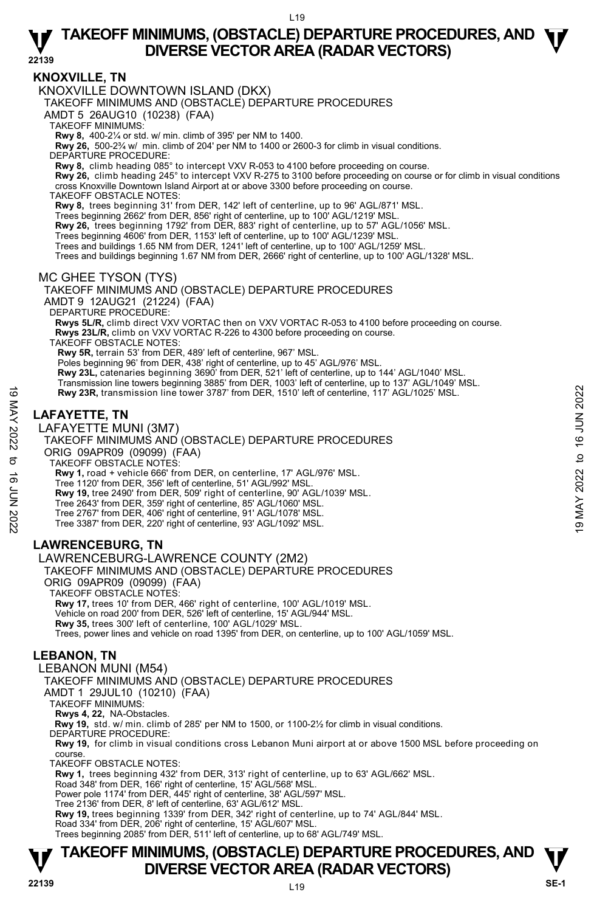## KNOXVILLE, TN

KNOXVILLE DOWNTOWN ISLAND (DKX)

TAKEOFF MINIMUMS AND (OBSTACLE) DEPARTURE PROCEDURES

AMDT 5 26AUG10 (10238) (FAA)

TAKEOFF MINIMUMS:

**Rwy 8,** 400-2¼ or std. w/ min. climb of 395' per NM to 1400.

**Rwy 26,** 500-2¾ w/ min. climb of 204' per NM to 1400 or 2600-3 for climb in visual conditions.

DEPARTURE PROCEDURE:

**Rwy 8,** climb heading 085° to intercept VXV R-053 to 4100 before proceeding on course.

**Rwy 26,** climb heading 245° to intercept VXV R-275 to 3100 before proceeding on course or for climb in visual conditions cross Knoxville Downtown Island Airport at or above 3300 before proceeding on course.

TAKEOFF OBSTACLE NOTES:

**Rwy 8,** trees beginning 31' from DER, 142' left of centerline, up to 96' AGL/871' MSL.

Trees beginning 2662' from DER, 856' right of centerline, up to 100' AGL/1219' MSL.

**Rwy 26,** trees beginning 1792' from DER, 883' right of centerline, up to 57' AGL/1056' MSL.

Trees beginning 4606' from DER, 1153' left of centerline, up to 100' AGL/1239' MSL.

Trees and buildings 1.65 NM from DER, 1241' left of centerline, up to 100' AGL/1259' MSL.

Trees and buildings beginning 1.67 NM from DER, 2666' right of centerline, up to 100' AGL/1328' MSL.

MC GHEE TYSON (TYS)

TAKEOFF MINIMUMS AND (OBSTACLE) DEPARTURE PROCEDURES

AMDT 9 12AUG21 (21224) (FAA)

DEPARTURE PROCEDURE:

**Rwys 5L/R,** climb direct VXV VORTAC then on VXV VORTAC R-053 to 4100 before proceeding on course.

**Rwys 23L/R,** climb on VXV VORTAC R-226 to 4300 before proceeding on course.

TAKEOFF OBSTACLE NOTES:

**Rwy 5R,** terrain 53' from DER, 489' left of centerline, 967' MSL.

Poles beginning 96' from DER, 438' right of centerline, up to 45' AGL/976' MSL.

**Rwy 23L,** catenaries beginning 3690' from DER, 521' left of centerline, up to 144' AGL/1040' MSL.

Transmission line towers beginning 3885' from DER, 1003' left of centerline, up to 137' AGL/1049' MSL.

**Rwy 23R,** transmission line tower 3787' from DER, 1510' left of centerline, 117' AGL/1025' MSL.

## LAFAYETTE, TN

LAFAYETTE MUNI (3M7)

TAKEOFF MINIMUMS AND (OBSTACLE) DEPARTURE PROCEDURES

ORIG 09APR09 (09099) (FAA)

TAKEOFF OBSTACLE NOTES:

**Rwy 1,** road + vehicle 666' from DER, on centerline, 17' AGL/976' MSL.

Tree 1120' from DER, 356' left of centerline, 51' AGL/992' MSL.

**Rwy 19,** tree 2490' from DER, 509' right of centerline, 90' AGL/1039' MSL.

Tree 2643' from DER, 359' right of centerline, 85' AGL/1060' MSL.

Tree 2767' from DER, 406' right of centerline, 91' AGL/1078' MSL.

Tree 3387' from DER, 220' right of centerline, 93' AGL/1092' MSL.

## LAWRENCEBURG, TN

LAWRENCEBURG-LAWRENCE COUNTY (2M2)

TAKEOFF MINIMUMS AND (OBSTACLE) DEPARTURE PROCEDURES

ORIG 09APR09 (09099) (FAA)

TAKEOFF OBSTACLE NOTES:

**Rwy 17,** trees 10' from DER, 466' right of centerline, 100' AGL/1019' MSL.

Vehicle on road 200' from DER, 526' left of centerline, 15' AGL/944' MSL.

**Rwy 35,** trees 300' left of centerline, 100' AGL/1029' MSL.

Trees, power lines and vehicle on road 1395' from DER, on centerline, up to 100' AGL/1059' MSL.

## LEBANON, TN

LEBANON MUNI (M54)

TAKEOFF MINIMUMS AND (OBSTACLE) DEPARTURE PROCEDURES

AMDT 1 29JUL10 (10210) (FAA)

TAKEOFF MINIMUMS:

**Rwys 4, 22,** NA-Obstacles.

**Rwy 19,** std. w/ min. climb of 285' per NM to 1500, or 1100-2½ for climb in visual conditions.

DEPARTURE PROCEDURE:

**Rwy 19,** for climb in visual conditions cross Lebanon Muni airport at or above 1500 MSL before proceeding on course.

TAKEOFF OBSTACLE NOTES:

**Rwy 1,** trees beginning 432' from DER, 313' right of centerline, up to 63' AGL/662' MSL.

Road 348' from DER, 166' right of centerline, 15' AGL/568' MSL.

Power pole 1174' from DER, 445' right of centerline, 38' AGL/597' MSL.

Tree 2136' from DER, 8' left of centerline, 63' AGL/612' MSL.

**Rwy 19,** trees beginning 1339' from DER, 342' right of centerline, up to 74' AGL/844' MSL.

Road 334' from DER, 206' right of centerline, 15' AGL/607' MSL.

Trees beginning 2085' from DER, 511' left of centerline, up to 68' AGL/749' MSL.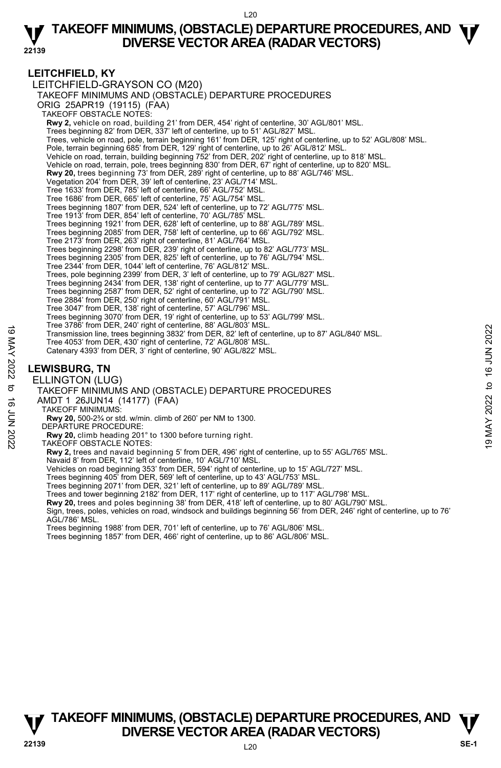## LEITCHFIELD, KY

LEITCHFIELD-GRAYSON CO (M20)

TAKEOFF MINIMUMS AND (OBSTACLE) DEPARTURE PROCEDURES

ORIG 25APR19 (19115) (FAA)

TAKEOFF OBSTACLE NOTES:

**Rwy 2,** vehicle on road, building 21' from DER, 454' right of centerline, 30' AGL/801' MSL.
Trees beginning 82' from DER, 337' left of centerline, up to 51' AGL/827' MSL.
Trees, vehicle on road, pole, terrain beginning 161' from DER, 125' right of centerline, up to 52' AGL/808' MSL.
Pole, terrain beginning 685' from DER, 129' right of centerline, up to 26' AGL/812' MSL.
Vehicle on road, terrain, building beginning 752' from DER, 202' right of centerline, up to 818' MSL.
Vehicle on road, terrain, pole, trees beginning 830' from DER, 67' right of centerline, up to 820' MSL.
**Rwy 20,** trees beginning 73' from DER, 289' right of centerline, up to 88' AGL/746' MSL.
Vegetation 204' from DER, 39' left of centerline, 23' AGL/714' MSL.
Tree 1633' from DER, 785' left of centerline, 66' AGL/752' MSL.
Tree 1686' from DER, 665' left of centerline, 75' AGL/754' MSL.
Trees beginning 1807' from DER, 524' left of centerline, up to 72' AGL/775' MSL.
Tree 1913' from DER, 854' left of centerline, 70' AGL/785' MSL.
Trees beginning 1921' from DER, 628' left of centerline, up to 88' AGL/789' MSL.
Trees beginning 2085' from DER, 758' left of centerline, up to 66' AGL/792' MSL.
Tree 2173' from DER, 263' right of centerline, 81' AGL/764' MSL.
Trees beginning 2298' from DER, 239' right of centerline, up to 82' AGL/773' MSL.
Trees beginning 2305' from DER, 825' left of centerline, up to 76' AGL/794' MSL.
Tree 2344' from DER, 1044' left of centerline, 76' AGL/812' MSL.
Trees, pole beginning 2399' from DER, 3' left of centerline, up to 79' AGL/827' MSL.
Trees beginning 2434' from DER, 138' right of centerline, up to 77' AGL/779' MSL.
Trees beginning 2587' from DER, 52' right of centerline, up to 72' AGL/790' MSL.
Tree 2884' from DER, 250' right of centerline, 60' AGL/791' MSL.
Tree 3047' from DER, 138' right of centerline, 57' AGL/796' MSL.
Trees beginning 3070' from DER, 19' right of centerline, up to 53' AGL/799' MSL.
Tree 3786' from DER, 240' right of centerline, 88' AGL/803' MSL.
Transmission line, trees beginning 3832' from DER, 82' left of centerline, up to 87' AGL/840' MSL.
Tree 4053' from DER, 430' right of centerline, 72' AGL/808' MSL.
Catenary 4393' from DER, 3' right of centerline, 90' AGL/822' MSL.

## LEWISBURG, TN

ELLINGTON (LUG)

TAKEOFF MINIMUMS AND (OBSTACLE) DEPARTURE PROCEDURES

AMDT 1 26JUN14 (14177) (FAA)

TAKEOFF MINIMUMS:

**Rwy 20,** 500-2¾ or std. w/min. climb of 260' per NM to 1300.

DEPARTURE PROCEDURE:

**Rwy 20,** climb heading 201° to 1300 before turning right.

TAKEOFF OBSTACLE NOTES:

**Rwy 2,** trees and navaid beginning 5' from DER, 496' right of centerline, up to 55' AGL/765' MSL.
Navaid 8' from DER, 112' left of centerline, 10' AGL/710' MSL.
Vehicles on road beginning 353' from DER, 594' right of centerline, up to 15' AGL/727' MSL.
Trees beginning 405' from DER, 569' left of centerline, up to 43' AGL/753' MSL.
Trees beginning 2071' from DER, 321' left of centerline, up to 89' AGL/789' MSL.
Trees and tower beginning 2182' from DER, 117' right of centerline, up to 117' AGL/798' MSL.
**Rwy 20,** trees and poles beginning 38' from DER, 418' left of centerline, up to 80' AGL/790' MSL.
Sign, trees, poles, vehicles on road, windsock and buildings beginning 56' from DER, 246' right of centerline, up to 76' AGL/786' MSL.
Trees beginning 1988' from DER, 701' left of centerline, up to 76' AGL/806' MSL.
Trees beginning 1857' from DER, 466' right of centerline, up to 86' AGL/806' MSL.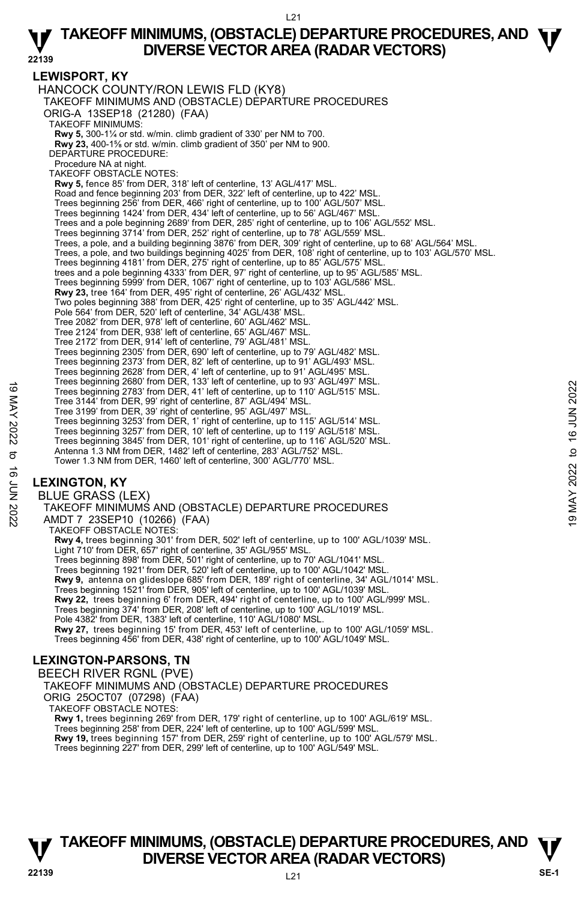# TAKEOFF MINIMUMS, (OBSTACLE) DEPARTURE PROCEDURES, AND DIVERSE VECTOR AREA (RADAR VECTORS)

## LEWISPORT, KY

HANCOCK COUNTY/RON LEWIS FLD (KY8)

TAKEOFF MINIMUMS AND (OBSTACLE) DEPARTURE PROCEDURES

ORIG-A 13SEP18 (21280) (FAA)

TAKEOFF MINIMUMS:

**Rwy 5,** 300-1¼ or std. w/min. climb gradient of 330' per NM to 700.
**Rwy 23,** 400-1⅝ or std. w/min. climb gradient of 350' per NM to 900.

DEPARTURE PROCEDURE:

Procedure NA at night.

TAKEOFF OBSTACLE NOTES:

**Rwy 5,** fence 85' from DER, 318' left of centerline, 13' AGL/417' MSL.
Road and fence beginning 203' from DER, 322' left of centerline, up to 422' MSL.
Trees beginning 256' from DER, 466' right of centerline, up to 100' AGL/507' MSL.
Trees beginning 1424' from DER, 434' left of centerline, up to 56' AGL/467' MSL.
Trees and a pole beginning 2689' from DER, 285' right of centerline, up to 106' AGL/552' MSL.
Trees beginning 3714' from DER, 252' right of centerline, up to 78' AGL/559' MSL.
Trees, a pole, and a building beginning 3876' from DER, 309' right of centerline, up to 68' AGL/564' MSL.
Trees, a pole, and two buildings beginning 4025' from DER, 108' right of centerline, up to 103' AGL/570' MSL.
Trees beginning 4181' from DER, 275' right of centerline, up to 85' AGL/575' MSL.
trees and a pole beginning 4333' from DER, 97' right of centerline, up to 95' AGL/585' MSL.
Trees beginning 5999' from DER, 1067' right of centerline, up to 103' AGL/586' MSL.
**Rwy 23,** tree 164' from DER, 495' right of centerline, 26' AGL/432' MSL.
Two poles beginning 388' from DER, 425' right of centerline, up to 35' AGL/442' MSL.
Pole 564' from DER, 520' left of centerline, 34' AGL/438' MSL.
Tree 2082' from DER, 978' left of centerline, 60' AGL/462' MSL.
Tree 2124' from DER, 938' left of centerline, 65' AGL/467' MSL.
Tree 2172' from DER, 914' left of centerline, 79' AGL/481' MSL.
Trees beginning 2305' from DER, 690' left of centerline, up to 79' AGL/482' MSL.
Trees beginning 2373' from DER, 82' left of centerline, up to 91' AGL/493' MSL.
Trees beginning 2628' from DER, 4' left of centerline, up to 91' AGL/495' MSL.
Trees beginning 2680' from DER, 133' left of centerline, up to 93' AGL/497' MSL.
Trees beginning 2783' from DER, 41' left of centerline, up to 110' AGL/515' MSL.
Tree 3144' from DER, 99' right of centerline, 87' AGL/494' MSL.
Tree 3199' from DER, 39' right of centerline, 95' AGL/497' MSL.
Trees beginning 3253' from DER, 1' right of centerline, up to 115' AGL/514' MSL.
Trees beginning 3257' from DER, 10' left of centerline, up to 119' AGL/518' MSL.
Trees beginning 3845' from DER, 101' right of centerline, up to 116' AGL/520' MSL.
Antenna 1.3 NM from DER, 1482' left of centerline, 283' AGL/752' MSL.
Tower 1.3 NM from DER, 1460' left of centerline, 300' AGL/770' MSL.

## LEXINGTON, KY

BLUE GRASS (LEX)

TAKEOFF MINIMUMS AND (OBSTACLE) DEPARTURE PROCEDURES

AMDT 7 23SEP10 (10266) (FAA)

TAKEOFF OBSTACLE NOTES:

**Rwy 4,** trees beginning 301' from DER, 502' left of centerline, up to 100' AGL/1039' MSL.
Light 710' from DER, 657' right of centerline, 35' AGL/955' MSL.
Trees beginning 898' from DER, 501' right of centerline, up to 70' AGL/1041' MSL.
Trees beginning 1921' from DER, 520' left of centerline, up to 100' AGL/1042' MSL.
**Rwy 9,** antenna on glideslope 685' from DER, 189' right of centerline, 34' AGL/1014' MSL.
Trees beginning 1521' from DER, 905' left of centerline, up to 100' AGL/1039' MSL.
**Rwy 22,** trees beginning 6' from DER, 494' right of centerline, up to 100' AGL/999' MSL.
Trees beginning 374' from DER, 208' left of centerline, up to 100' AGL/1019' MSL.
Pole 4382' from DER, 1383' left of centerline, 110' AGL/1080' MSL.
**Rwy 27,** trees beginning 15' from DER, 453' left of centerline, up to 100' AGL/1059' MSL.
Trees beginning 456' from DER, 438' right of centerline, up to 100' AGL/1049' MSL.

## LEXINGTON-PARSONS, TN

BEECH RIVER RGNL (PVE)

TAKEOFF MINIMUMS AND (OBSTACLE) DEPARTURE PROCEDURES

ORIG 25OCT07 (07298) (FAA)

TAKEOFF OBSTACLE NOTES:

**Rwy 1,** trees beginning 269' from DER, 179' right of centerline, up to 100' AGL/619' MSL.
Trees beginning 258' from DER, 224' left of centerline, up to 100' AGL/599' MSL.
**Rwy 19,** trees beginning 157' from DER, 259' right of centerline, up to 100' AGL/579' MSL.
Trees beginning 227' from DER, 299' left of centerline, up to 100' AGL/549' MSL.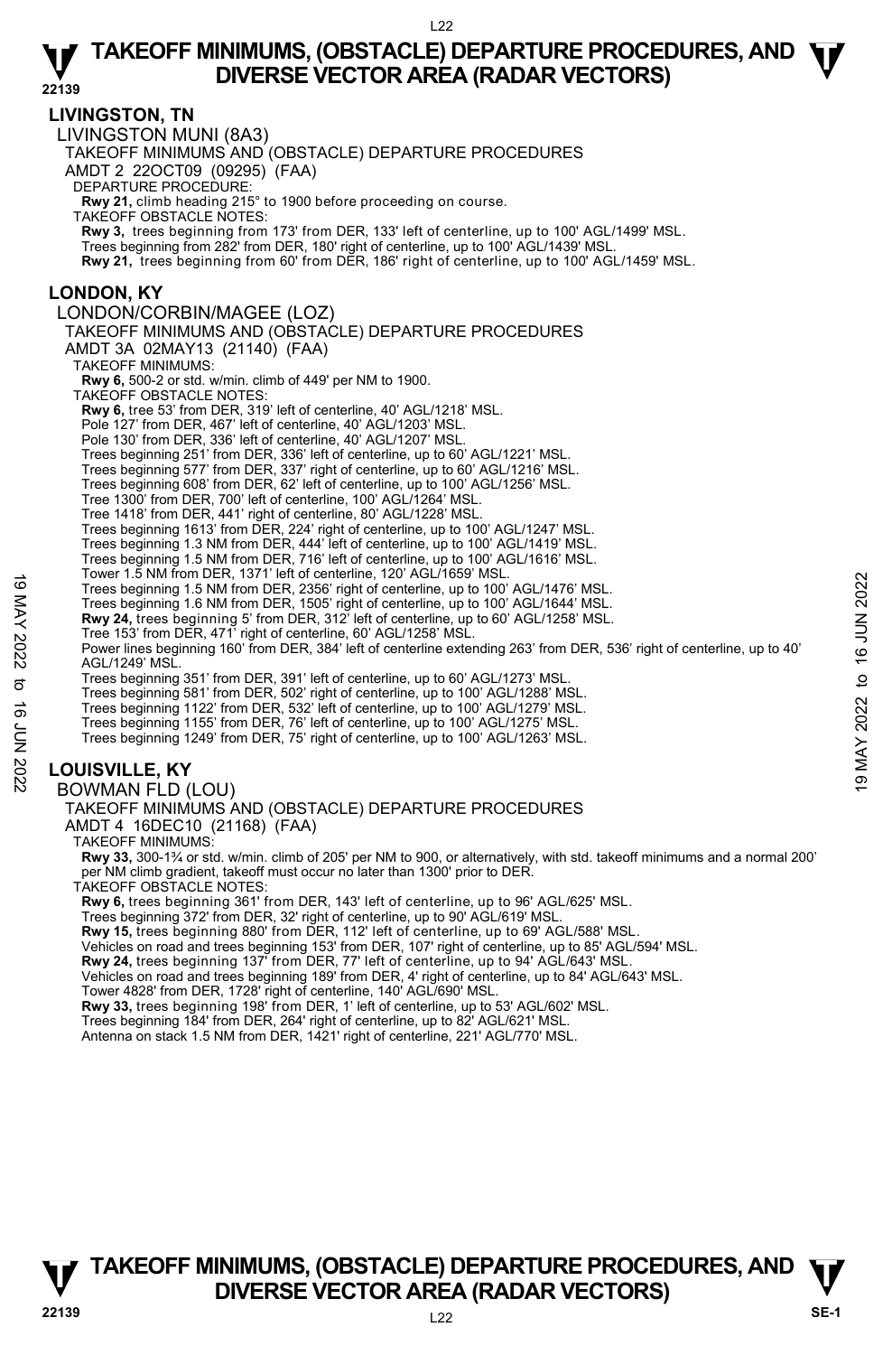## LIVINGSTON, TN

### LIVINGSTON MUNI (8A3)

TAKEOFF MINIMUMS AND (OBSTACLE) DEPARTURE PROCEDURES

AMDT 2 22OCT09 (09295) (FAA)

DEPARTURE PROCEDURE:

**Rwy 21,** climb heading 215° to 1900 before proceeding on course.

TAKEOFF OBSTACLE NOTES:

**Rwy 3,** trees beginning from 173' from DER, 133' left of centerline, up to 100' AGL/1499' MSL.
Trees beginning from 282' from DER, 180' right of centerline, up to 100' AGL/1439' MSL.
**Rwy 21,** trees beginning from 60' from DER, 186' right of centerline, up to 100' AGL/1459' MSL.

## LONDON, KY

### LONDON/CORBIN/MAGEE (LOZ)

TAKEOFF MINIMUMS AND (OBSTACLE) DEPARTURE PROCEDURES

AMDT 3A 02MAY13 (21140) (FAA)

TAKEOFF MINIMUMS:

**Rwy 6,** 500-2 or std. w/min. climb of 449' per NM to 1900.

TAKEOFF OBSTACLE NOTES:

**Rwy 6,** tree 53' from DER, 319' left of centerline, 40' AGL/1218' MSL.
Pole 127' from DER, 467' left of centerline, 40' AGL/1203' MSL.
Pole 130' from DER, 336' left of centerline, 40' AGL/1207' MSL.
Trees beginning 251' from DER, 336' left of centerline, up to 60' AGL/1221' MSL.
Trees beginning 577' from DER, 337' right of centerline, up to 60' AGL/1216' MSL.
Trees beginning 608' from DER, 62' left of centerline, up to 100' AGL/1256' MSL.
Tree 1300' from DER, 700' left of centerline, 100' AGL/1264' MSL.
Tree 1418' from DER, 441' right of centerline, 80' AGL/1228' MSL.
Trees beginning 1613' from DER, 224' right of centerline, up to 100' AGL/1247' MSL.
Trees beginning 1.3 NM from DER, 444' left of centerline, up to 100' AGL/1419' MSL.
Trees beginning 1.5 NM from DER, 716' left of centerline, up to 100' AGL/1616' MSL.
Tower 1.5 NM from DER, 1371' left of centerline, 120' AGL/1659' MSL.
Trees beginning 1.5 NM from DER, 2356' right of centerline, up to 100' AGL/1476' MSL.
Trees beginning 1.6 NM from DER, 1505' right of centerline, up to 100' AGL/1644' MSL.
**Rwy 24,** trees beginning 5' from DER, 312' left of centerline, up to 60' AGL/1258' MSL.
Tree 153' from DER, 471' right of centerline, 60' AGL/1258' MSL.
Power lines beginning 160' from DER, 384' left of centerline extending 263' from DER, 536' right of centerline, up to 40' AGL/1249' MSL.
Trees beginning 351' from DER, 391' left of centerline, up to 60' AGL/1273' MSL.
Trees beginning 581' from DER, 502' right of centerline, up to 100' AGL/1288' MSL.
Trees beginning 1122' from DER, 532' left of centerline, up to 100' AGL/1279' MSL.
Trees beginning 1155' from DER, 76' left of centerline, up to 100' AGL/1275' MSL.
Trees beginning 1249' from DER, 75' right of centerline, up to 100' AGL/1263' MSL.

## LOUISVILLE, KY

### BOWMAN FLD (LOU)

TAKEOFF MINIMUMS AND (OBSTACLE) DEPARTURE PROCEDURES

AMDT 4 16DEC10 (21168) (FAA)

TAKEOFF MINIMUMS:

**Rwy 33,** 300-1¾ or std. w/min. climb of 205' per NM to 900, or alternatively, with std. takeoff minimums and a normal 200' per NM climb gradient, takeoff must occur no later than 1300' prior to DER.

TAKEOFF OBSTACLE NOTES:

**Rwy 6,** trees beginning 361' from DER, 143' left of centerline, up to 96' AGL/625' MSL.
Trees beginning 372' from DER, 32' right of centerline, up to 90' AGL/619' MSL.
**Rwy 15,** trees beginning 880' from DER, 112' left of centerline, up to 69' AGL/588' MSL.
Vehicles on road and trees beginning 153' from DER, 107' right of centerline, up to 85' AGL/594' MSL.
**Rwy 24,** trees beginning 137' from DER, 77' left of centerline, up to 94' AGL/643' MSL.
Vehicles on road and trees beginning 189' from DER, 4' right of centerline, up to 84' AGL/643' MSL.
Tower 4828' from DER, 1728' right of centerline, 140' AGL/690' MSL.
**Rwy 33,** trees beginning 198' from DER, 1' left of centerline, up to 53' AGL/602' MSL.
Trees beginning 184' from DER, 264' right of centerline, up to 82' AGL/621' MSL.
Antenna on stack 1.5 NM from DER, 1421' right of centerline, 221' AGL/770' MSL.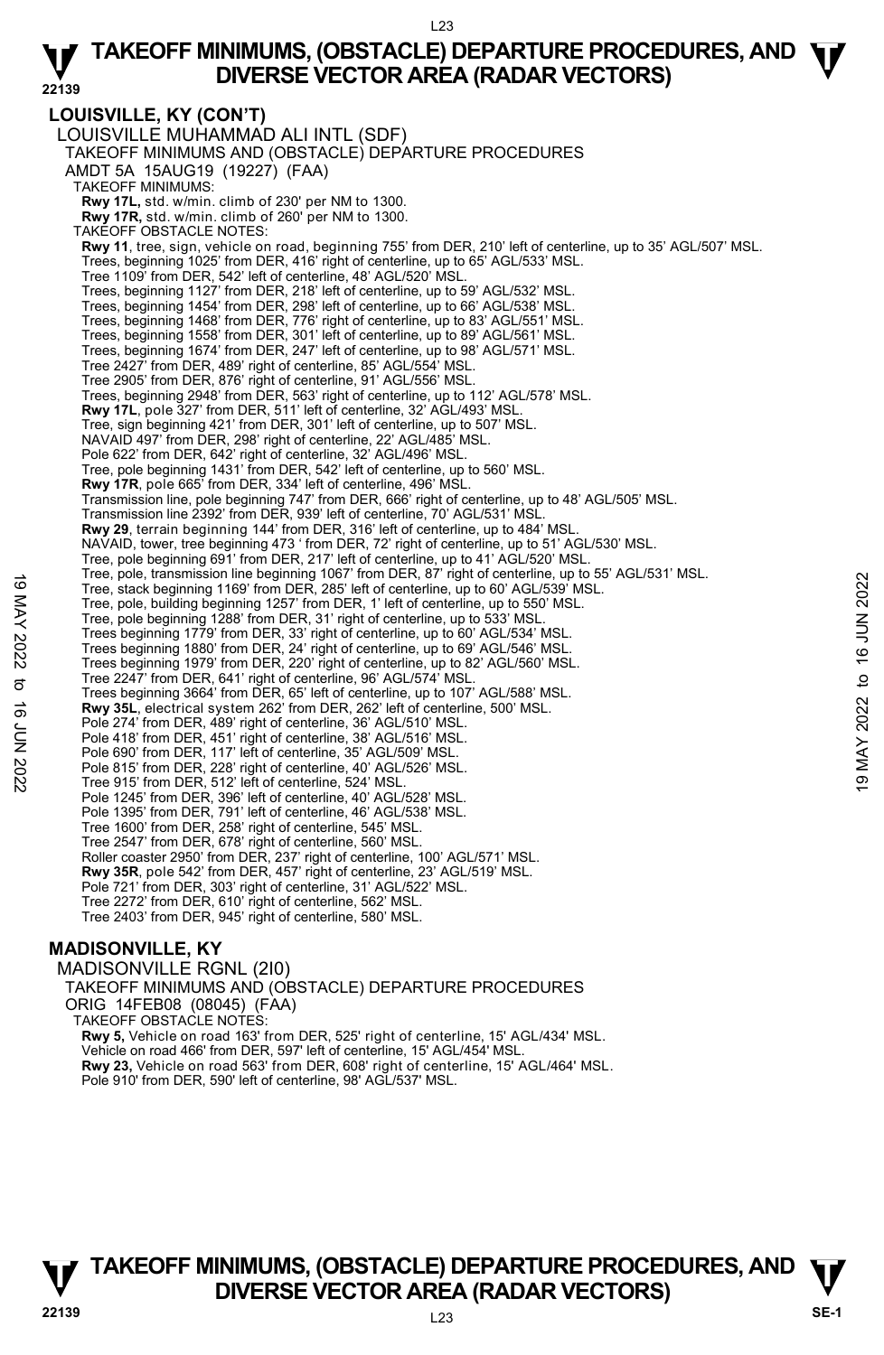## LOUISVILLE, KY (CON'T)

LOUISVILLE MUHAMMAD ALI INTL (SDF)

TAKEOFF MINIMUMS AND (OBSTACLE) DEPARTURE PROCEDURES

AMDT 5A 15AUG19 (19227) (FAA)

TAKEOFF MINIMUMS:

**Rwy 17L,** std. w/min. climb of 230' per NM to 1300.
**Rwy 17R,** std. w/min. climb of 260' per NM to 1300.

TAKEOFF OBSTACLE NOTES:

**Rwy 11**, tree, sign, vehicle on road, beginning 755' from DER, 210' left of centerline, up to 35' AGL/507' MSL.
Trees, beginning 1025' from DER, 416' right of centerline, up to 65' AGL/533' MSL.
Tree 1109' from DER, 542' left of centerline, 48' AGL/520' MSL.
Trees, beginning 1127' from DER, 218' left of centerline, up to 59' AGL/532' MSL.
Trees, beginning 1454' from DER, 298' left of centerline, up to 66' AGL/538' MSL.
Trees, beginning 1468' from DER, 776' right of centerline, up to 83' AGL/551' MSL.
Trees, beginning 1558' from DER, 301' left of centerline, up to 89' AGL/561' MSL.
Trees, beginning 1674' from DER, 247' left of centerline, up to 98' AGL/571' MSL.
Tree 2427' from DER, 489' right of centerline, 85' AGL/554' MSL.
Tree 2905' from DER, 876' right of centerline, 91' AGL/556' MSL.
Trees, beginning 2948' from DER, 563' right of centerline, up to 112' AGL/578' MSL.
**Rwy 17L**, pole 327' from DER, 511' left of centerline, 32' AGL/493' MSL.
Tree, sign beginning 421' from DER, 301' left of centerline, up to 507' MSL.
NAVAID 497' from DER, 298' right of centerline, 22' AGL/485' MSL.
Pole 622' from DER, 642' right of centerline, 32' AGL/496' MSL.
Tree, pole beginning 1431' from DER, 542' left of centerline, up to 560' MSL.
**Rwy 17R**, pole 665' from DER, 334' left of centerline, 496' MSL.
Transmission line, pole beginning 747' from DER, 666' right of centerline, up to 48' AGL/505' MSL.
Transmission line 2392' from DER, 939' left of centerline, 70' AGL/531' MSL.
**Rwy 29**, terrain beginning 144' from DER, 316' left of centerline, up to 484' MSL.
NAVAID, tower, tree beginning 473 ' from DER, 72' right of centerline, up to 51' AGL/530' MSL.
Tree, pole beginning 691' from DER, 217' left of centerline, up to 41' AGL/520' MSL.
Tree, pole, transmission line beginning 1067' from DER, 87' right of centerline, up to 55' AGL/531' MSL.
Tree, stack beginning 1169' from DER, 285' left of centerline, up to 60' AGL/539' MSL.
Tree, pole, building beginning 1257' from DER, 1' left of centerline, up to 550' MSL.
Tree, pole beginning 1288' from DER, 31' right of centerline, up to 533' MSL.
Trees beginning 1779' from DER, 33' right of centerline, up to 60' AGL/534' MSL.
Trees beginning 1880' from DER, 24' right of centerline, up to 69' AGL/546' MSL.
Trees beginning 1979' from DER, 220' right of centerline, up to 82' AGL/560' MSL.
Tree 2247' from DER, 641' right of centerline, 96' AGL/574' MSL.
Trees beginning 3664' from DER, 65' left of centerline, up to 107' AGL/588' MSL.
**Rwy 35L**, electrical system 262' from DER, 262' left of centerline, 500' MSL.
Pole 274' from DER, 489' right of centerline, 36' AGL/510' MSL.
Pole 418' from DER, 451' right of centerline, 38' AGL/516' MSL.
Pole 690' from DER, 117' left of centerline, 35' AGL/509' MSL.
Pole 815' from DER, 228' right of centerline, 40' AGL/526' MSL.
Tree 915' from DER, 512' left of centerline, 524' MSL.
Pole 1245' from DER, 396' left of centerline, 40' AGL/528' MSL.
Pole 1395' from DER, 791' left of centerline, 46' AGL/538' MSL.
Tree 1600' from DER, 258' right of centerline, 545' MSL.
Tree 2547' from DER, 678' right of centerline, 560' MSL.
Roller coaster 2950' from DER, 237' right of centerline, 100' AGL/571' MSL.
**Rwy 35R**, pole 542' from DER, 457' right of centerline, 23' AGL/519' MSL.
Pole 721' from DER, 303' right of centerline, 31' AGL/522' MSL.
Tree 2272' from DER, 610' right of centerline, 562' MSL.
Tree 2403' from DER, 945' right of centerline, 580' MSL.

## MADISONVILLE, KY

MADISONVILLE RGNL (2I0)

TAKEOFF MINIMUMS AND (OBSTACLE) DEPARTURE PROCEDURES

ORIG 14FEB08 (08045) (FAA)

TAKEOFF OBSTACLE NOTES:

**Rwy 5,** Vehicle on road 163' from DER, 525' right of centerline, 15' AGL/434' MSL.
Vehicle on road 466' from DER, 597' left of centerline, 15' AGL/454' MSL.
**Rwy 23,** Vehicle on road 563' from DER, 608' right of centerline, 15' AGL/464' MSL.
Pole 910' from DER, 590' left of centerline, 98' AGL/537' MSL.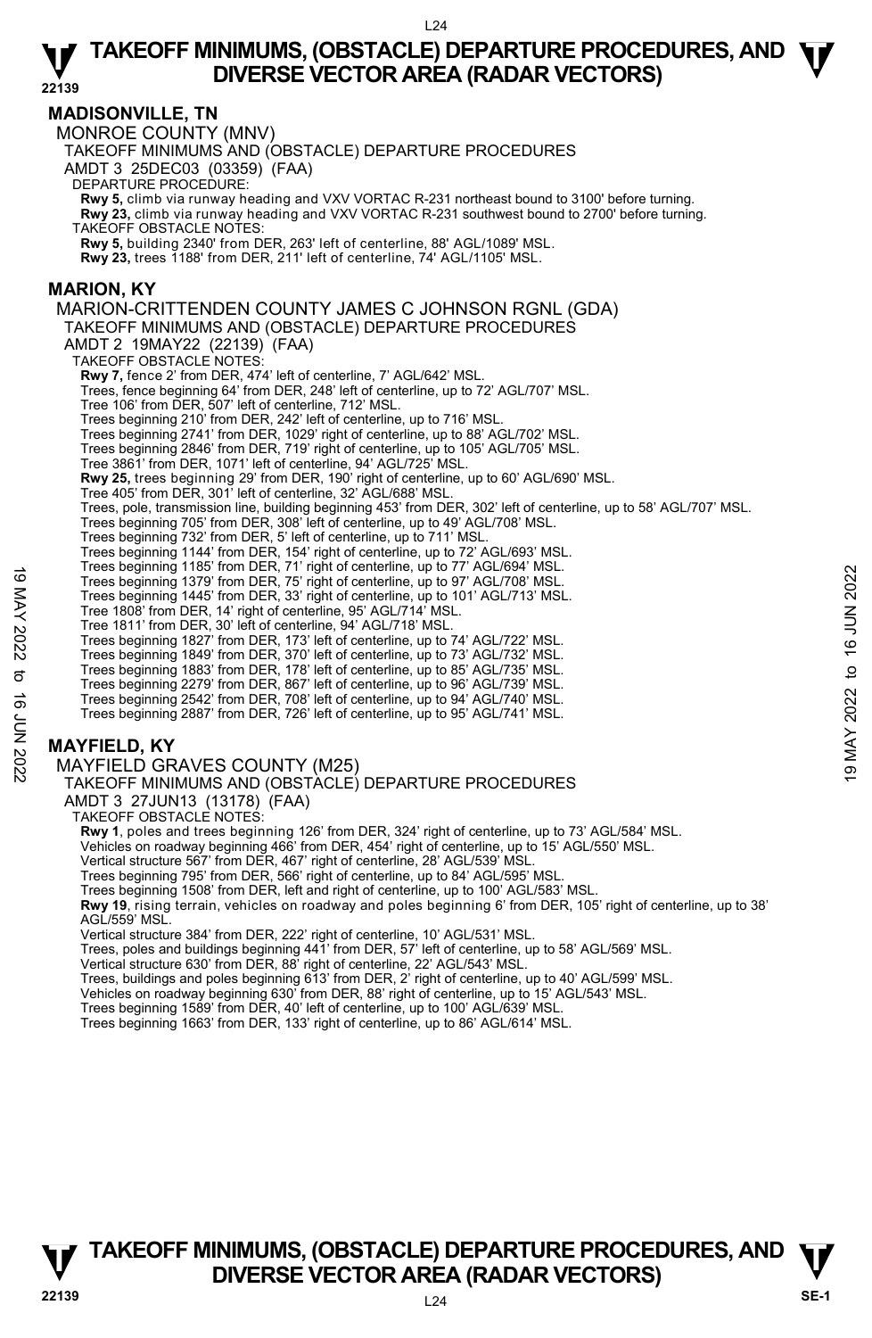## MADISONVILLE, TN

MONROE COUNTY (MNV)

TAKEOFF MINIMUMS AND (OBSTACLE) DEPARTURE PROCEDURES

AMDT 3 25DEC03 (03359) (FAA)

DEPARTURE PROCEDURE:

**Rwy 5,** climb via runway heading and VXV VORTAC R-231 northeast bound to 3100' before turning.
**Rwy 23,** climb via runway heading and VXV VORTAC R-231 southwest bound to 2700' before turning.

TAKEOFF OBSTACLE NOTES:

**Rwy 5,** building 2340' from DER, 263' left of centerline, 88' AGL/1089' MSL.
**Rwy 23,** trees 1188' from DER, 211' left of centerline, 74' AGL/1105' MSL.

## MARION, KY

MARION-CRITTENDEN COUNTY JAMES C JOHNSON RGNL (GDA)

TAKEOFF MINIMUMS AND (OBSTACLE) DEPARTURE PROCEDURES

AMDT 2 19MAY22 (22139) (FAA)

TAKEOFF OBSTACLE NOTES:

**Rwy 7,** fence 2' from DER, 474' left of centerline, 7' AGL/642' MSL.
Trees, fence beginning 64' from DER, 248' left of centerline, up to 72' AGL/707' MSL.
Tree 106' from DER, 507' left of centerline, 712' MSL.
Trees beginning 210' from DER, 242' left of centerline, up to 716' MSL.
Trees beginning 2741' from DER, 1029' right of centerline, up to 88' AGL/702' MSL.
Trees beginning 2846' from DER, 719' right of centerline, up to 105' AGL/705' MSL.
Tree 3861' from DER, 1071' left of centerline, 94' AGL/725' MSL.
**Rwy 25,** trees beginning 29' from DER, 190' right of centerline, up to 60' AGL/690' MSL.
Tree 405' from DER, 301' left of centerline, 32' AGL/688' MSL.
Trees, pole, transmission line, building beginning 453' from DER, 302' left of centerline, up to 58' AGL/707' MSL.
Trees beginning 705' from DER, 308' left of centerline, up to 49' AGL/708' MSL.
Trees beginning 732' from DER, 5' left of centerline, up to 711' MSL.
Trees beginning 1144' from DER, 154' right of centerline, up to 72' AGL/693' MSL.
Trees beginning 1185' from DER, 71' right of centerline, up to 77' AGL/694' MSL.
Trees beginning 1379' from DER, 75' right of centerline, up to 97' AGL/708' MSL.
Trees beginning 1445' from DER, 33' right of centerline, up to 101' AGL/713' MSL.
Tree 1808' from DER, 14' right of centerline, 95' AGL/714' MSL.
Tree 1811' from DER, 30' left of centerline, 94' AGL/718' MSL.
Trees beginning 1827' from DER, 173' left of centerline, up to 74' AGL/722' MSL.
Trees beginning 1849' from DER, 370' left of centerline, up to 73' AGL/732' MSL.
Trees beginning 1883' from DER, 178' left of centerline, up to 85' AGL/735' MSL.
Trees beginning 2279' from DER, 867' left of centerline, up to 96' AGL/739' MSL.
Trees beginning 2542' from DER, 708' left of centerline, up to 94' AGL/740' MSL.
Trees beginning 2887' from DER, 726' left of centerline, up to 95' AGL/741' MSL.

## MAYFIELD, KY

MAYFIELD GRAVES COUNTY (M25)

TAKEOFF MINIMUMS AND (OBSTACLE) DEPARTURE PROCEDURES

AMDT 3 27JUN13 (13178) (FAA)

TAKEOFF OBSTACLE NOTES:

**Rwy 1**, poles and trees beginning 126' from DER, 324' right of centerline, up to 73' AGL/584' MSL.
Vehicles on roadway beginning 466' from DER, 454' right of centerline, up to 15' AGL/550' MSL.
Vertical structure 567' from DER, 467' right of centerline, 28' AGL/539' MSL.
Trees beginning 795' from DER, 566' right of centerline, up to 84' AGL/595' MSL.
Trees beginning 1508' from DER, left and right of centerline, up to 100' AGL/583' MSL.
**Rwy 19**, rising terrain, vehicles on roadway and poles beginning 6' from DER, 105' right of centerline, up to 38' AGL/559' MSL.
Vertical structure 384' from DER, 222' right of centerline, 10' AGL/531' MSL.
Trees, poles and buildings beginning 441' from DER, 57' left of centerline, up to 58' AGL/569' MSL.
Vertical structure 630' from DER, 88' right of centerline, 22' AGL/543' MSL.
Trees, buildings and poles beginning 613' from DER, 2' right of centerline, up to 40' AGL/599' MSL.
Vehicles on roadway beginning 630' from DER, 88' right of centerline, up to 15' AGL/543' MSL.
Trees beginning 1589' from DER, 40' left of centerline, up to 100' AGL/639' MSL.
Trees beginning 1663' from DER, 133' right of centerline, up to 86' AGL/614' MSL.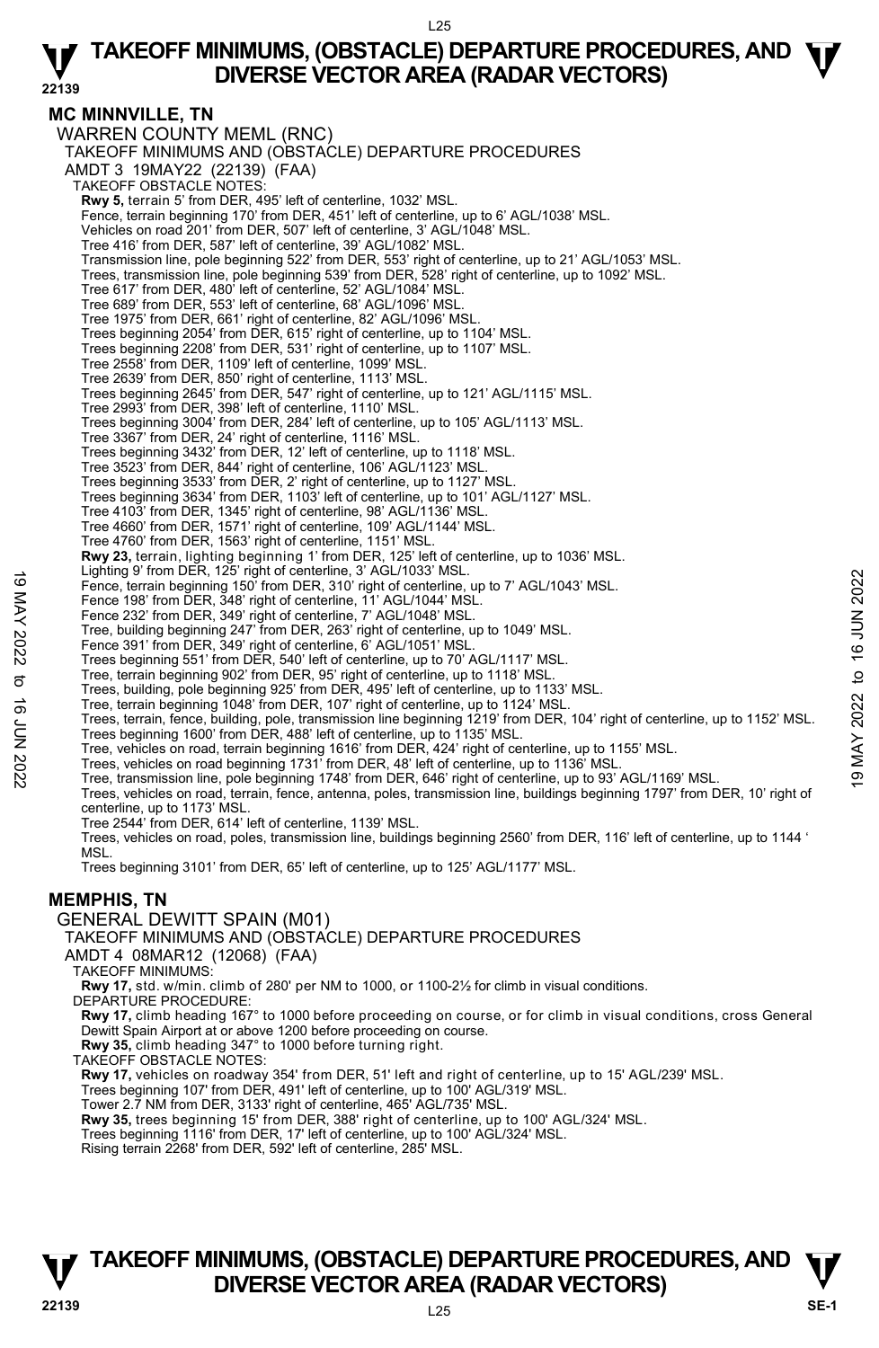## MC MINNVILLE, TN

WARREN COUNTY MEML (RNC)

TAKEOFF MINIMUMS AND (OBSTACLE) DEPARTURE PROCEDURES

AMDT 3 19MAY22 (22139) (FAA)

TAKEOFF OBSTACLE NOTES:

**Rwy 5,** terrain 5' from DER, 495' left of centerline, 1032' MSL.
Fence, terrain beginning 170' from DER, 451' left of centerline, up to 6' AGL/1038' MSL.
Vehicles on road 201' from DER, 507' left of centerline, 3' AGL/1048' MSL.
Tree 416' from DER, 587' left of centerline, 39' AGL/1082' MSL.
Transmission line, pole beginning 522' from DER, 553' right of centerline, up to 21' AGL/1053' MSL.
Trees, transmission line, pole beginning 539' from DER, 528' right of centerline, up to 1092' MSL.
Tree 617' from DER, 480' left of centerline, 52' AGL/1084' MSL.
Tree 689' from DER, 553' left of centerline, 68' AGL/1096' MSL.
Tree 1975' from DER, 661' right of centerline, 82' AGL/1096' MSL.
Trees beginning 2054' from DER, 615' right of centerline, up to 1104' MSL.
Trees beginning 2208' from DER, 531' right of centerline, up to 1107' MSL.
Tree 2558' from DER, 1109' left of centerline, 1099' MSL.
Tree 2639' from DER, 850' right of centerline, 1113' MSL.
Trees beginning 2645' from DER, 547' right of centerline, up to 121' AGL/1115' MSL.
Tree 2993' from DER, 398' left of centerline, 1110' MSL.
Trees beginning 3004' from DER, 284' left of centerline, up to 105' AGL/1113' MSL.
Tree 3367' from DER, 24' right of centerline, 1116' MSL.
Trees beginning 3432' from DER, 12' left of centerline, up to 1118' MSL.
Tree 3523' from DER, 844' right of centerline, 106' AGL/1123' MSL.
Trees beginning 3533' from DER, 2' right of centerline, up to 1127' MSL.
Trees beginning 3634' from DER, 1103' left of centerline, up to 101' AGL/1127' MSL.
Tree 4103' from DER, 1345' right of centerline, 98' AGL/1136' MSL.
Tree 4660' from DER, 1571' right of centerline, 109' AGL/1144' MSL.
Tree 4760' from DER, 1563' right of centerline, 1151' MSL.

**Rwy 23,** terrain, lighting beginning 1' from DER, 125' left of centerline, up to 1036' MSL.
Lighting 9' from DER, 125' right of centerline, 3' AGL/1033' MSL.
Fence, terrain beginning 150' from DER, 310' right of centerline, up to 7' AGL/1043' MSL.
Fence 198' from DER, 348' right of centerline, 11' AGL/1044' MSL.
Fence 232' from DER, 349' right of centerline, 7' AGL/1048' MSL.
Tree, building beginning 247' from DER, 263' right of centerline, up to 1049' MSL.
Fence 391' from DER, 349' right of centerline, 6' AGL/1051' MSL.
Trees beginning 551' from DER, 540' left of centerline, up to 70' AGL/1117' MSL.
Tree, terrain beginning 902' from DER, 95' right of centerline, up to 1118' MSL.
Trees, building, pole beginning 925' from DER, 495' left of centerline, up to 1133' MSL.
Tree, terrain beginning 1048' from DER, 107' right of centerline, up to 1124' MSL.
Trees, terrain, fence, building, pole, transmission line beginning 1219' from DER, 104' right of centerline, up to 1152' MSL.
Trees beginning 1600' from DER, 488' left of centerline, up to 1135' MSL.
Tree, vehicles on road, terrain beginning 1616' from DER, 424' right of centerline, up to 1155' MSL.
Trees, vehicles on road beginning 1731' from DER, 48' left of centerline, up to 1136' MSL.
Tree, transmission line, pole beginning 1748' from DER, 646' right of centerline, up to 93' AGL/1169' MSL.
Trees, vehicles on road, terrain, fence, antenna, poles, transmission line, buildings beginning 1797' from DER, 10' right of centerline, up to 1173' MSL.
Tree 2544' from DER, 614' left of centerline, 1139' MSL.
Trees, vehicles on road, poles, transmission line, buildings beginning 2560' from DER, 116' left of centerline, up to 1144 ' MSL.
Trees beginning 3101' from DER, 65' left of centerline, up to 125' AGL/1177' MSL.

## MEMPHIS, TN

GENERAL DEWITT SPAIN (M01)

TAKEOFF MINIMUMS AND (OBSTACLE) DEPARTURE PROCEDURES

AMDT 4 08MAR12 (12068) (FAA)

TAKEOFF MINIMUMS:

**Rwy 17,** std. w/min. climb of 280' per NM to 1000, or 1100-2½ for climb in visual conditions.

DEPARTURE PROCEDURE:

**Rwy 17,** climb heading 167° to 1000 before proceeding on course, or for climb in visual conditions, cross General Dewitt Spain Airport at or above 1200 before proceeding on course.
**Rwy 35,** climb heading 347° to 1000 before turning right.

TAKEOFF OBSTACLE NOTES:

**Rwy 17,** vehicles on roadway 354' from DER, 51' left and right of centerline, up to 15' AGL/239' MSL.
Trees beginning 107' from DER, 491' left of centerline, up to 100' AGL/319' MSL.
Tower 2.7 NM from DER, 3133' right of centerline, 465' AGL/735' MSL.
**Rwy 35,** trees beginning 15' from DER, 388' right of centerline, up to 100' AGL/324' MSL.
Trees beginning 1116' from DER, 17' left of centerline, up to 100' AGL/324' MSL.
Rising terrain 2268' from DER, 592' left of centerline, 285' MSL.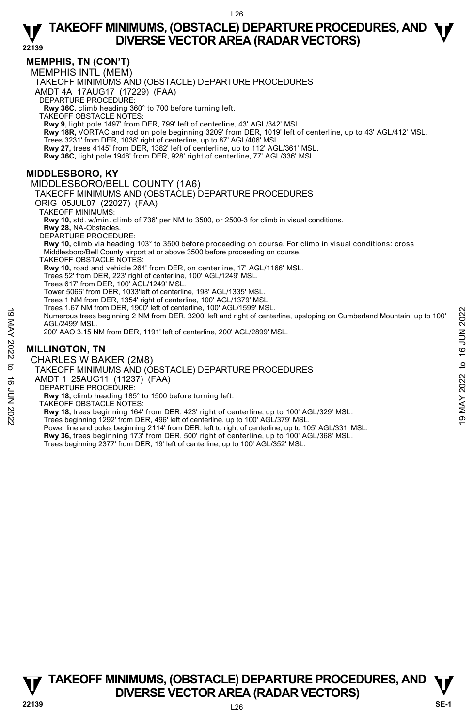# TAKEOFF MINIMUMS, (OBSTACLE) DEPARTURE PROCEDURES, AND DIVERSE VECTOR AREA (RADAR VECTORS)

## MEMPHIS, TN (CON'T)

MEMPHIS INTL (MEM)

TAKEOFF MINIMUMS AND (OBSTACLE) DEPARTURE PROCEDURES

AMDT 4A 17AUG17 (17229) (FAA)

DEPARTURE PROCEDURE:

**Rwy 36C,** climb heading 360° to 700 before turning left.

TAKEOFF OBSTACLE NOTES:

**Rwy 9,** light pole 1497' from DER, 799' left of centerline, 43' AGL/342' MSL.

**Rwy 18R,** VORTAC and rod on pole beginning 3209' from DER, 1019' left of centerline, up to 43' AGL/412' MSL. Trees 3231' from DER, 1038' right of centerline, up to 87' AGL/406' MSL.

**Rwy 27,** trees 4145' from DER, 1382' left of centerline, up to 112' AGL/361' MSL.

**Rwy 36C,** light pole 1948' from DER, 928' right of centerline, 77' AGL/336' MSL.

## MIDDLESBORO, KY

MIDDLESBORO/BELL COUNTY (1A6)

TAKEOFF MINIMUMS AND (OBSTACLE) DEPARTURE PROCEDURES

ORIG 05JUL07 (22027) (FAA)

TAKEOFF MINIMUMS:

**Rwy 10,** std. w/min. climb of 736' per NM to 3500, or 2500-3 for climb in visual conditions.

**Rwy 28,** NA-Obstacles.

DEPARTURE PROCEDURE:

**Rwy 10,** climb via heading 103° to 3500 before proceeding on course. For climb in visual conditions: cross Middlesboro/Bell County airport at or above 3500 before proceeding on course.

TAKEOFF OBSTACLE NOTES:

**Rwy 10,** road and vehicle 264' from DER, on centerline, 17' AGL/1166' MSL.
Trees 52' from DER, 223' right of centerline, 100' AGL/1249' MSL.
Trees 617' from DER, 100' AGL/1249' MSL.
Tower 5066' from DER, 1033'left of centerline, 198' AGL/1335' MSL.
Trees 1 NM from DER, 1354' right of centerline, 100' AGL/1379' MSL.
Trees 1.67 NM from DER, 1900' left of centerline, 100' AGL/1599' MSL.
Numerous trees beginning 2 NM from DER, 3200' left and right of centerline, upsloping on Cumberland Mountain, up to 100' AGL/2499' MSL.
200' AAO 3.15 NM from DER, 1191' left of centerline, 200' AGL/2899' MSL.

## MILLINGTON, TN

CHARLES W BAKER (2M8)

TAKEOFF MINIMUMS AND (OBSTACLE) DEPARTURE PROCEDURES

AMDT 1 25AUG11 (11237) (FAA)

DEPARTURE PROCEDURE:

**Rwy 18,** climb heading 185° to 1500 before turning left.

TAKEOFF OBSTACLE NOTES:

**Rwy 18,** trees beginning 164' from DER, 423' right of centerline, up to 100' AGL/329' MSL.
Trees beginning 1292' from DER, 496' left of centerline, up to 100' AGL/379' MSL.
Power line and poles beginning 2114' from DER, left to right of centerline, up to 105' AGL/331' MSL.

**Rwy 36,** trees beginning 173' from DER, 500' right of centerline, up to 100' AGL/368' MSL.
Trees beginning 2377' from DER, 19' left of centerline, up to 100' AGL/352' MSL.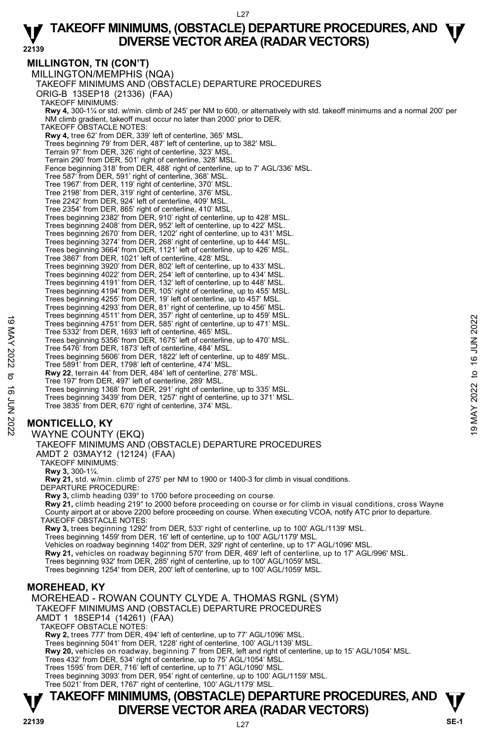## MILLINGTON, TN (CON'T)

MILLINGTON/MEMPHIS (NQA)

TAKEOFF MINIMUMS AND (OBSTACLE) DEPARTURE PROCEDURES

ORIG-B 13SEP18 (21336) (FAA)

TAKEOFF MINIMUMS:

**Rwy 4,** 300-1¼ or std. w/min. climb of 245' per NM to 600, or alternatively with std. takeoff minimums and a normal 200' per NM climb gradient, takeoff must occur no later than 2000' prior to DER.

TAKEOFF OBSTACLE NOTES:

**Rwy 4,** tree 62' from DER, 339' left of centerline, 365' MSL.
Trees beginning 79' from DER, 487' left of centerline, up to 382' MSL.
Terrain 97' from DER, 326' right of centerline, 323' MSL.
Terrain 290' from DER, 501' right of centerline, 328' MSL.
Fence beginning 318' from DER, 488' right of centerline, up to 7' AGL/336' MSL.
Tree 587' from DER, 591' right of centerline, 368' MSL.
Tree 1967' from DER, 119' right of centerline, 370' MSL.
Tree 2198' from DER, 319' right of centerline, 376' MSL.
Tree 2242' from DER, 924' left of centerline, 409' MSL.
Tree 2354' from DER, 865' right of centerline, 410' MSL.
Trees beginning 2382' from DER, 910' right of centerline, up to 428' MSL.
Trees beginning 2408' from DER, 952' left of centerline, up to 422' MSL.
Trees beginning 2670' from DER, 1202' right of centerline, up to 431' MSL.
Trees beginning 3274' from DER, 268' right of centerline, up to 444' MSL.
Trees beginning 3664' from DER, 1121' left of centerline, up to 426' MSL.
Tree 3867' from DER, 1021' left of centerline, 428' MSL.
Trees beginning 3920' from DER, 802' left of centerline, up to 433' MSL.
Trees beginning 4022' from DER, 254' left of centerline, up to 434' MSL.
Trees beginning 4191' from DER, 132' left of centerline, up to 448' MSL.
Trees beginning 4194' from DER, 105' right of centerline, up to 455' MSL.
Trees beginning 4255' from DER, 19' left of centerline, up to 457' MSL.
Trees beginning 4293' from DER, 81' right of centerline, up to 456' MSL.
Trees beginning 4511' from DER, 357' right of centerline, up to 459' MSL.
Trees beginning 4751' from DER, 585' right of centerline, up to 471' MSL.
Tree 5332' from DER, 1693' left of centerline, 465' MSL.
Trees beginning 5356' from DER, 1675' left of centerline, up to 470' MSL.
Tree 5476' from DER, 1873' left of centerline, 484' MSL.
Trees beginning 5606' from DER, 1822' left of centerline, up to 489' MSL.
Tree 5891' from DER, 1798' left of centerline, 474' MSL.

**Rwy 22**, terrain 44' from DER, 484' left of centerline, 278' MSL.
Tree 197' from DER, 497' left of centerline, 289' MSL.
Trees beginning 1368' from DER, 291' right of centerline, up to 335' MSL.
Trees beginning 3439' from DER, 1257' right of centerline, up to 371' MSL.
Tree 3835' from DER, 670' right of centerline, 374' MSL.

## MONTICELLO, KY

WAYNE COUNTY (EKQ)

TAKEOFF MINIMUMS AND (OBSTACLE) DEPARTURE PROCEDURES

AMDT 2 03MAY12 (12124) (FAA)

TAKEOFF MINIMUMS:

**Rwy 3,** 300-1¼.

**Rwy 21,** std. w/min. climb of 275' per NM to 1900 or 1400-3 for climb in visual conditions.

DEPARTURE PROCEDURE:

**Rwy 3,** climb heading 039° to 1700 before proceeding on course.

**Rwy 21,** climb heading 219° to 2000 before proceeding on course or for climb in visual conditions, cross Wayne County airport at or above 2200 before proceeding on course. When executing VCOA, notify ATC prior to departure.

TAKEOFF OBSTACLE NOTES:

**Rwy 3,** trees beginning 1292' from DER, 533' right of centerline, up to 100' AGL/1139' MSL.
Trees beginning 1459' from DER, 16' left of centerline, up to 100' AGL/1179' MSL.
Vehicles on roadway beginning 1402' from DER, 329' right of centerline, up to 17' AGL/1096' MSL.

**Rwy 21,** vehicles on roadway beginning 570' from DER, 469' left of centerline, up to 17' AGL/996' MSL.
Trees beginning 932' from DER, 285' right of centerline, up to 100' AGL/1059' MSL.
Trees beginning 1254' from DER, 200' left of centerline, up to 100' AGL/1059' MSL.

## MOREHEAD, KY

MOREHEAD - ROWAN COUNTY CLYDE A. THOMAS RGNL (SYM)

TAKEOFF MINIMUMS AND (OBSTACLE) DEPARTURE PROCEDURES

AMDT 1 18SEP14 (14261) (FAA)

TAKEOFF OBSTACLE NOTES:

**Rwy 2,** trees 777' from DER, 494' left of centerline, up to 77' AGL/1096' MSL.
Trees beginning 5041' from DER, 1228' right of centerline, 100' AGL/1139' MSL.

**Rwy 20,** vehicles on roadway, beginning 7' from DER, left and right of centerline, up to 15' AGL/1054' MSL.
Trees 432' from DER, 534' right of centerline, up to 75' AGL/1054' MSL.
Trees 1595' from DER, 716' left of centerline, up to 71' AGL/1090' MSL.
Trees beginning 3093' from DER, 954' right of centerline, up to 100' AGL/1159' MSL.
Tree 5021' from DER, 1767' right of centerline, 100' AGL/1179' MSL.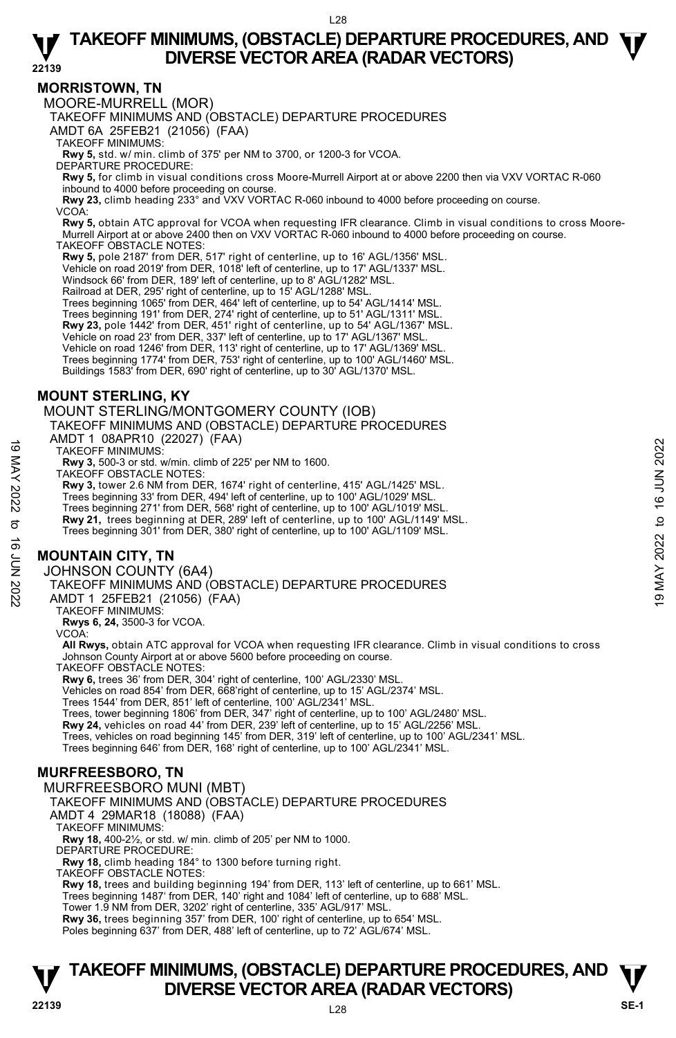# TAKEOFF MINIMUMS, (OBSTACLE) DEPARTURE PROCEDURES, AND DIVERSE VECTOR AREA (RADAR VECTORS)

## MORRISTOWN, TN

MOORE-MURRELL (MOR)

TAKEOFF MINIMUMS AND (OBSTACLE) DEPARTURE PROCEDURES

AMDT 6A 25FEB21 (21056) (FAA)

TAKEOFF MINIMUMS:

**Rwy 5,** std. w/ min. climb of 375' per NM to 3700, or 1200-3 for VCOA.

DEPARTURE PROCEDURE:

**Rwy 5,** for climb in visual conditions cross Moore-Murrell Airport at or above 2200 then via VXV VORTAC R-060 inbound to 4000 before proceeding on course.

**Rwy 23,** climb heading 233° and VXV VORTAC R-060 inbound to 4000 before proceeding on course.

VCOA:

**Rwy 5,** obtain ATC approval for VCOA when requesting IFR clearance. Climb in visual conditions to cross Moore-Murrell Airport at or above 2400 then on VXV VORTAC R-060 inbound to 4000 before proceeding on course.

TAKEOFF OBSTACLE NOTES:

**Rwy 5,** pole 2187' from DER, 517' right of centerline, up to 16' AGL/1356' MSL.
Vehicle on road 2019' from DER, 1018' left of centerline, up to 17' AGL/1337' MSL.
Windsock 66' from DER, 189' left of centerline, up to 8' AGL/1282' MSL.
Railroad at DER, 295' right of centerline, up to 15' AGL/1288' MSL.
Trees beginning 1065' from DER, 464' left of centerline, up to 54' AGL/1414' MSL.
Trees beginning 191' from DER, 274' right of centerline, up to 51' AGL/1311' MSL.
**Rwy 23,** pole 1442' from DER, 451' right of centerline, up to 54' AGL/1367' MSL.
Vehicle on road 23' from DER, 337' left of centerline, up to 17' AGL/1367' MSL.
Vehicle on road 1246' from DER, 113' right of centerline, up to 17' AGL/1369' MSL.
Trees beginning 1774' from DER, 753' right of centerline, up to 100' AGL/1460' MSL.
Buildings 1583' from DER, 690' right of centerline, up to 30' AGL/1370' MSL.

## MOUNT STERLING, KY

MOUNT STERLING/MONTGOMERY COUNTY (IOB)

TAKEOFF MINIMUMS AND (OBSTACLE) DEPARTURE PROCEDURES

AMDT 1 08APR10 (22027) (FAA)

TAKEOFF MINIMUMS:

**Rwy 3,** 500-3 or std. w/min. climb of 225' per NM to 1600.

TAKEOFF OBSTACLE NOTES:

**Rwy 3,** tower 2.6 NM from DER, 1674' right of centerline, 415' AGL/1425' MSL.
Trees beginning 33' from DER, 494' left of centerline, up to 100' AGL/1029' MSL.
Trees beginning 271' from DER, 568' right of centerline, up to 100' AGL/1019' MSL.
**Rwy 21,** trees beginning at DER, 289' left of centerline, up to 100' AGL/1149' MSL.
Trees beginning 301' from DER, 380' right of centerline, up to 100' AGL/1109' MSL.

## MOUNTAIN CITY, TN

JOHNSON COUNTY (6A4)

TAKEOFF MINIMUMS AND (OBSTACLE) DEPARTURE PROCEDURES

AMDT 1 25FEB21 (21056) (FAA)

TAKEOFF MINIMUMS:

**Rwys 6, 24,** 3500-3 for VCOA.

VCOA:

**All Rwys,** obtain ATC approval for VCOA when requesting IFR clearance. Climb in visual conditions to cross Johnson County Airport at or above 5600 before proceeding on course.

TAKEOFF OBSTACLE NOTES:

**Rwy 6,** trees 36' from DER, 304' right of centerline, 100' AGL/2330' MSL.
Vehicles on road 854' from DER, 668'right of centerline, up to 15' AGL/2374' MSL.
Trees 1544' from DER, 851' left of centerline, 100' AGL/2341' MSL.
Trees, tower beginning 1806' from DER, 347' right of centerline, up to 100' AGL/2480' MSL.
**Rwy 24,** vehicles on road 44' from DER, 239' left of centerline, up to 15' AGL/2256' MSL.
Trees, vehicles on road beginning 145' from DER, 319' left of centerline, up to 100' AGL/2341' MSL.
Trees beginning 646' from DER, 168' right of centerline, up to 100' AGL/2341' MSL.

## MURFREESBORO, TN

MURFREESBORO MUNI (MBT)

TAKEOFF MINIMUMS AND (OBSTACLE) DEPARTURE PROCEDURES

AMDT 4 29MAR18 (18088) (FAA)

TAKEOFF MINIMUMS:

**Rwy 18,** 400-2½, or std. w/ min. climb of 205' per NM to 1000.

DEPARTURE PROCEDURE:

**Rwy 18,** climb heading 184° to 1300 before turning right.

TAKEOFF OBSTACLE NOTES:

**Rwy 18,** trees and building beginning 194' from DER, 113' left of centerline, up to 661' MSL.
Trees beginning 1487' from DER, 140' right and 1084' left of centerline, up to 688' MSL.
Tower 1.9 NM from DER, 3202' right of centerline, 335' AGL/917' MSL.
**Rwy 36,** trees beginning 357' from DER, 100' right of centerline, up to 654' MSL.
Poles beginning 637' from DER, 488' left of centerline, up to 72' AGL/674' MSL.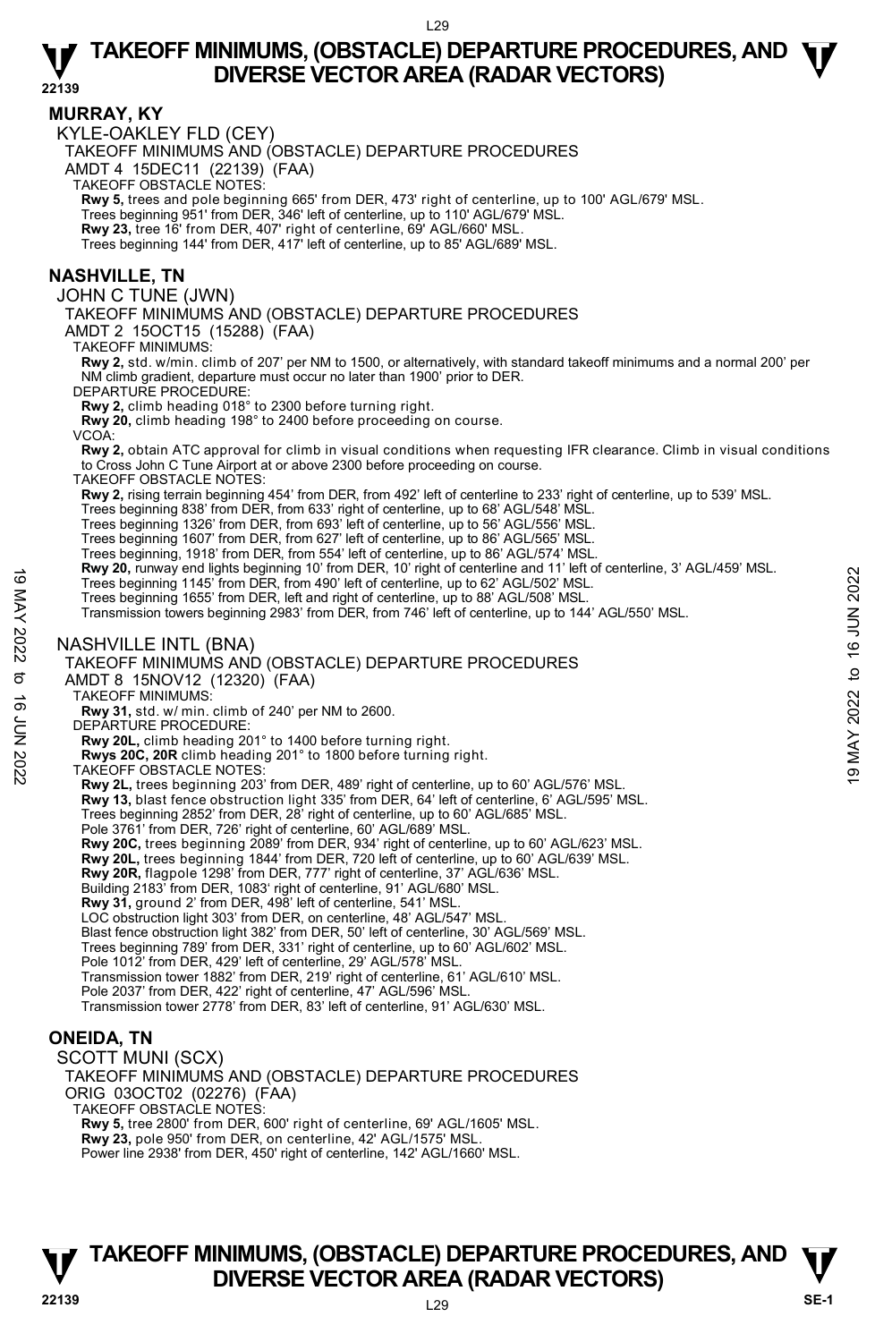## MURRAY, KY

### KYLE-OAKLEY FLD (CEY)

TAKEOFF MINIMUMS AND (OBSTACLE) DEPARTURE PROCEDURES

AMDT 4 15DEC11 (22139) (FAA)

TAKEOFF OBSTACLE NOTES:

**Rwy 5,** trees and pole beginning 665' from DER, 473' right of centerline, up to 100' AGL/679' MSL.
Trees beginning 951' from DER, 346' left of centerline, up to 110' AGL/679' MSL.
**Rwy 23,** tree 16' from DER, 407' right of centerline, 69' AGL/660' MSL.
Trees beginning 144' from DER, 417' left of centerline, up to 85' AGL/689' MSL.

## NASHVILLE, TN

### JOHN C TUNE (JWN)

TAKEOFF MINIMUMS AND (OBSTACLE) DEPARTURE PROCEDURES

AMDT 2 15OCT15 (15288) (FAA)

TAKEOFF MINIMUMS:

**Rwy 2,** std. w/min. climb of 207' per NM to 1500, or alternatively, with standard takeoff minimums and a normal 200' per NM climb gradient, departure must occur no later than 1900' prior to DER.

DEPARTURE PROCEDURE:

**Rwy 2,** climb heading 018° to 2300 before turning right.
**Rwy 20,** climb heading 198° to 2400 before proceeding on course.

VCOA:

**Rwy 2,** obtain ATC approval for climb in visual conditions when requesting IFR clearance. Climb in visual conditions to Cross John C Tune Airport at or above 2300 before proceeding on course.

TAKEOFF OBSTACLE NOTES:

**Rwy 2,** rising terrain beginning 454' from DER, from 492' left of centerline to 233' right of centerline, up to 539' MSL.
Trees beginning 838' from DER, from 633' right of centerline, up to 68' AGL/548' MSL.
Trees beginning 1326' from DER, from 693' left of centerline, up to 56' AGL/556' MSL.
Trees beginning 1607' from DER, from 627' left of centerline, up to 86' AGL/565' MSL.
Trees beginning, 1918' from DER, from 554' left of centerline, up to 86' AGL/574' MSL.
**Rwy 20,** runway end lights beginning 10' from DER, 10' right of centerline and 11' left of centerline, 3' AGL/459' MSL.
Trees beginning 1145' from DER, from 490' left of centerline, up to 62' AGL/502' MSL.
Trees beginning 1655' from DER, left and right of centerline, up to 88' AGL/508' MSL.
Transmission towers beginning 2983' from DER, from 746' left of centerline, up to 144' AGL/550' MSL.

### NASHVILLE INTL (BNA)

TAKEOFF MINIMUMS AND (OBSTACLE) DEPARTURE PROCEDURES

AMDT 8 15NOV12 (12320) (FAA)

TAKEOFF MINIMUMS:

**Rwy 31,** std. w/ min. climb of 240' per NM to 2600.

DEPARTURE PROCEDURE:

**Rwy 20L,** climb heading 201° to 1400 before turning right.
**Rwys 20C, 20R** climb heading 201° to 1800 before turning right.

TAKEOFF OBSTACLE NOTES:

**Rwy 2L,** trees beginning 203' from DER, 489' right of centerline, up to 60' AGL/576' MSL.
**Rwy 13,** blast fence obstruction light 335' from DER, 64' left of centerline, 6' AGL/595' MSL.
Trees beginning 2852' from DER, 28' right of centerline, up to 60' AGL/685' MSL.
Pole 3761' from DER, 726' right of centerline, 60' AGL/689' MSL.
**Rwy 20C,** trees beginning 2089' from DER, 934' right of centerline, up to 60' AGL/623' MSL.
**Rwy 20L,** trees beginning 1844' from DER, 720 left of centerline, up to 60' AGL/639' MSL.
**Rwy 20R,** flagpole 1298' from DER, 777' right of centerline, 37' AGL/636' MSL.
Building 2183' from DER, 1083' right of centerline, 91' AGL/680' MSL.
**Rwy 31,** ground 2' from DER, 498' left of centerline, 541' MSL.
LOC obstruction light 303' from DER, on centerline, 48' AGL/547' MSL.
Blast fence obstruction light 382' from DER, 50' left of centerline, 30' AGL/569' MSL.
Trees beginning 789' from DER, 331' right of centerline, up to 60' AGL/602' MSL.
Pole 1012' from DER, 429' left of centerline, 29' AGL/578' MSL.
Transmission tower 1882' from DER, 219' right of centerline, 61' AGL/610' MSL.
Pole 2037' from DER, 422' right of centerline, 47' AGL/596' MSL.
Transmission tower 2778' from DER, 83' left of centerline, 91' AGL/630' MSL.

## ONEIDA, TN

### SCOTT MUNI (SCX)

TAKEOFF MINIMUMS AND (OBSTACLE) DEPARTURE PROCEDURES

ORIG 03OCT02 (02276) (FAA)

TAKEOFF OBSTACLE NOTES:

**Rwy 5,** tree 2800' from DER, 600' right of centerline, 69' AGL/1605' MSL.
**Rwy 23,** pole 950' from DER, on centerline, 42' AGL/1575' MSL.
Power line 2938' from DER, 450' right of centerline, 142' AGL/1660' MSL.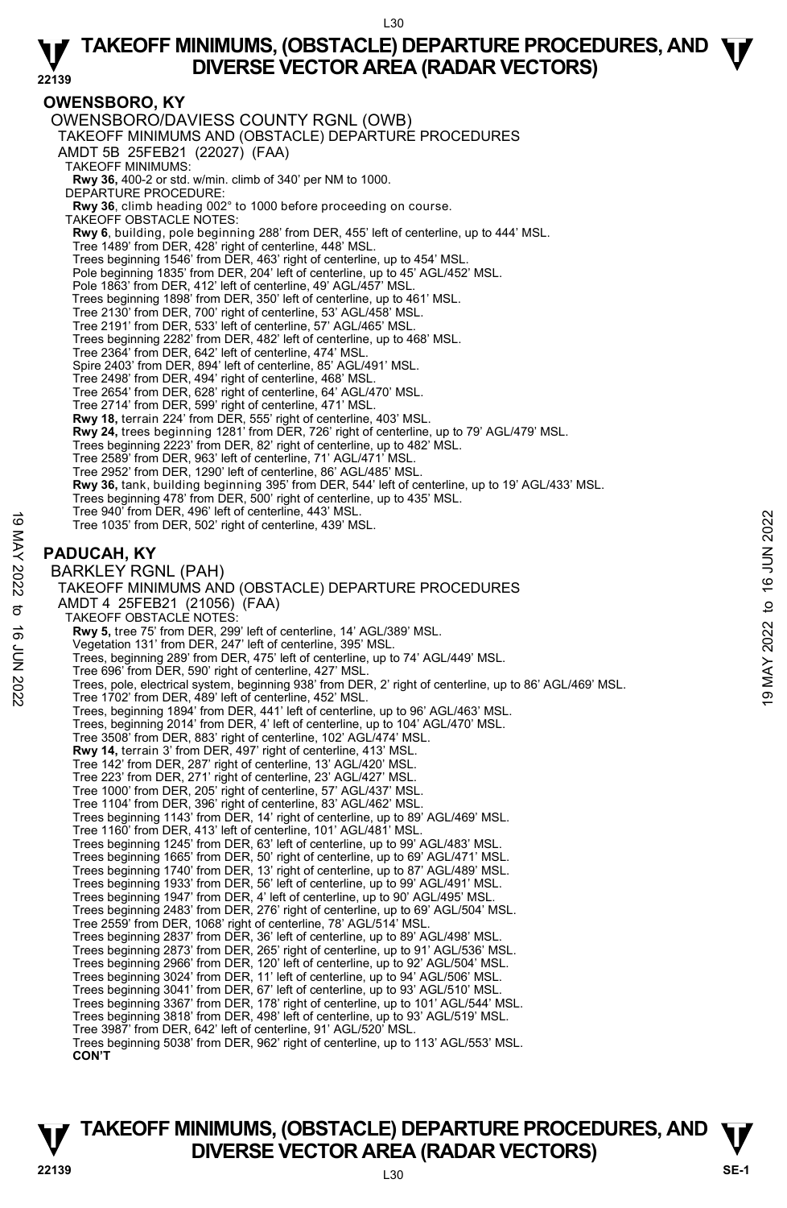# TAKEOFF MINIMUMS, (OBSTACLE) DEPARTURE PROCEDURES, AND DIVERSE VECTOR AREA (RADAR VECTORS)

## OWENSBORO, KY

OWENSBORO/DAVIESS COUNTY RGNL (OWB)
TAKEOFF MINIMUMS AND (OBSTACLE) DEPARTURE PROCEDURES
AMDT 5B 25FEB21 (22027) (FAA)

TAKEOFF MINIMUMS:
**Rwy 36,** 400-2 or std. w/min. climb of 340' per NM to 1000.

DEPARTURE PROCEDURE:
**Rwy 36**, climb heading 002° to 1000 before proceeding on course.

TAKEOFF OBSTACLE NOTES:
**Rwy 6**, building, pole beginning 288' from DER, 455' left of centerline, up to 444' MSL.
Tree 1489' from DER, 428' right of centerline, 448' MSL.
Trees beginning 1546' from DER, 463' right of centerline, up to 454' MSL.
Pole beginning 1835' from DER, 204' left of centerline, up to 45' AGL/452' MSL.
Pole 1863' from DER, 412' left of centerline, 49' AGL/457' MSL.
Trees beginning 1898' from DER, 350' left of centerline, up to 461' MSL.
Tree 2130' from DER, 700' right of centerline, 53' AGL/458' MSL.
Tree 2191' from DER, 533' left of centerline, 57' AGL/465' MSL.
Trees beginning 2282' from DER, 482' left of centerline, up to 468' MSL.
Tree 2364' from DER, 642' left of centerline, 474' MSL.
Spire 2403' from DER, 894' left of centerline, 85' AGL/491' MSL.
Tree 2498' from DER, 494' right of centerline, 468' MSL.
Tree 2654' from DER, 628' right of centerline, 64' AGL/470' MSL.
Tree 2714' from DER, 599' right of centerline, 471' MSL.
**Rwy 18,** terrain 224' from DER, 555' right of centerline, 403' MSL.
**Rwy 24,** trees beginning 1281' from DER, 726' right of centerline, up to 79' AGL/479' MSL.
Trees beginning 2223' from DER, 82' right of centerline, up to 482' MSL.
Tree 2589' from DER, 963' left of centerline, 71' AGL/471' MSL.
Tree 2952' from DER, 1290' left of centerline, 86' AGL/485' MSL.
**Rwy 36,** tank, building beginning 395' from DER, 544' left of centerline, up to 19' AGL/433' MSL.
Trees beginning 478' from DER, 500' right of centerline, up to 435' MSL.
Tree 940' from DER, 496' left of centerline, 443' MSL.
Tree 1035' from DER, 502' right of centerline, 439' MSL.

## PADUCAH, KY

BARKLEY RGNL (PAH)
TAKEOFF MINIMUMS AND (OBSTACLE) DEPARTURE PROCEDURES
AMDT 4 25FEB21 (21056) (FAA)

TAKEOFF OBSTACLE NOTES:
**Rwy 5,** tree 75' from DER, 299' left of centerline, 14' AGL/389' MSL.
Vegetation 131' from DER, 247' left of centerline, 395' MSL.
Trees, beginning 289' from DER, 475' left of centerline, up to 74' AGL/449' MSL.
Tree 696' from DER, 590' right of centerline, 427' MSL.
Trees, pole, electrical system, beginning 938' from DER, 2' right of centerline, up to 86' AGL/469' MSL.
Tree 1702' from DER, 489' left of centerline, 452' MSL.
Trees, beginning 1894' from DER, 441' left of centerline, up to 96' AGL/463' MSL.
Trees, beginning 2014' from DER, 4' left of centerline, up to 104' AGL/470' MSL.
Tree 3508' from DER, 883' right of centerline, 102' AGL/474' MSL.
**Rwy 14,** terrain 3' from DER, 497' right of centerline, 413' MSL.
Tree 142' from DER, 287' right of centerline, 13' AGL/420' MSL.
Tree 223' from DER, 271' right of centerline, 23' AGL/427' MSL.
Tree 1000' from DER, 205' right of centerline, 57' AGL/437' MSL.
Tree 1104' from DER, 396' right of centerline, 83' AGL/462' MSL.
Trees beginning 1143' from DER, 14' right of centerline, up to 89' AGL/469' MSL.
Tree 1160' from DER, 413' left of centerline, 101' AGL/481' MSL.
Trees beginning 1245' from DER, 63' left of centerline, up to 99' AGL/483' MSL.
Trees beginning 1665' from DER, 50' right of centerline, up to 69' AGL/471' MSL.
Trees beginning 1740' from DER, 13' right of centerline, up to 87' AGL/489' MSL.
Trees beginning 1933' from DER, 56' left of centerline, up to 99' AGL/491' MSL.
Trees beginning 1947' from DER, 4' left of centerline, up to 90' AGL/495' MSL.
Trees beginning 2483' from DER, 276' right of centerline, up to 69' AGL/504' MSL.
Tree 2559' from DER, 1068' right of centerline, 78' AGL/514' MSL.
Trees beginning 2837' from DER, 36' left of centerline, up to 89' AGL/498' MSL.
Trees beginning 2873' from DER, 265' right of centerline, up to 91' AGL/536' MSL.
Trees beginning 2966' from DER, 120' left of centerline, up to 92' AGL/504' MSL.
Trees beginning 3024' from DER, 11' left of centerline, up to 94' AGL/506' MSL.
Trees beginning 3041' from DER, 67' left of centerline, up to 93' AGL/510' MSL.
Trees beginning 3367' from DER, 178' right of centerline, up to 101' AGL/544' MSL.
Trees beginning 3818' from DER, 498' left of centerline, up to 93' AGL/519' MSL.
Tree 3987' from DER, 642' left of centerline, 91' AGL/520' MSL.
Trees beginning 5038' from DER, 962' right of centerline, up to 113' AGL/553' MSL.
**CON'T**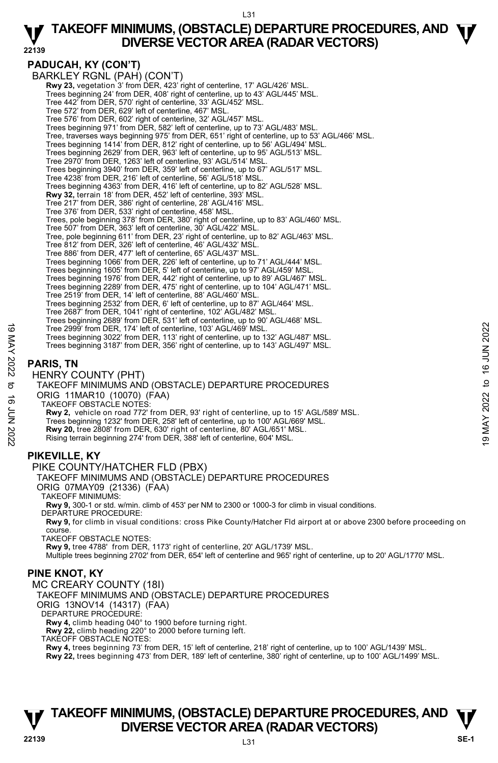## PADUCAH, KY (CON'T)

BARKLEY RGNL (PAH) (CON'T)

**Rwy 23,** vegetation 3' from DER, 423' right of centerline, 17' AGL/426' MSL.
Trees beginning 24' from DER, 408' right of centerline, up to 43' AGL/445' MSL.
Tree 442' from DER, 570' right of centerline, 33' AGL/452' MSL.
Tree 572' from DER, 629' left of centerline, 467' MSL.
Tree 576' from DER, 602' right of centerline, 32' AGL/457' MSL.
Trees beginning 971' from DER, 582' left of centerline, up to 73' AGL/483' MSL.
Tree, traverses ways beginning 975' from DER, 651' right of centerline, up to 53' AGL/466' MSL.
Trees beginning 1414' from DER, 812' right of centerline, up to 56' AGL/494' MSL.
Trees beginning 2629' from DER, 963' left of centerline, up to 95' AGL/513' MSL.
Tree 2970' from DER, 1263' left of centerline, 93' AGL/514' MSL.
Trees beginning 3940' from DER, 359' left of centerline, up to 67' AGL/517' MSL.
Tree 4238' from DER, 216' left of centerline, 56' AGL/518' MSL.
Trees beginning 4363' from DER, 416' left of centerline, up to 82' AGL/528' MSL.
**Rwy 32,** terrain 18' from DER, 452' left of centerline, 393' MSL.
Tree 217' from DER, 386' right of centerline, 28' AGL/416' MSL.
Tree 376' from DER, 533' right of centerline, 458' MSL.
Trees, pole beginning 378' from DER, 380' right of centerline, up to 83' AGL/460' MSL.
Tree 507' from DER, 363' left of centerline, 30' AGL/422' MSL.
Tree, pole beginning 611' from DER, 23' right of centerline, up to 82' AGL/463' MSL.
Tree 812' from DER, 326' left of centerline, 46' AGL/432' MSL.
Tree 886' from DER, 477' left of centerline, 65' AGL/437' MSL.
Trees beginning 1066' from DER, 226' left of centerline, up to 71' AGL/444' MSL.
Trees beginning 1605' from DER, 5' left of centerline, up to 97' AGL/459' MSL.
Trees beginning 1976' from DER, 442' right of centerline, up to 89' AGL/467' MSL.
Trees beginning 2289' from DER, 475' right of centerline, up to 104' AGL/471' MSL.
Tree 2519' from DER, 14' left of centerline, 88' AGL/460' MSL.
Trees beginning 2532' from DER, 6' left of centerline, up to 87' AGL/464' MSL.
Tree 2687' from DER, 1041' right of centerline, 102' AGL/482' MSL.
Trees beginning 2689' from DER, 531' left of centerline, up to 90' AGL/468' MSL.
Tree 2999' from DER, 174' left of centerline, 103' AGL/469' MSL.
Trees beginning 3022' from DER, 113' right of centerline, up to 132' AGL/487' MSL.
Trees beginning 3187' from DER, 356' right of centerline, up to 143' AGL/497' MSL.

## PARIS, TN

HENRY COUNTY (PHT)

TAKEOFF MINIMUMS AND (OBSTACLE) DEPARTURE PROCEDURES

ORIG 11MAR10 (10070) (FAA)

TAKEOFF OBSTACLE NOTES:

**Rwy 2,** vehicle on road 772' from DER, 93' right of centerline, up to 15' AGL/589' MSL.
Trees beginning 1232' from DER, 258' left of centerline, up to 100' AGL/669' MSL.
**Rwy 20,** tree 2808' from DER, 630' right of centerline, 80' AGL/651' MSL.
Rising terrain beginning 274' from DER, 388' left of centerline, 604' MSL.

## PIKEVILLE, KY

PIKE COUNTY/HATCHER FLD (PBX)

TAKEOFF MINIMUMS AND (OBSTACLE) DEPARTURE PROCEDURES

ORIG 07MAY09 (21336) (FAA)

TAKEOFF MINIMUMS:

**Rwy 9,** 300-1 or std. w/min. climb of 453' per NM to 2300 or 1000-3 for climb in visual conditions.

DEPARTURE PROCEDURE:

**Rwy 9,** for climb in visual conditions: cross Pike County/Hatcher Fld airport at or above 2300 before proceeding on course.

TAKEOFF OBSTACLE NOTES:

**Rwy 9,** tree 4788' from DER, 1173' right of centerline, 20' AGL/1739' MSL.
Multiple trees beginning 2702' from DER, 654' left of centerline and 965' right of centerline, up to 20' AGL/1770' MSL.

## PINE KNOT, KY

MC CREARY COUNTY (18I)

TAKEOFF MINIMUMS AND (OBSTACLE) DEPARTURE PROCEDURES

ORIG 13NOV14 (14317) (FAA)

DEPARTURE PROCEDURE:

**Rwy 4,** climb heading 040° to 1900 before turning right.
**Rwy 22,** climb heading 220° to 2000 before turning left.

TAKEOFF OBSTACLE NOTES:

**Rwy 4,** trees beginning 73' from DER, 15' left of centerline, 218' right of centerline, up to 100' AGL/1439' MSL.
**Rwy 22,** trees beginning 473' from DER, 189' left of centerline, 380' right of centerline, up to 100' AGL/1499' MSL.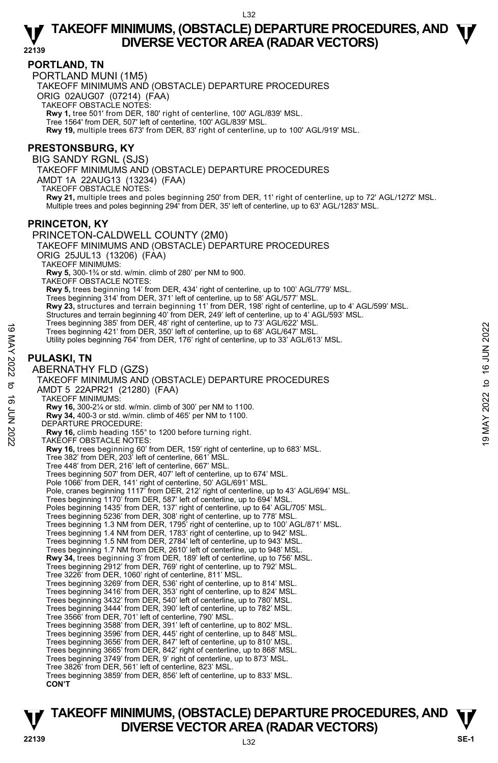## PORTLAND, TN

PORTLAND MUNI (1M5)

TAKEOFF MINIMUMS AND (OBSTACLE) DEPARTURE PROCEDURES

ORIG 02AUG07 (07214) (FAA)

TAKEOFF OBSTACLE NOTES:

**Rwy 1,** tree 501' from DER, 180' right of centerline, 100' AGL/839' MSL.
Tree 1564' from DER, 507' left of centerline, 100' AGL/839' MSL.
**Rwy 19,** multiple trees 673' from DER, 83' right of centerline, up to 100' AGL/919' MSL.

## PRESTONSBURG, KY

BIG SANDY RGNL (SJS)

TAKEOFF MINIMUMS AND (OBSTACLE) DEPARTURE PROCEDURES

AMDT 1A 22AUG13 (13234) (FAA)

TAKEOFF OBSTACLE NOTES:

**Rwy 21,** multiple trees and poles beginning 250' from DER, 11' right of centerline, up to 72' AGL/1272' MSL.
Multiple trees and poles beginning 294' from DER, 35' left of centerline, up to 63' AGL/1283' MSL.

## PRINCETON, KY

PRINCETON-CALDWELL COUNTY (2M0)

TAKEOFF MINIMUMS AND (OBSTACLE) DEPARTURE PROCEDURES

ORIG 25JUL13 (13206) (FAA)

TAKEOFF MINIMUMS:

**Rwy 5,** 300-1¾ or std. w/min. climb of 280' per NM to 900.

TAKEOFF OBSTACLE NOTES:

**Rwy 5,** trees beginning 14' from DER, 434' right of centerline, up to 100' AGL/779' MSL.
Trees beginning 314' from DER, 371' left of centerline, up to 58' AGL/577' MSL.
**Rwy 23,** structures and terrain beginning 11' from DER, 198' right of centerline, up to 4' AGL/599' MSL.
Structures and terrain beginning 40' from DER, 249' left of centerline, up to 4' AGL/593' MSL.
Trees beginning 385' from DER, 48' right of centerline, up to 73' AGL/622' MSL.
Trees beginning 421' from DER, 350' left of centerline, up to 68' AGL/647' MSL.
Utility poles beginning 764' from DER, 176' right of centerline, up to 33' AGL/613' MSL.

## PULASKI, TN

ABERNATHY FLD (GZS)

TAKEOFF MINIMUMS AND (OBSTACLE) DEPARTURE PROCEDURES

AMDT 5 22APR21 (21280) (FAA)

TAKEOFF MINIMUMS:

**Rwy 16,** 300-2¼ or std. w/min. climb of 300' per NM to 1100.
**Rwy 34,** 400-3 or std. w/min. climb of 465' per NM to 1100.

DEPARTURE PROCEDURE:

**Rwy 16,** climb heading 155° to 1200 before turning right.

TAKEOFF OBSTACLE NOTES:

**Rwy 16,** trees beginning 60' from DER, 159' right of centerline, up to 683' MSL.
Tree 382' from DER, 203' left of centerline, 661' MSL.
Tree 448' from DER, 216' left of centerline, 667' MSL.
Trees beginning 507' from DER, 407' left of centerline, up to 674' MSL.
Pole 1066' from DER, 141' right of centerline, 50' AGL/691' MSL.
Pole, cranes beginning 1117' from DER, 212' right of centerline, up to 43' AGL/694' MSL.
Trees beginning 1170' from DER, 587' left of centerline, up to 694' MSL.
Poles beginning 1435' from DER, 137' right of centerline, up to 64' AGL/705' MSL.
Trees beginning 5236' from DER, 308' right of centerline, up to 778' MSL.
Trees beginning 1.3 NM from DER, 1795' right of centerline, up to 100' AGL/871' MSL.
Trees beginning 1.4 NM from DER, 1783' right of centerline, up to 942' MSL.
Trees beginning 1.5 NM from DER, 2784' left of centerline, up to 943' MSL.
Trees beginning 1.7 NM from DER, 2610' left of centerline, up to 948' MSL.
**Rwy 34,** trees beginning 3' from DER, 189' left of centerline, up to 756' MSL.
Trees beginning 2912' from DER, 769' right of centerline, up to 792' MSL.
Tree 3226' from DER, 1060' right of centerline, 811' MSL.
Trees beginning 3269' from DER, 536' right of centerline, up to 814' MSL.
Trees beginning 3416' from DER, 353' right of centerline, up to 824' MSL.
Trees beginning 3432' from DER, 540' left of centerline, up to 780' MSL.
Trees beginning 3444' from DER, 390' left of centerline, up to 782' MSL.
Tree 3566' from DER, 701' left of centerline, 790' MSL.
Trees beginning 3588' from DER, 391' left of centerline, up to 802' MSL.
Trees beginning 3596' from DER, 445' right of centerline, up to 848' MSL.
Trees beginning 3656' from DER, 847' left of centerline, up to 810' MSL.
Trees beginning 3665' from DER, 842' right of centerline, up to 868' MSL.
Trees beginning 3749' from DER, 9' right of centerline, up to 873' MSL.
Tree 3826' from DER, 561' left of centerline, 823' MSL.
Trees beginning 3859' from DER, 856' left of centerline, up to 833' MSL.

**CON'T**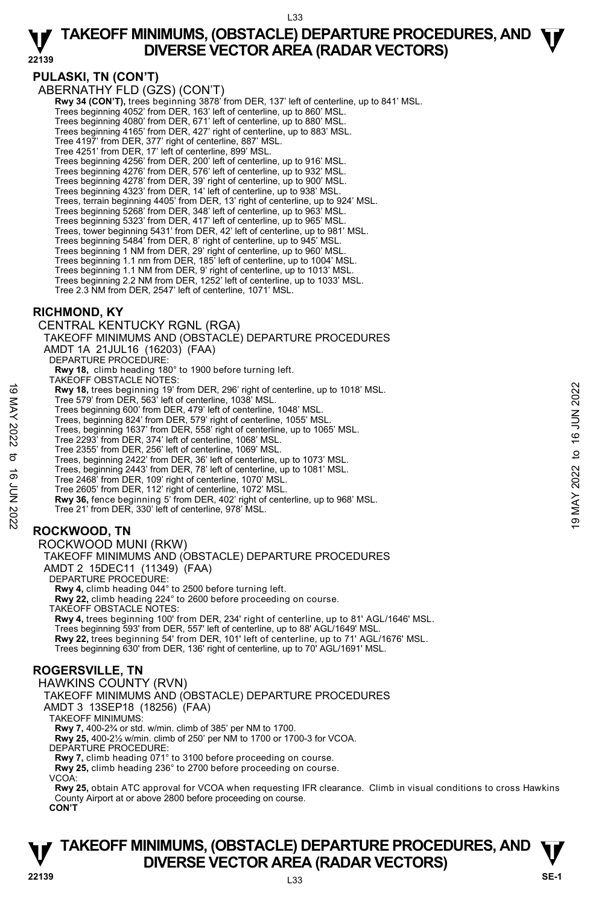## PULASKI, TN (CON'T)

ABERNATHY FLD (GZS) (CON'T)

**Rwy 34 (CON'T),** trees beginning 3878' from DER, 137' left of centerline, up to 841' MSL.
Trees beginning 4052' from DER, 163' left of centerline, up to 860' MSL.
Trees beginning 4080' from DER, 671' left of centerline, up to 880' MSL.
Trees beginning 4165' from DER, 427' right of centerline, up to 883' MSL.
Tree 4197' from DER, 377' right of centerline, 887' MSL.
Tree 4251' from DER, 17' left of centerline, 899' MSL.
Trees beginning 4256' from DER, 200' left of centerline, up to 916' MSL.
Trees beginning 4276' from DER, 576' left of centerline, up to 932' MSL.
Trees beginning 4278' from DER, 39' right of centerline, up to 900' MSL.
Trees beginning 4323' from DER, 14' left of centerline, up to 938' MSL.
Trees, terrain beginning 4405' from DER, 13' right of centerline, up to 924' MSL.
Trees beginning 5268' from DER, 348' left of centerline, up to 963' MSL.
Trees beginning 5323' from DER, 417' left of centerline, up to 965' MSL.
Trees, tower beginning 5431' from DER, 42' left of centerline, up to 981' MSL.
Trees beginning 5484' from DER, 8' right of centerline, up to 945' MSL.
Trees beginning 1 NM from DER, 29' right of centerline, up to 960' MSL.
Trees beginning 1.1 nm from DER, 185' left of centerline, up to 1004' MSL.
Trees beginning 1.1 NM from DER, 9' right of centerline, up to 1013' MSL.
Trees beginning 2.2 NM from DER, 1252' left of centerline, up to 1033' MSL.
Tree 2.3 NM from DER, 2547' left of centerline, 1071' MSL.

## RICHMOND, KY

CENTRAL KENTUCKY RGNL (RGA)
TAKEOFF MINIMUMS AND (OBSTACLE) DEPARTURE PROCEDURES
AMDT 1A 21JUL16 (16203) (FAA)
DEPARTURE PROCEDURE:
**Rwy 18,** climb heading 180° to 1900 before turning left.
TAKEOFF OBSTACLE NOTES:
**Rwy 18,** trees beginning 19' from DER, 296' right of centerline, up to 1018' MSL.
Tree 579' from DER, 563' left of centerline, 1038' MSL.
Trees beginning 600' from DER, 479' left of centerline, 1048' MSL.
Trees, beginning 824' from DER, 579' right of centerline, 1055' MSL.
Trees, beginning 1637' from DER, 558' right of centerline, up to 1065' MSL.
Tree 2293' from DER, 374' left of centerline, 1068' MSL.
Tree 2355' from DER, 256' left of centerline, 1069' MSL.
Trees, beginning 2422' from DER, 36' left of centerline, up to 1073' MSL.
Trees, beginning 2443' from DER, 78' left of centerline, up to 1081' MSL.
Tree 2468' from DER, 109' right of centerline, 1070' MSL.
Tree 2605' from DER, 112' right of centerline, 1072' MSL.
**Rwy 36,** fence beginning 5' from DER, 402' right of centerline, up to 968' MSL.
Tree 21' from DER, 330' left of centerline, 978' MSL.

## ROCKWOOD, TN

ROCKWOOD MUNI (RKW)
TAKEOFF MINIMUMS AND (OBSTACLE) DEPARTURE PROCEDURES
AMDT 2 15DEC11 (11349) (FAA)
DEPARTURE PROCEDURE:
**Rwy 4,** climb heading 044° to 2500 before turning left.
**Rwy 22,** climb heading 224° to 2600 before proceeding on course.
TAKEOFF OBSTACLE NOTES:
**Rwy 4,** trees beginning 100' from DER, 234' right of centerline, up to 81' AGL/1646' MSL.
Trees beginning 593' from DER, 557' left of centerline, up to 88' AGL/1649' MSL.
**Rwy 22,** trees beginning 54' from DER, 101' left of centerline, up to 71' AGL/1676' MSL.
Trees beginning 630' from DER, 136' right of centerline, up to 70' AGL/1691' MSL.

## ROGERSVILLE, TN

HAWKINS COUNTY (RVN)
TAKEOFF MINIMUMS AND (OBSTACLE) DEPARTURE PROCEDURES
AMDT 3 13SEP18 (18256) (FAA)
TAKEOFF MINIMUMS:
**Rwy 7,** 400-2¾ or std. w/min. climb of 385' per NM to 1700.
**Rwy 25,** 400-2½ w/min. climb of 250' per NM to 1700 or 1700-3 for VCOA.
DEPARTURE PROCEDURE:
**Rwy 7,** climb heading 071° to 3100 before proceeding on course.
**Rwy 25,** climb heading 236° to 2700 before proceeding on course.
VCOA:
**Rwy 25,** obtain ATC approval for VCOA when requesting IFR clearance. Climb in visual conditions to cross Hawkins County Airport at or above 2800 before proceeding on course.
**CON'T**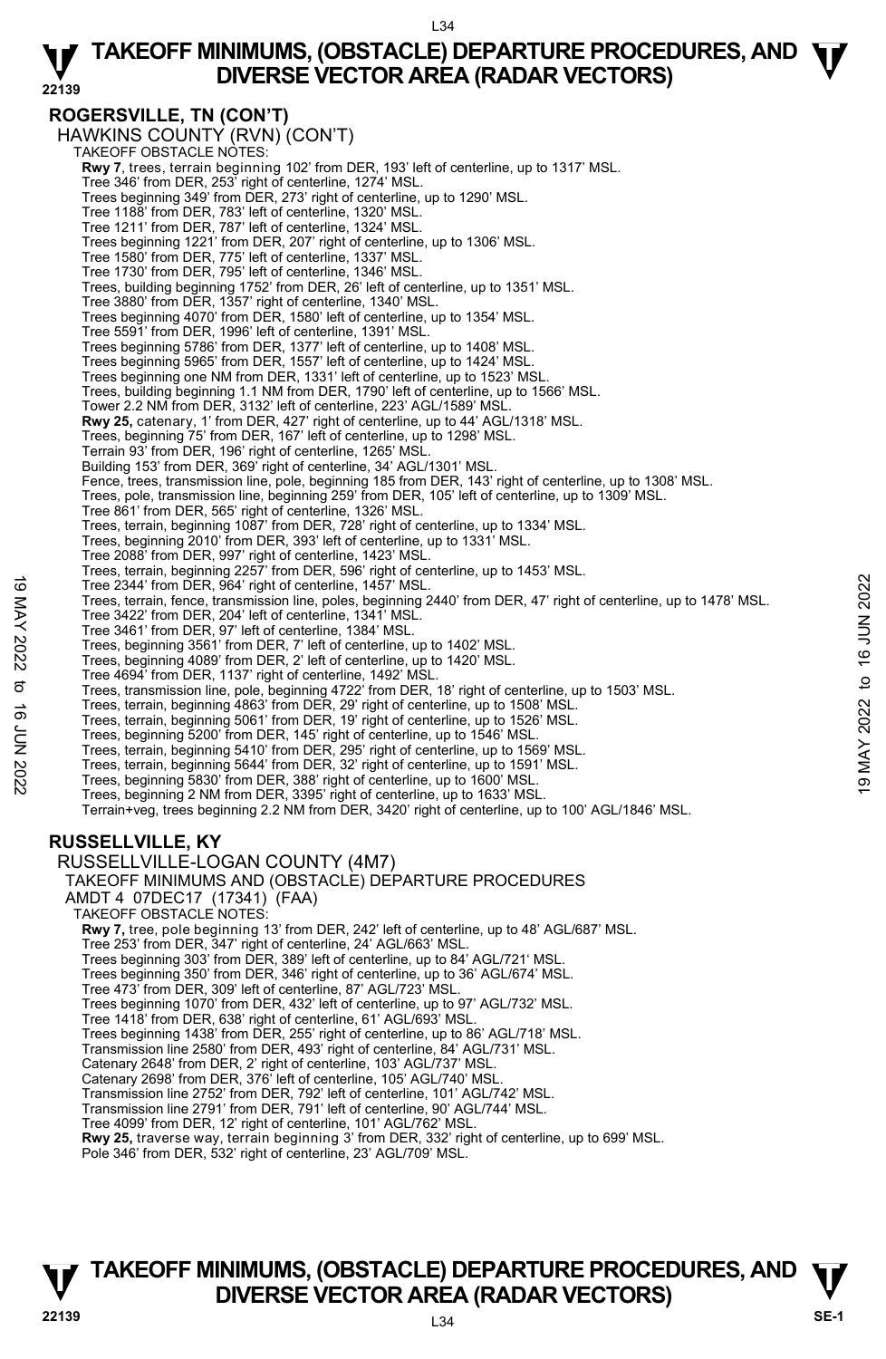## ROGERSVILLE, TN (CON'T)

HAWKINS COUNTY (RVN) (CON'T)

TAKEOFF OBSTACLE NOTES:

**Rwy 7**, trees, terrain beginning 102' from DER, 193' left of centerline, up to 1317' MSL.
Tree 346' from DER, 253' right of centerline, 1274' MSL.
Trees beginning 349' from DER, 273' right of centerline, up to 1290' MSL.
Tree 1188' from DER, 783' left of centerline, 1320' MSL.
Tree 1211' from DER, 787' left of centerline, 1324' MSL.
Trees beginning 1221' from DER, 207' right of centerline, up to 1306' MSL.
Tree 1580' from DER, 775' left of centerline, 1337' MSL.
Tree 1730' from DER, 795' left of centerline, 1346' MSL.
Trees, building beginning 1752' from DER, 26' left of centerline, up to 1351' MSL.
Tree 3880' from DER, 1357' right of centerline, 1340' MSL.
Trees beginning 4070' from DER, 1580' left of centerline, up to 1354' MSL.
Tree 5591' from DER, 1996' left of centerline, 1391' MSL.
Trees beginning 5786' from DER, 1377' left of centerline, up to 1408' MSL.
Trees beginning 5965' from DER, 1557' left of centerline, up to 1424' MSL.
Trees beginning one NM from DER, 1331' left of centerline, up to 1523' MSL.
Trees, building beginning 1.1 NM from DER, 1790' left of centerline, up to 1566' MSL.
Tower 2.2 NM from DER, 3132' left of centerline, 223' AGL/1589' MSL.

**Rwy 25,** catenary, 1' from DER, 427' right of centerline, up to 44' AGL/1318' MSL.
Trees, beginning 75' from DER, 167' left of centerline, up to 1298' MSL.
Terrain 93' from DER, 196' right of centerline, 1265' MSL.
Building 153' from DER, 369' right of centerline, 34' AGL/1301' MSL.
Fence, trees, transmission line, pole, beginning 185 from DER, 143' right of centerline, up to 1308' MSL.
Trees, pole, transmission line, beginning 259' from DER, 105' left of centerline, up to 1309' MSL.
Tree 861' from DER, 565' right of centerline, 1326' MSL.
Trees, terrain, beginning 1087' from DER, 728' right of centerline, up to 1334' MSL.
Trees, beginning 2010' from DER, 393' left of centerline, up to 1331' MSL.
Tree 2088' from DER, 997' right of centerline, 1423' MSL.
Trees, terrain, beginning 2257' from DER, 596' right of centerline, up to 1453' MSL.
Tree 2344' from DER, 964' right of centerline, 1457' MSL.
Trees, terrain, fence, transmission line, poles, beginning 2440' from DER, 47' right of centerline, up to 1478' MSL.
Tree 3422' from DER, 204' left of centerline, 1341' MSL.
Tree 3461' from DER, 97' left of centerline, 1384' MSL.
Trees, beginning 3561' from DER, 7' left of centerline, up to 1402' MSL.
Trees, beginning 4089' from DER, 2' left of centerline, up to 1420' MSL.
Tree 4694' from DER, 1137' right of centerline, 1492' MSL.
Trees, transmission line, pole, beginning 4722' from DER, 18' right of centerline, up to 1503' MSL.
Trees, terrain, beginning 4863' from DER, 29' right of centerline, up to 1508' MSL.
Trees, terrain, beginning 5061' from DER, 19' right of centerline, up to 1526' MSL.
Trees, beginning 5200' from DER, 145' right of centerline, up to 1546' MSL.
Trees, terrain, beginning 5410' from DER, 295' right of centerline, up to 1569' MSL.
Trees, terrain, beginning 5644' from DER, 32' right of centerline, up to 1591' MSL.
Trees, beginning 5830' from DER, 388' right of centerline, up to 1600' MSL.
Trees, beginning 2 NM from DER, 3395' right of centerline, up to 1633' MSL.
Terrain+veg, trees beginning 2.2 NM from DER, 3420' right of centerline, up to 100' AGL/1846' MSL.

## RUSSELLVILLE, KY

RUSSELLVILLE-LOGAN COUNTY (4M7)

TAKEOFF MINIMUMS AND (OBSTACLE) DEPARTURE PROCEDURES

AMDT 4 07DEC17 (17341) (FAA)

TAKEOFF OBSTACLE NOTES:

**Rwy 7,** tree, pole beginning 13' from DER, 242' left of centerline, up to 48' AGL/687' MSL.
Tree 253' from DER, 347' right of centerline, 24' AGL/663' MSL.
Trees beginning 303' from DER, 389' left of centerline, up to 84' AGL/721' MSL.
Trees beginning 350' from DER, 346' right of centerline, up to 36' AGL/674' MSL.
Tree 473' from DER, 309' left of centerline, 87' AGL/723' MSL.
Trees beginning 1070' from DER, 432' left of centerline, up to 97' AGL/732' MSL.
Tree 1418' from DER, 638' right of centerline, 61' AGL/693' MSL.
Trees beginning 1438' from DER, 255' right of centerline, up to 86' AGL/718' MSL.
Transmission line 2580' from DER, 493' right of centerline, 84' AGL/731' MSL.
Catenary 2648' from DER, 2' right of centerline, 103' AGL/737' MSL.
Catenary 2698' from DER, 376' left of centerline, 105' AGL/740' MSL.
Transmission line 2752' from DER, 792' left of centerline, 101' AGL/742' MSL.
Transmission line 2791' from DER, 791' left of centerline, 90' AGL/744' MSL.
Tree 4099' from DER, 12' right of centerline, 101' AGL/762' MSL.

**Rwy 25,** traverse way, terrain beginning 3' from DER, 332' right of centerline, up to 699' MSL.
Pole 346' from DER, 532' right of centerline, 23' AGL/709' MSL.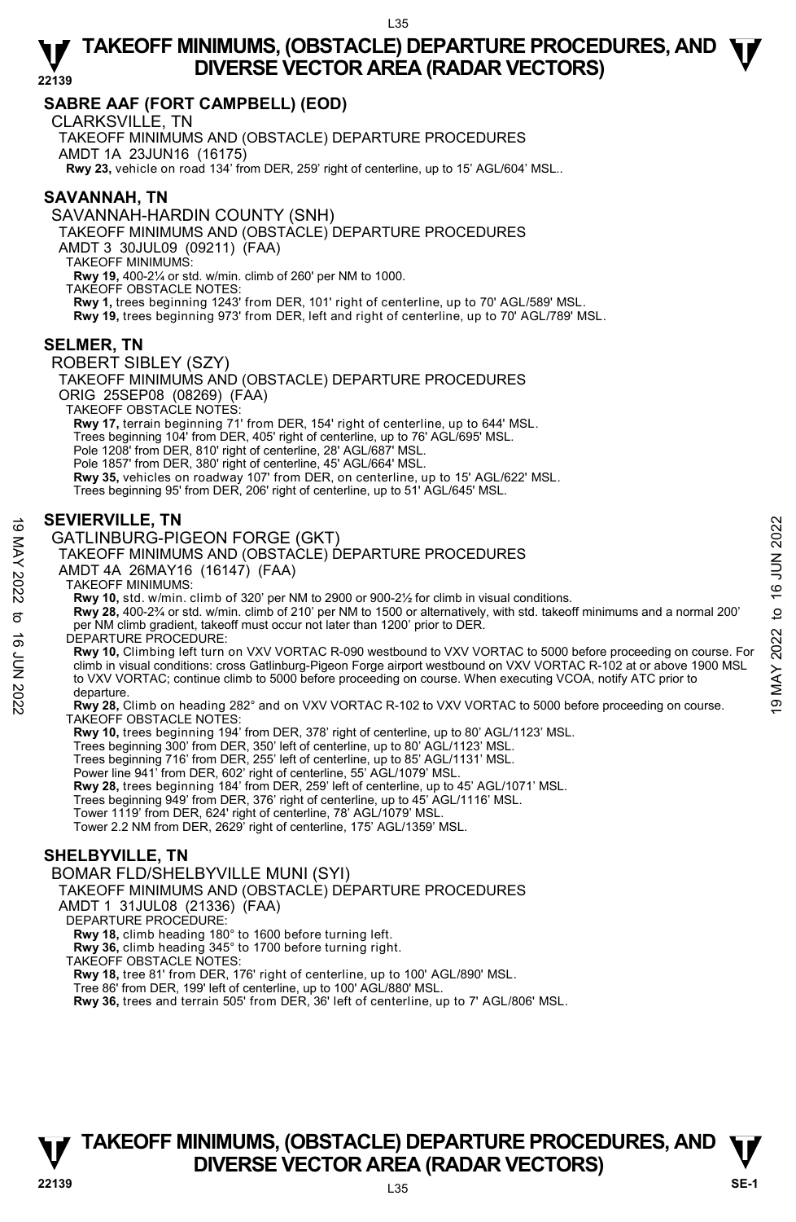## SABRE AAF (FORT CAMPBELL) (EOD)

CLARKSVILLE, TN

TAKEOFF MINIMUMS AND (OBSTACLE) DEPARTURE PROCEDURES

AMDT 1A 23JUN16 (16175)

**Rwy 23,** vehicle on road 134' from DER, 259' right of centerline, up to 15' AGL/604' MSL..

## SAVANNAH, TN

SAVANNAH-HARDIN COUNTY (SNH)

TAKEOFF MINIMUMS AND (OBSTACLE) DEPARTURE PROCEDURES

AMDT 3 30JUL09 (09211) (FAA)

TAKEOFF MINIMUMS:

**Rwy 19,** 400-2¼ or std. w/min. climb of 260' per NM to 1000.

TAKEOFF OBSTACLE NOTES:

**Rwy 1,** trees beginning 1243' from DER, 101' right of centerline, up to 70' AGL/589' MSL.

**Rwy 19,** trees beginning 973' from DER, left and right of centerline, up to 70' AGL/789' MSL.

## SELMER, TN

ROBERT SIBLEY (SZY)

TAKEOFF MINIMUMS AND (OBSTACLE) DEPARTURE PROCEDURES

ORIG 25SEP08 (08269) (FAA)

TAKEOFF OBSTACLE NOTES:

**Rwy 17,** terrain beginning 71' from DER, 154' right of centerline, up to 644' MSL.
Trees beginning 104' from DER, 405' right of centerline, up to 76' AGL/695' MSL.
Pole 1208' from DER, 810' right of centerline, 28' AGL/687' MSL.
Pole 1857' from DER, 380' right of centerline, 45' AGL/664' MSL.

**Rwy 35,** vehicles on roadway 107' from DER, on centerline, up to 15' AGL/622' MSL.
Trees beginning 95' from DER, 206' right of centerline, up to 51' AGL/645' MSL.

## SEVIERVILLE, TN

GATLINBURG-PIGEON FORGE (GKT)

TAKEOFF MINIMUMS AND (OBSTACLE) DEPARTURE PROCEDURES

AMDT 4A 26MAY16 (16147) (FAA)

TAKEOFF MINIMUMS:

**Rwy 10,** std. w/min. climb of 320' per NM to 2900 or 900-2½ for climb in visual conditions.

**Rwy 28,** 400-2¾ or std. w/min. climb of 210' per NM to 1500 or alternatively, with std. takeoff minimums and a normal 200' per NM climb gradient, takeoff must occur not later than 1200' prior to DER.

DEPARTURE PROCEDURE:

**Rwy 10,** Climbing left turn on VXV VORTAC R-090 westbound to VXV VORTAC to 5000 before proceeding on course. For climb in visual conditions: cross Gatlinburg-Pigeon Forge airport westbound on VXV VORTAC R-102 at or above 1900 MSL to VXV VORTAC; continue climb to 5000 before proceeding on course. When executing VCOA, notify ATC prior to departure.

**Rwy 28,** Climb on heading 282° and on VXV VORTAC R-102 to VXV VORTAC to 5000 before proceeding on course.

TAKEOFF OBSTACLE NOTES:

**Rwy 10,** trees beginning 194' from DER, 378' right of centerline, up to 80' AGL/1123' MSL.
Trees beginning 300' from DER, 350' left of centerline, up to 80' AGL/1123' MSL.
Trees beginning 716' from DER, 255' left of centerline, up to 85' AGL/1131' MSL.
Power line 941' from DER, 602' right of centerline, 55' AGL/1079' MSL.

**Rwy 28,** trees beginning 184' from DER, 259' left of centerline, up to 45' AGL/1071' MSL.
Trees beginning 949' from DER, 376' right of centerline, up to 45' AGL/1116' MSL.
Tower 1119' from DER, 624' right of centerline, 78' AGL/1079' MSL.
Tower 2.2 NM from DER, 2629' right of centerline, 175' AGL/1359' MSL.

## SHELBYVILLE, TN

BOMAR FLD/SHELBYVILLE MUNI (SYI)

TAKEOFF MINIMUMS AND (OBSTACLE) DEPARTURE PROCEDURES

AMDT 1 31JUL08 (21336) (FAA)

DEPARTURE PROCEDURE:

**Rwy 18,** climb heading 180° to 1600 before turning left.

**Rwy 36,** climb heading 345° to 1700 before turning right.

TAKEOFF OBSTACLE NOTES:

**Rwy 18,** tree 81' from DER, 176' right of centerline, up to 100' AGL/890' MSL.
Tree 86' from DER, 199' left of centerline, up to 100' AGL/880' MSL.

**Rwy 36,** trees and terrain 505' from DER, 36' left of centerline, up to 7' AGL/806' MSL.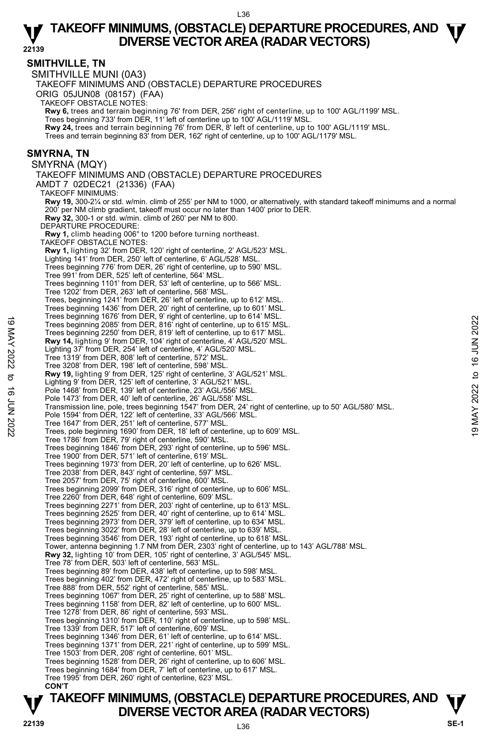## SMITHVILLE, TN

SMITHVILLE MUNI (0A3)

TAKEOFF MINIMUMS AND (OBSTACLE) DEPARTURE PROCEDURES

ORIG 05JUN08 (08157) (FAA)

TAKEOFF OBSTACLE NOTES:

**Rwy 6,** trees and terrain beginning 76' from DER, 256' right of centerline, up to 100' AGL/1199' MSL.
Trees beginning 733' from DER, 11' left of centerline up to 100' AGL/1119' MSL.
**Rwy 24,** trees and terrain beginning 76' from DER, 8' left of centerline, up to 100' AGL/1119' MSL.
Trees and terrain beginning 83' from DER, 162' right of centerline, up to 100' AGL/1179' MSL.

## SMYRNA, TN

SMYRNA (MQY)

TAKEOFF MINIMUMS AND (OBSTACLE) DEPARTURE PROCEDURES

AMDT 7 02DEC21 (21336) (FAA)

TAKEOFF MINIMUMS:

**Rwy 19,** 300-2¼ or std. w/min. climb of 255' per NM to 1000, or alternatively, with standard takeoff minimums and a normal 200' per NM climb gradient, takeoff must occur no later than 1400' prior to DER.
**Rwy 32,** 300-1 or std. w/min. climb of 260' per NM to 800.

DEPARTURE PROCEDURE:

**Rwy 1,** climb heading 006° to 1200 before turning northeast.

TAKEOFF OBSTACLE NOTES:

**Rwy 1,** lighting 32' from DER, 120' right of centerline, 2' AGL/523' MSL.
Lighting 141' from DER, 250' left of centerline, 6' AGL/528' MSL.
Trees beginning 776' from DER, 26' right of centerline, up to 590' MSL.
Tree 991' from DER, 525' left of centerline, 564' MSL.
Trees beginning 1101' from DER, 53' left of centerline, up to 566' MSL.
Tree 1202' from DER, 263' left of centerline, 568' MSL.
Trees, beginning 1241' from DER, 26' left of centerline, up to 612' MSL.
Trees beginning 1436' from DER, 20' right of centerline, up to 601' MSL.
Trees beginning 1676' from DER, 9' right of centerline, up to 614' MSL.
Trees beginning 2085' from DER, 816' right of centerline, up to 615' MSL.
Trees beginning 2250' from DER, 819' left of centerline, up to 617' MSL.
**Rwy 14,** lighting 9' from DER, 104' right of centerline, 4' AGL/520' MSL.
Lighting 37' from DER, 254' left of centerline, 4' AGL/520' MSL.
Tree 1319' from DER, 808' left of centerline, 572' MSL.
Tree 3208' from DER, 198' left of centerline, 598' MSL.
**Rwy 19,** lighting 9' from DER, 125' right of centerline, 3' AGL/521' MSL.
Lighting 9' from DER, 125' left of centerline, 3' AGL/521' MSL.
Pole 1468' from DER, 139' left of centerline, 23' AGL/556' MSL.
Pole 1473' from DER, 40' left of centerline, 26' AGL/558' MSL.
Transmission line, pole, trees beginning 1547' from DER, 24' right of centerline, up to 50' AGL/580' MSL.
Pole 1594' from DER, 122' left of centerline, 33' AGL/566' MSL.
Tree 1647' from DER, 251' left of centerline, 577' MSL.
Trees, pole beginning 1690' from DER, 18' left of centerline, up to 609' MSL.
Tree 1786' from DER, 79' right of centerline, 590' MSL.
Trees beginning 1846' from DER, 293' right of centerline, up to 596' MSL.
Tree 1900' from DER, 571' left of centerline, 619' MSL.
Trees beginning 1973' from DER, 20' left of centerline, up to 626' MSL.
Tree 2038' from DER, 843' right of centerline, 597' MSL.
Tree 2057' from DER, 75' right of centerline, 600' MSL.
Trees beginning 2099' from DER, 316' right of centerline, up to 606' MSL.
Tree 2260' from DER, 648' right of centerline, 609' MSL.
Trees beginning 2271' from DER, 203' right of centerline, up to 613' MSL.
Trees beginning 2525' from DER, 40' right of centerline, up to 614' MSL.
Trees beginning 2973' from DER, 379' left of centerline, up to 634' MSL.
Trees beginning 3022' from DER, 28' left of centerline, up to 639' MSL.
Trees beginning 3546' from DER, 193' right of centerline, up to 618' MSL.
Tower, antenna beginning 1.7 NM from DER, 2303' right of centerline, up to 143' AGL/788' MSL.
**Rwy 32,** lighting 10' from DER, 105' right of centerline, 3' AGL/545' MSL.
Tree 78' from DER, 503' left of centerline, 563' MSL.
Trees beginning 89' from DER, 438' left of centerline, up to 598' MSL.
Trees beginning 402' from DER, 472' right of centerline, up to 583' MSL.
Tree 888' from DER, 552' right of centerline, 585' MSL.
Trees beginning 1067' from DER, 25' right of centerline, up to 588' MSL.
Trees beginning 1158' from DER, 82' left of centerline, up to 600' MSL.
Tree 1278' from DER, 86' right of centerline, 593' MSL.
Trees beginning 1310' from DER, 110' right of centerline, up to 598' MSL.
Tree 1339' from DER, 517' left of centerline, 609' MSL.
Trees beginning 1346' from DER, 61' left of centerline, up to 614' MSL.
Trees beginning 1371' from DER, 221' right of centerline, up to 599' MSL.
Tree 1503' from DER, 208' right of centerline, 601' MSL.
Trees beginning 1528' from DER, 26' right of centerline, up to 606' MSL.
Trees beginning 1684' from DER, 7' left of centerline, up to 617' MSL.
Tree 1995' from DER, 260' right of centerline, 623' MSL.

**CON'T**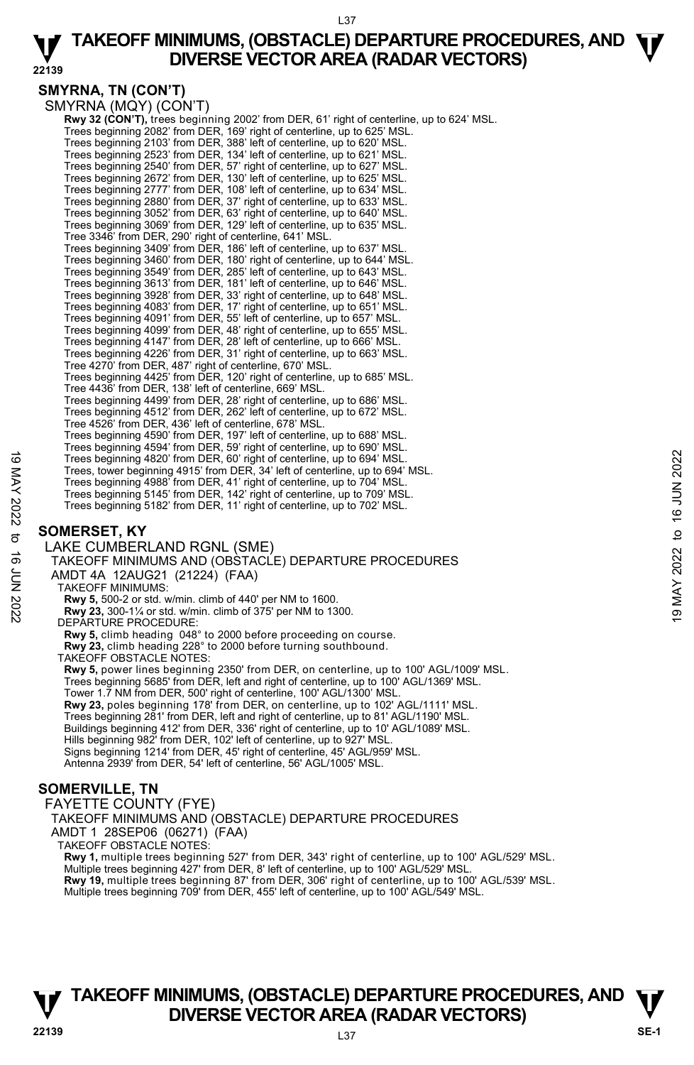## SMYRNA, TN (CON'T)

SMYRNA (MQY) (CON'T)

**Rwy 32 (CON'T),** trees beginning 2002' from DER, 61' right of centerline, up to 624' MSL.
Trees beginning 2082' from DER, 169' right of centerline, up to 625' MSL.
Trees beginning 2103' from DER, 388' left of centerline, up to 620' MSL.
Trees beginning 2523' from DER, 134' left of centerline, up to 621' MSL.
Trees beginning 2540' from DER, 57' right of centerline, up to 627' MSL.
Trees beginning 2672' from DER, 130' left of centerline, up to 625' MSL.
Trees beginning 2777' from DER, 108' left of centerline, up to 634' MSL.
Trees beginning 2880' from DER, 37' right of centerline, up to 633' MSL.
Trees beginning 3052' from DER, 63' right of centerline, up to 640' MSL.
Trees beginning 3069' from DER, 129' left of centerline, up to 635' MSL.
Tree 3346' from DER, 290' right of centerline, 641' MSL.
Trees beginning 3409' from DER, 186' left of centerline, up to 637' MSL.
Trees beginning 3460' from DER, 180' right of centerline, up to 644' MSL.
Trees beginning 3549' from DER, 285' left of centerline, up to 643' MSL.
Trees beginning 3613' from DER, 181' left of centerline, up to 646' MSL.
Trees beginning 3928' from DER, 33' right of centerline, up to 648' MSL.
Trees beginning 4083' from DER, 17' right of centerline, up to 651' MSL.
Trees beginning 4091' from DER, 55' left of centerline, up to 657' MSL.
Trees beginning 4099' from DER, 48' right of centerline, up to 655' MSL.
Trees beginning 4147' from DER, 28' left of centerline, up to 666' MSL.
Trees beginning 4226' from DER, 31' right of centerline, up to 663' MSL.
Tree 4270' from DER, 487' right of centerline, 670' MSL.
Trees beginning 4425' from DER, 120' right of centerline, up to 685' MSL.
Tree 4436' from DER, 138' left of centerline, 669' MSL.
Trees beginning 4499' from DER, 28' right of centerline, up to 686' MSL.
Trees beginning 4512' from DER, 262' left of centerline, up to 672' MSL.
Tree 4526' from DER, 436' left of centerline, 678' MSL.
Trees beginning 4590' from DER, 197' left of centerline, up to 688' MSL.
Trees beginning 4594' from DER, 59' right of centerline, up to 690' MSL.
Trees beginning 4820' from DER, 60' right of centerline, up to 694' MSL.
Trees, tower beginning 4915' from DER, 34' left of centerline, up to 694' MSL.
Trees beginning 4988' from DER, 41' right of centerline, up to 704' MSL.
Trees beginning 5145' from DER, 142' right of centerline, up to 709' MSL.
Trees beginning 5182' from DER, 11' right of centerline, up to 702' MSL.

## SOMERSET, KY

LAKE CUMBERLAND RGNL (SME)
TAKEOFF MINIMUMS AND (OBSTACLE) DEPARTURE PROCEDURES
AMDT 4A 12AUG21 (21224) (FAA)

TAKEOFF MINIMUMS:
**Rwy 5,** 500-2 or std. w/min. climb of 440' per NM to 1600.
**Rwy 23,** 300-1¼ or std. w/min. climb of 375' per NM to 1300.

DEPARTURE PROCEDURE:
**Rwy 5,** climb heading 048° to 2000 before proceeding on course.
**Rwy 23,** climb heading 228° to 2000 before turning southbound.

TAKEOFF OBSTACLE NOTES:
**Rwy 5,** power lines beginning 2350' from DER, on centerline, up to 100' AGL/1009' MSL.
Trees beginning 5685' from DER, left and right of centerline, up to 100' AGL/1369' MSL.
Tower 1.7 NM from DER, 500' right of centerline, 100' AGL/1300' MSL.
**Rwy 23,** poles beginning 178' from DER, on centerline, up to 102' AGL/1111' MSL.
Trees beginning 281' from DER, left and right of centerline, up to 81' AGL/1190' MSL.
Buildings beginning 412' from DER, 336' right of centerline, up to 10' AGL/1089' MSL.
Hills beginning 982' from DER, 102' left of centerline, up to 927' MSL.
Signs beginning 1214' from DER, 45' right of centerline, 45' AGL/959' MSL.
Antenna 2939' from DER, 54' left of centerline, 56' AGL/1005' MSL.

## SOMERVILLE, TN

FAYETTE COUNTY (FYE)
TAKEOFF MINIMUMS AND (OBSTACLE) DEPARTURE PROCEDURES
AMDT 1 28SEP06 (06271) (FAA)

TAKEOFF OBSTACLE NOTES:
**Rwy 1,** multiple trees beginning 527' from DER, 343' right of centerline, up to 100' AGL/529' MSL.
Multiple trees beginning 427' from DER, 8' left of centerline, up to 100' AGL/529' MSL.
**Rwy 19,** multiple trees beginning 87' from DER, 306' right of centerline, up to 100' AGL/539' MSL.
Multiple trees beginning 709' from DER, 455' left of centerline, up to 100' AGL/549' MSL.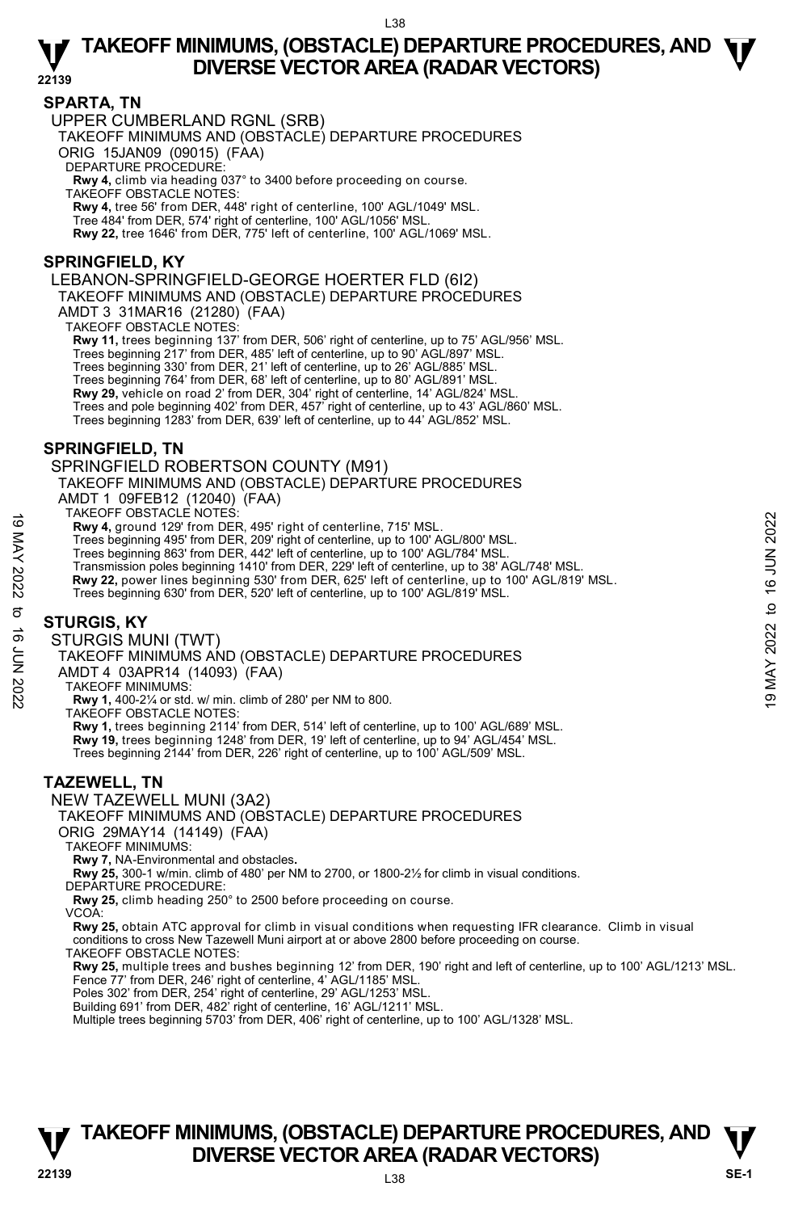## SPARTA, TN

UPPER CUMBERLAND RGNL (SRB)

TAKEOFF MINIMUMS AND (OBSTACLE) DEPARTURE PROCEDURES

ORIG 15JAN09 (09015) (FAA)

DEPARTURE PROCEDURE:

**Rwy 4,** climb via heading 037° to 3400 before proceeding on course.

TAKEOFF OBSTACLE NOTES:

**Rwy 4,** tree 56' from DER, 448' right of centerline, 100' AGL/1049' MSL.
Tree 484' from DER, 574' right of centerline, 100' AGL/1056' MSL.
**Rwy 22,** tree 1646' from DER, 775' left of centerline, 100' AGL/1069' MSL.

## SPRINGFIELD, KY

LEBANON-SPRINGFIELD-GEORGE HOERTER FLD (6I2)

TAKEOFF MINIMUMS AND (OBSTACLE) DEPARTURE PROCEDURES

AMDT 3 31MAR16 (21280) (FAA)

TAKEOFF OBSTACLE NOTES:

**Rwy 11,** trees beginning 137' from DER, 506' right of centerline, up to 75' AGL/956' MSL.
Trees beginning 217' from DER, 485' left of centerline, up to 90' AGL/897' MSL.
Trees beginning 330' from DER, 21' left of centerline, up to 26' AGL/885' MSL.
Trees beginning 764' from DER, 68' left of centerline, up to 80' AGL/891' MSL.
**Rwy 29,** vehicle on road 2' from DER, 304' right of centerline, 14' AGL/824' MSL.
Trees and pole beginning 402' from DER, 457' right of centerline, up to 43' AGL/860' MSL.
Trees beginning 1283' from DER, 639' left of centerline, up to 44' AGL/852' MSL.

## SPRINGFIELD, TN

SPRINGFIELD ROBERTSON COUNTY (M91)

TAKEOFF MINIMUMS AND (OBSTACLE) DEPARTURE PROCEDURES

AMDT 1 09FEB12 (12040) (FAA)

TAKEOFF OBSTACLE NOTES:

**Rwy 4,** ground 129' from DER, 495' right of centerline, 715' MSL.
Trees beginning 495' from DER, 209' right of centerline, up to 100' AGL/800' MSL.
Trees beginning 863' from DER, 442' left of centerline, up to 100' AGL/784' MSL.
Transmission poles beginning 1410' from DER, 229' left of centerline, up to 38' AGL/748' MSL.
**Rwy 22,** power lines beginning 530' from DER, 625' left of centerline, up to 100' AGL/819' MSL.
Trees beginning 630' from DER, 520' left of centerline, up to 100' AGL/819' MSL.

## STURGIS, KY

STURGIS MUNI (TWT)

TAKEOFF MINIMUMS AND (OBSTACLE) DEPARTURE PROCEDURES

AMDT 4 03APR14 (14093) (FAA)

TAKEOFF MINIMUMS:

**Rwy 1,** 400-2¼ or std. w/ min. climb of 280' per NM to 800.

TAKEOFF OBSTACLE NOTES:

**Rwy 1,** trees beginning 2114' from DER, 514' left of centerline, up to 100' AGL/689' MSL.
**Rwy 19,** trees beginning 1248' from DER, 19' left of centerline, up to 94' AGL/454' MSL.
Trees beginning 2144' from DER, 226' right of centerline, up to 100' AGL/509' MSL.

## TAZEWELL, TN

NEW TAZEWELL MUNI (3A2)

TAKEOFF MINIMUMS AND (OBSTACLE) DEPARTURE PROCEDURES

ORIG 29MAY14 (14149) (FAA)

TAKEOFF MINIMUMS:

**Rwy 7,** NA-Environmental and obstacles.
**Rwy 25,** 300-1 w/min. climb of 480' per NM to 2700, or 1800-2½ for climb in visual conditions.

DEPARTURE PROCEDURE:

**Rwy 25,** climb heading 250° to 2500 before proceeding on course.

VCOA:

**Rwy 25,** obtain ATC approval for climb in visual conditions when requesting IFR clearance. Climb in visual conditions to cross New Tazewell Muni airport at or above 2800 before proceeding on course.

TAKEOFF OBSTACLE NOTES:

**Rwy 25,** multiple trees and bushes beginning 12' from DER, 190' right and left of centerline, up to 100' AGL/1213' MSL.
Fence 77' from DER, 246' right of centerline, 4' AGL/1185' MSL.
Poles 302' from DER, 254' right of centerline, 29' AGL/1253' MSL.
Building 691' from DER, 482' right of centerline, 16' AGL/1211' MSL.
Multiple trees beginning 5703' from DER, 406' right of centerline, up to 100' AGL/1328' MSL.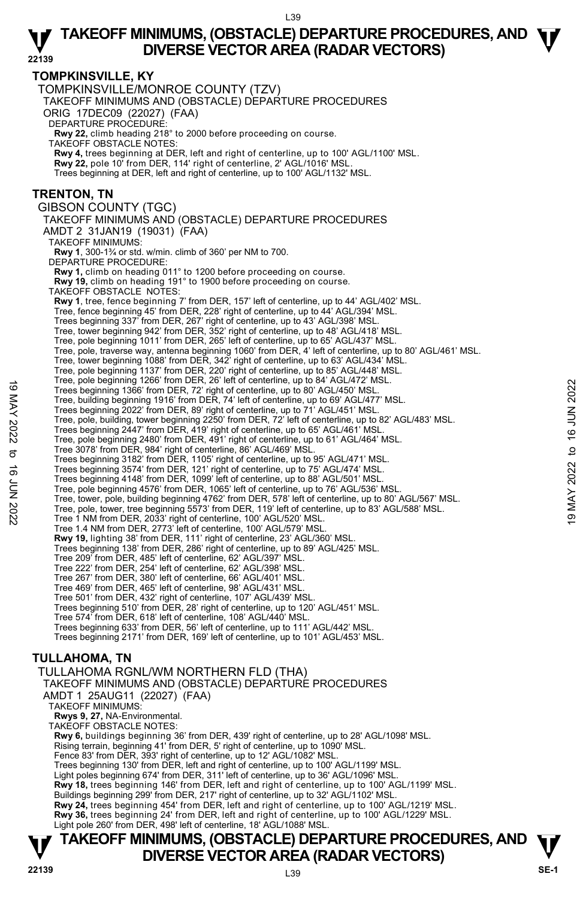## TOMPKINSVILLE, KY

TOMPKINSVILLE/MONROE COUNTY (TZV)
TAKEOFF MINIMUMS AND (OBSTACLE) DEPARTURE PROCEDURES
ORIG 17DEC09 (22027) (FAA)
DEPARTURE PROCEDURE:
**Rwy 22,** climb heading 218° to 2000 before proceeding on course.
TAKEOFF OBSTACLE NOTES:
**Rwy 4,** trees beginning at DER, left and right of centerline, up to 100' AGL/1100' MSL.
**Rwy 22,** pole 10' from DER, 114' right of centerline, 2' AGL/1016' MSL.
Trees beginning at DER, left and right of centerline, up to 100' AGL/1132' MSL.

## TRENTON, TN

GIBSON COUNTY (TGC)
TAKEOFF MINIMUMS AND (OBSTACLE) DEPARTURE PROCEDURES
AMDT 2 31JAN19 (19031) (FAA)
TAKEOFF MINIMUMS:
**Rwy 1**, 300-1¾ or std. w/min. climb of 360' per NM to 700.
DEPARTURE PROCEDURE:
**Rwy 1,** climb on heading 011° to 1200 before proceeding on course.
**Rwy 19,** climb on heading 191° to 1900 before proceeding on course.
TAKEOFF OBSTACLE NOTES:
**Rwy 1**, tree, fence beginning 7' from DER, 157' left of centerline, up to 44' AGL/402' MSL.
Tree, fence beginning 45' from DER, 228' right of centerline, up to 44' AGL/394' MSL.
Trees beginning 337' from DER, 267' right of centerline, up to 43' AGL/398' MSL.
Tree, tower beginning 942' from DER, 352' right of centerline, up to 48' AGL/418' MSL.
Tree, pole beginning 1011' from DER, 265' left of centerline, up to 65' AGL/437' MSL.
Tree, pole, traverse way, antenna beginning 1060' from DER, 4' left of centerline, up to 80' AGL/461' MSL.
Tree, tower beginning 1088' from DER, 342' right of centerline, up to 63' AGL/434' MSL.
Tree, pole beginning 1137' from DER, 220' right of centerline, up to 85' AGL/448' MSL.
Tree, pole beginning 1266' from DER, 26' left of centerline, up to 84' AGL/472' MSL.
Trees beginning 1366' from DER, 72' right of centerline, up to 80' AGL/450' MSL.
Trees, building beginning 1916' from DER, 74' left of centerline, up to 69' AGL/477' MSL.
Trees beginning 2022' from DER, 89' right of centerline, up to 71' AGL/451' MSL.
Tree, pole, building, tower beginning 2250' from DER, 72' left of centerline, up to 82' AGL/483' MSL.
Trees beginning 2447' from DER, 419' right of centerline, up to 65' AGL/461' MSL.
Tree, pole beginning 2480' from DER, 491' right of centerline, up to 61' AGL/464' MSL.
Tree 3078' from DER, 984' right of centerline, 86' AGL/469' MSL.
Trees beginning 3182' from DER, 1105' right of centerline, up to 95' AGL/471' MSL.
Trees beginning 3574' from DER, 121' right of centerline, up to 75' AGL/474' MSL.
Trees beginning 4148' from DER, 1099' left of centerline, up to 88' AGL/501' MSL.
Tree, pole beginning 4576' from DER, 1065' left of centerline, up to 76' AGL/536' MSL.
Tree, tower, pole, building beginning 4762' from DER, 578' left of centerline, up to 80' AGL/567' MSL.
Tree, pole, tower, tree beginning 5573' from DER, 119' left of centerline, up to 83' AGL/588' MSL.
Tree 1 NM from DER, 2033' right of centerline, 100' AGL/520' MSL.
Tree 1.4 NM from DER, 2773' left of centerline, 100' AGL/579' MSL.
**Rwy 19,** lighting 38' from DER, 111' right of centerline, 23' AGL/360' MSL.
Trees beginning 138' from DER, 286' right of centerline, up to 89' AGL/425' MSL.
Tree 209' from DER, 485' left of centerline, 62' AGL/397' MSL.
Tree 222' from DER, 254' left of centerline, 62' AGL/398' MSL.
Tree 267' from DER, 380' left of centerline, 66' AGL/401' MSL.
Tree 469' from DER, 465' left of centerline, 98' AGL/431' MSL.
Tree 501' from DER, 432' right of centerline, 107' AGL/439' MSL.
Trees beginning 510' from DER, 28' right of centerline, up to 120' AGL/451' MSL.
Tree 574' from DER, 618' left of centerline, 108' AGL/440' MSL.
Trees beginning 633' from DER, 56' left of centerline, up to 111' AGL/442' MSL.
Trees beginning 2171' from DER, 169' left of centerline, up to 101' AGL/453' MSL.

## TULLAHOMA, TN

TULLAHOMA RGNL/WM NORTHERN FLD (THA)
TAKEOFF MINIMUMS AND (OBSTACLE) DEPARTURE PROCEDURES
AMDT 1 25AUG11 (22027) (FAA)
TAKEOFF MINIMUMS:
**Rwys 9, 27,** NA-Environmental.
TAKEOFF OBSTACLE NOTES:
**Rwy 6,** buildings beginning 36' from DER, 439' right of centerline, up to 28' AGL/1098' MSL.
Rising terrain, beginning 41' from DER, 5' right of centerline, up to 1090' MSL.
Fence 83' from DER, 393' right of centerline, up to 12' AGL/1082' MSL.
Trees beginning 130' from DER, left and right of centerline, up to 100' AGL/1199' MSL.
Light poles beginning 674' from DER, 311' left of centerline, up to 36' AGL/1096' MSL.
**Rwy 18,** trees beginning 146' from DER, left and right of centerline, up to 100' AGL/1199' MSL.
Buildings beginning 299' from DER, 217' right of centerline, up to 32' AGL/1102' MSL.
**Rwy 24,** trees beginning 454' from DER, left and right of centerline, up to 100' AGL/1219' MSL.
**Rwy 36,** trees beginning 24' from DER, left and right of centerline, up to 100' AGL/1229' MSL.
Light pole 260' from DER, 498' left of centerline, 18' AGL/1088' MSL.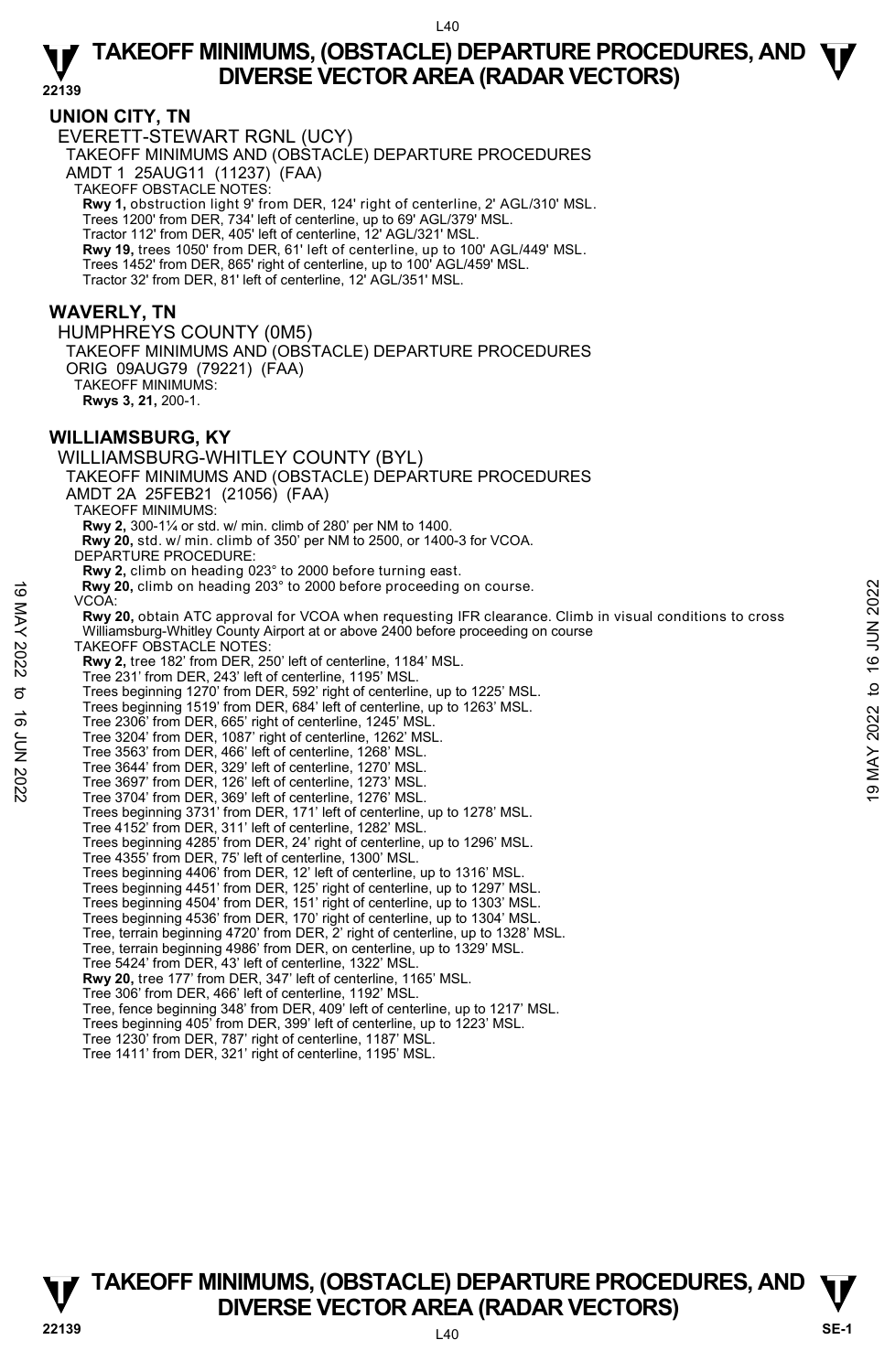## UNION CITY, TN

EVERETT-STEWART RGNL (UCY)

TAKEOFF MINIMUMS AND (OBSTACLE) DEPARTURE PROCEDURES

AMDT 1 25AUG11 (11237) (FAA)

TAKEOFF OBSTACLE NOTES:

**Rwy 1,** obstruction light 9' from DER, 124' right of centerline, 2' AGL/310' MSL.
Trees 1200' from DER, 734' left of centerline, up to 69' AGL/379' MSL.
Tractor 112' from DER, 405' left of centerline, 12' AGL/321' MSL.
**Rwy 19,** trees 1050' from DER, 61' left of centerline, up to 100' AGL/449' MSL.
Trees 1452' from DER, 865' right of centerline, up to 100' AGL/459' MSL.
Tractor 32' from DER, 81' left of centerline, 12' AGL/351' MSL.

## WAVERLY, TN

HUMPHREYS COUNTY (0M5)

TAKEOFF MINIMUMS AND (OBSTACLE) DEPARTURE PROCEDURES

ORIG 09AUG79 (79221) (FAA)

TAKEOFF MINIMUMS:

**Rwys 3, 21,** 200-1.

## WILLIAMSBURG, KY

WILLIAMSBURG-WHITLEY COUNTY (BYL)

TAKEOFF MINIMUMS AND (OBSTACLE) DEPARTURE PROCEDURES

AMDT 2A 25FEB21 (21056) (FAA)

TAKEOFF MINIMUMS:

**Rwy 2,** 300-1¼ or std. w/ min. climb of 280' per NM to 1400.
**Rwy 20,** std. w/ min. climb of 350' per NM to 2500, or 1400-3 for VCOA.

DEPARTURE PROCEDURE:

**Rwy 2,** climb on heading 023° to 2000 before turning east.
**Rwy 20,** climb on heading 203° to 2000 before proceeding on course.

VCOA:

**Rwy 20,** obtain ATC approval for VCOA when requesting IFR clearance. Climb in visual conditions to cross Williamsburg-Whitley County Airport at or above 2400 before proceeding on course

TAKEOFF OBSTACLE NOTES:

**Rwy 2,** tree 182' from DER, 250' left of centerline, 1184' MSL.
Tree 231' from DER, 243' left of centerline, 1195' MSL.
Trees beginning 1270' from DER, 592' right of centerline, up to 1225' MSL.
Trees beginning 1519' from DER, 684' left of centerline, up to 1263' MSL.
Tree 2306' from DER, 665' right of centerline, 1245' MSL.
Tree 3204' from DER, 1087' right of centerline, 1262' MSL.
Tree 3563' from DER, 466' left of centerline, 1268' MSL.
Tree 3644' from DER, 329' left of centerline, 1270' MSL.
Tree 3697' from DER, 126' left of centerline, 1273' MSL.
Tree 3704' from DER, 369' left of centerline, 1276' MSL.
Trees beginning 3731' from DER, 171' left of centerline, up to 1278' MSL.
Tree 4152' from DER, 311' left of centerline, 1282' MSL.
Trees beginning 4285' from DER, 24' right of centerline, up to 1296' MSL.
Tree 4355' from DER, 75' left of centerline, 1300' MSL.
Trees beginning 4406' from DER, 12' left of centerline, up to 1316' MSL.
Trees beginning 4451' from DER, 125' right of centerline, up to 1297' MSL.
Trees beginning 4504' from DER, 151' right of centerline, up to 1303' MSL.
Trees beginning 4536' from DER, 170' right of centerline, up to 1304' MSL.
Tree, terrain beginning 4720' from DER, 2' right of centerline, up to 1328' MSL.
Tree, terrain beginning 4986' from DER, on centerline, up to 1329' MSL.
Tree 5424' from DER, 43' left of centerline, 1322' MSL.
**Rwy 20,** tree 177' from DER, 347' left of centerline, 1165' MSL.
Tree 306' from DER, 466' left of centerline, 1192' MSL.
Tree, fence beginning 348' from DER, 409' left of centerline, up to 1217' MSL.
Trees beginning 405' from DER, 399' left of centerline, up to 1223' MSL.
Tree 1230' from DER, 787' right of centerline, 1187' MSL.
Tree 1411' from DER, 321' right of centerline, 1195' MSL.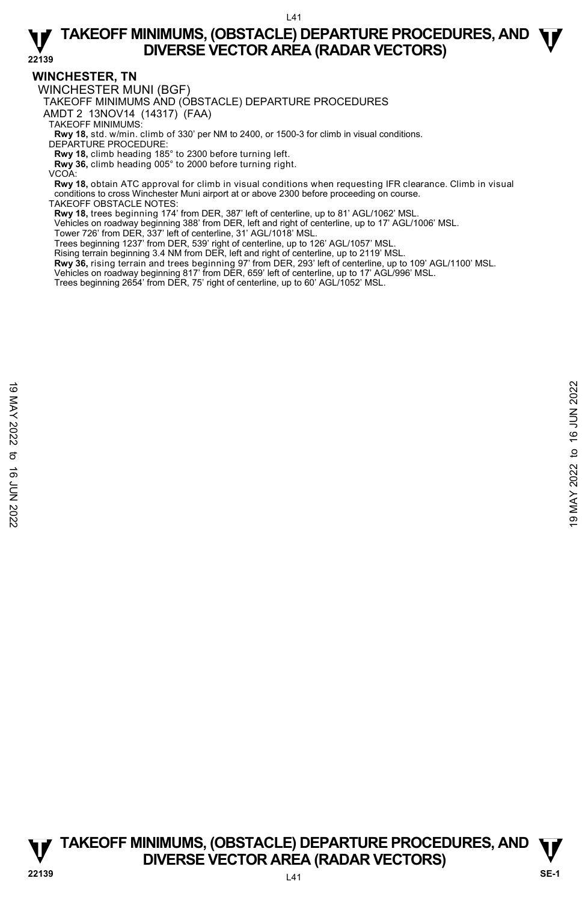# TAKEOFF MINIMUMS, (OBSTACLE) DEPARTURE PROCEDURES, AND DIVERSE VECTOR AREA (RADAR VECTORS)

## WINCHESTER, TN

WINCHESTER MUNI (BGF)

TAKEOFF MINIMUMS AND (OBSTACLE) DEPARTURE PROCEDURES

AMDT 2 13NOV14 (14317) (FAA)

TAKEOFF MINIMUMS:

**Rwy 18,** std. w/min. climb of 330' per NM to 2400, or 1500-3 for climb in visual conditions.

DEPARTURE PROCEDURE:

**Rwy 18,** climb heading 185° to 2300 before turning left.

**Rwy 36,** climb heading 005° to 2000 before turning right.

VCOA:

**Rwy 18,** obtain ATC approval for climb in visual conditions when requesting IFR clearance. Climb in visual conditions to cross Winchester Muni airport at or above 2300 before proceeding on course.

TAKEOFF OBSTACLE NOTES:

**Rwy 18,** trees beginning 174' from DER, 387' left of centerline, up to 81' AGL/1062' MSL.
Vehicles on roadway beginning 388' from DER, left and right of centerline, up to 17' AGL/1006' MSL.
Tower 726' from DER, 337' left of centerline, 31' AGL/1018' MSL.
Trees beginning 1237' from DER, 539' right of centerline, up to 126' AGL/1057' MSL.
Rising terrain beginning 3.4 NM from DER, left and right of centerline, up to 2119' MSL.

**Rwy 36,** rising terrain and trees beginning 97' from DER, 293' left of centerline, up to 109' AGL/1100' MSL.
Vehicles on roadway beginning 817' from DER, 659' left of centerline, up to 17' AGL/996' MSL.
Trees beginning 2654' from DER, 75' right of centerline, up to 60' AGL/1052' MSL.